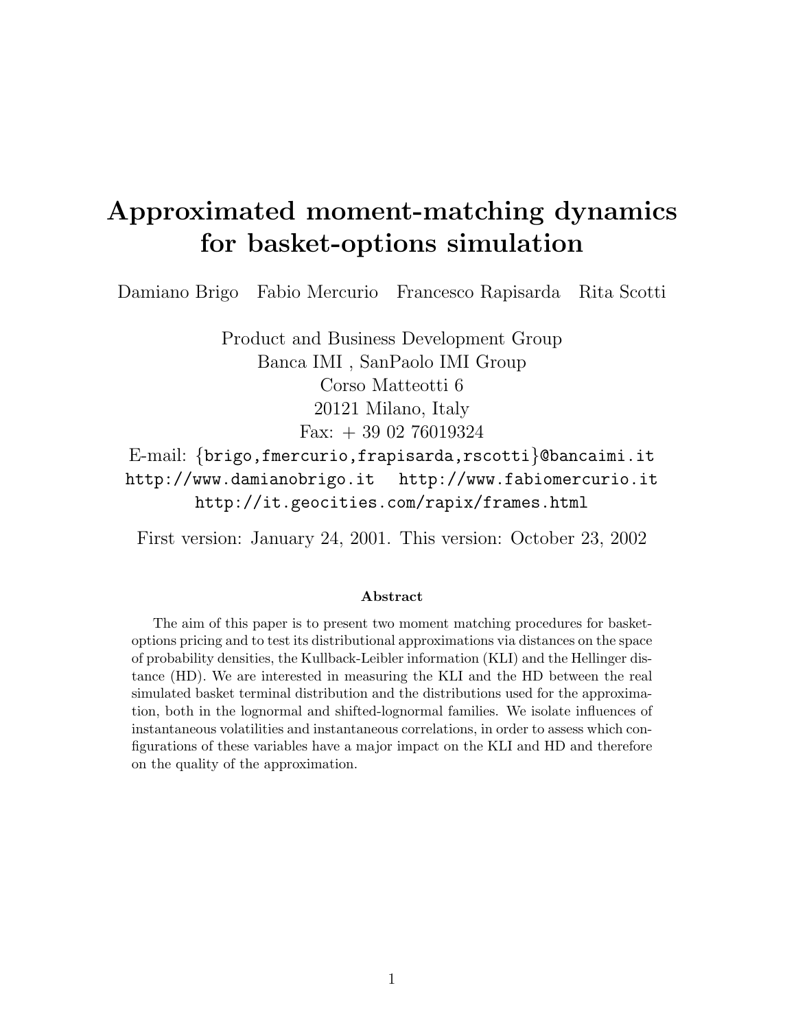# Approximated moment-matching dynamics for basket-options simulation

Damiano Brigo   Fabio Mercurio   Francesco Rapisarda   Rita Scotti

Product and Business Development Group
Banca IMI , SanPaolo IMI Group
Corso Matteotti 6
20121 Milano, Italy
Fax: + 39 02 76019324
E-mail: {brigo,fmercurio,frapisarda,rscotti}@bancaimi.it
http://www.damianobrigo.it   http://www.fabiomercurio.it
http://it.geocities.com/rapix/frames.html

First version: January 24, 2001. This version: October 23, 2002

### Abstract

The aim of this paper is to present two moment matching procedures for basket-options pricing and to test its distributional approximations via distances on the space of probability densities, the Kullback-Leibler information (KLI) and the Hellinger distance (HD). We are interested in measuring the KLI and the HD between the real simulated basket terminal distribution and the distributions used for the approximation, both in the lognormal and shifted-lognormal families. We isolate influences of instantaneous volatilities and instantaneous correlations, in order to assess which configurations of these variables have a major impact on the KLI and HD and therefore on the quality of the approximation.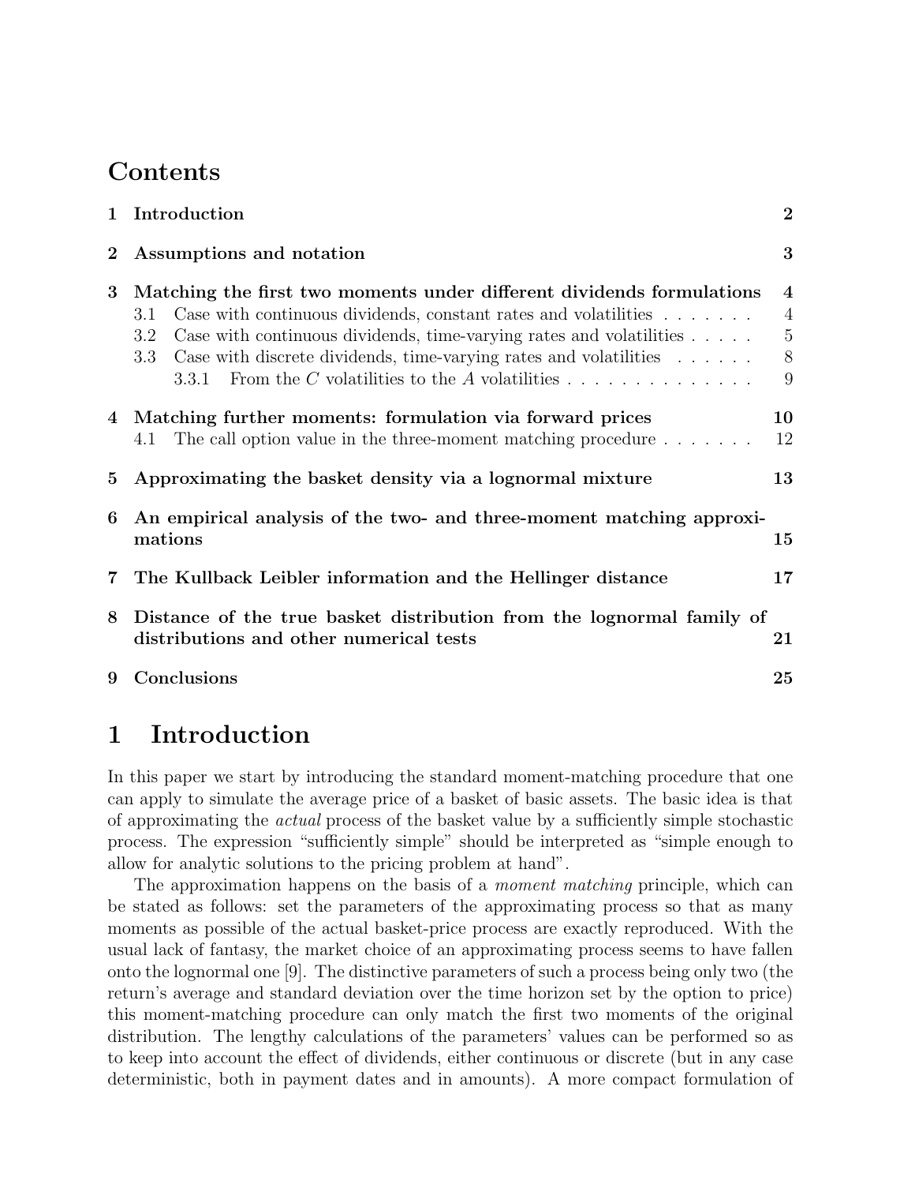# Contents

**1 Introduction** **2**

**2 Assumptions and notation** **3**

**3 Matching the first two moments under different dividends formulations** **4**
- 3.1 Case with continuous dividends, constant rates and volatilities . . . . . . . 4
- 3.2 Case with continuous dividends, time-varying rates and volatilities . . . . . 5
- 3.3 Case with discrete dividends, time-varying rates and volatilities . . . . . . 8
  - 3.3.1 From the $C$ volatilities to the $A$ volatilities . . . . . . . . . . . . . . 9

**4 Matching further moments: formulation via forward prices** **10**
- 4.1 The call option value in the three-moment matching procedure . . . . . . . 12

**5 Approximating the basket density via a lognormal mixture** **13**

**6 An empirical analysis of the two- and three-moment matching approximations** **15**

**7 The Kullback Leibler information and the Hellinger distance** **17**

**8 Distance of the true basket distribution from the lognormal family of distributions and other numerical tests** **21**

**9 Conclusions** **25**

# 1 Introduction

In this paper we start by introducing the standard moment-matching procedure that one can apply to simulate the average price of a basket of basic assets. The basic idea is that of approximating the *actual* process of the basket value by a sufficiently simple stochastic process. The expression "sufficiently simple" should be interpreted as "simple enough to allow for analytic solutions to the pricing problem at hand".

The approximation happens on the basis of a *moment matching* principle, which can be stated as follows: set the parameters of the approximating process so that as many moments as possible of the actual basket-price process are exactly reproduced. With the usual lack of fantasy, the market choice of an approximating process seems to have fallen onto the lognormal one [9]. The distinctive parameters of such a process being only two (the return's average and standard deviation over the time horizon set by the option to price) this moment-matching procedure can only match the first two moments of the original distribution. The lengthy calculations of the parameters' values can be performed so as to keep into account the effect of dividends, either continuous or discrete (but in any case deterministic, both in payment dates and in amounts). A more compact formulation of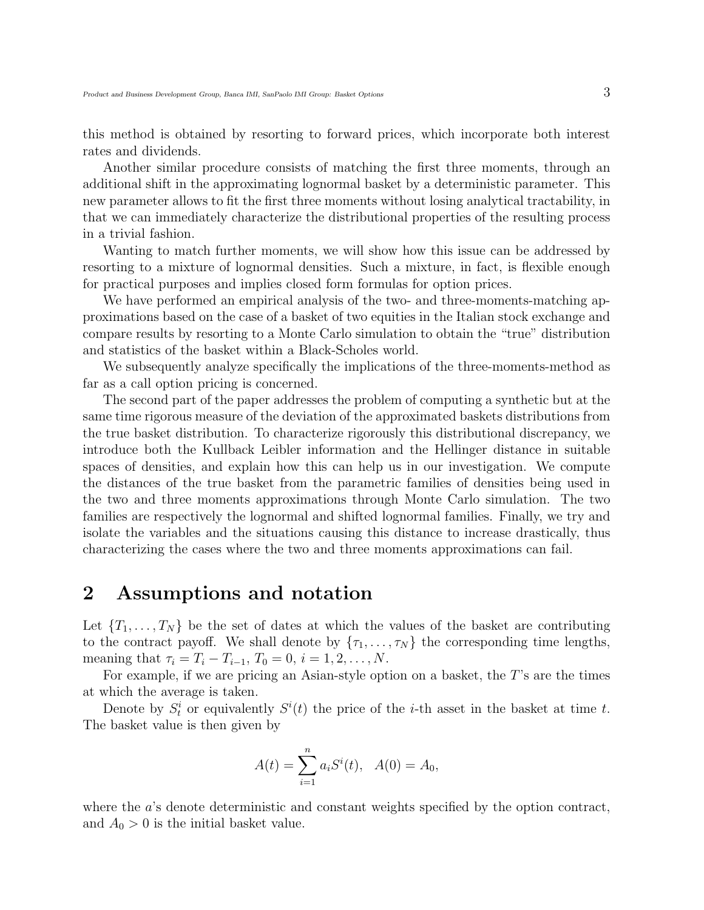this method is obtained by resorting to forward prices, which incorporate both interest rates and dividends.

Another similar procedure consists of matching the first three moments, through an additional shift in the approximating lognormal basket by a deterministic parameter. This new parameter allows to fit the first three moments without losing analytical tractability, in that we can immediately characterize the distributional properties of the resulting process in a trivial fashion.

Wanting to match further moments, we will show how this issue can be addressed by resorting to a mixture of lognormal densities. Such a mixture, in fact, is flexible enough for practical purposes and implies closed form formulas for option prices.

We have performed an empirical analysis of the two- and three-moments-matching approximations based on the case of a basket of two equities in the Italian stock exchange and compare results by resorting to a Monte Carlo simulation to obtain the "true" distribution and statistics of the basket within a Black-Scholes world.

We subsequently analyze specifically the implications of the three-moments-method as far as a call option pricing is concerned.

The second part of the paper addresses the problem of computing a synthetic but at the same time rigorous measure of the deviation of the approximated baskets distributions from the true basket distribution. To characterize rigorously this distributional discrepancy, we introduce both the Kullback Leibler information and the Hellinger distance in suitable spaces of densities, and explain how this can help us in our investigation. We compute the distances of the true basket from the parametric families of densities being used in the two and three moments approximations through Monte Carlo simulation. The two families are respectively the lognormal and shifted lognormal families. Finally, we try and isolate the variables and the situations causing this distance to increase drastically, thus characterizing the cases where the two and three moments approximations can fail.

# 2 Assumptions and notation

Let $\{T_1, \ldots, T_N\}$ be the set of dates at which the values of the basket are contributing to the contract payoff. We shall denote by $\{\tau_1, \ldots, \tau_N\}$ the corresponding time lengths, meaning that $\tau_i = T_i - T_{i-1}$, $T_0 = 0$, $i = 1, 2, \ldots, N$.

For example, if we are pricing an Asian-style option on a basket, the $T$'s are the times at which the average is taken.

Denote by $S^i_t$ or equivalently $S^i(t)$ the price of the $i$-th asset in the basket at time $t$. The basket value is then given by

$$A(t) = \sum_{i=1}^{n} a_i S^i(t), \quad A(0) = A_0,$$

where the $a$'s denote deterministic and constant weights specified by the option contract, and $A_0 > 0$ is the initial basket value.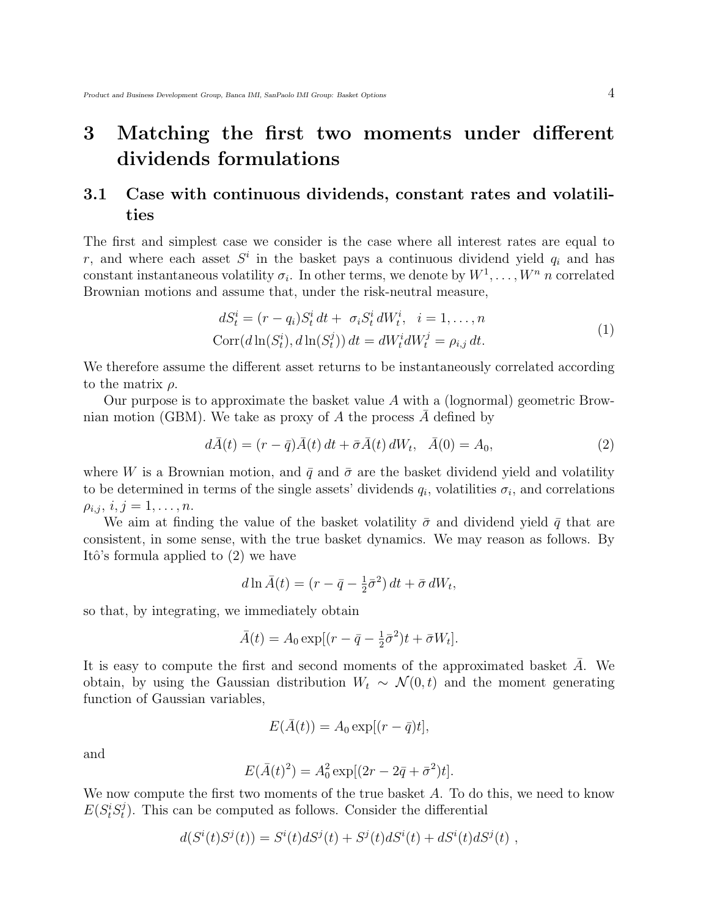# 3 Matching the first two moments under different dividends formulations

## 3.1 Case with continuous dividends, constant rates and volatilities

The first and simplest case we consider is the case where all interest rates are equal to $r$, and where each asset $S^i$ in the basket pays a continuous dividend yield $q_i$ and has constant instantaneous volatility $\sigma_i$. In other terms, we denote by $W^1, \ldots, W^n$ $n$ correlated Brownian motions and assume that, under the risk-neutral measure,

$$
\begin{aligned}
dS_t^i &= (r - q_i)S_t^i\, dt + \sigma_i S_t^i\, dW_t^i, \quad i = 1, \ldots, n \\
\mathrm{Corr}(d\ln(S_t^i), d\ln(S_t^j))\, dt &= dW_t^i dW_t^j = \rho_{i,j}\, dt.
\end{aligned}
\tag{1}
$$

We therefore assume the different asset returns to be instantaneously correlated according to the matrix $\rho$.

Our purpose is to approximate the basket value $A$ with a (lognormal) geometric Brownian motion (GBM). We take as proxy of $A$ the process $\bar{A}$ defined by

$$
d\bar{A}(t) = (r - \bar{q})\bar{A}(t)\, dt + \bar{\sigma}\bar{A}(t)\, dW_t, \quad \bar{A}(0) = A_0,
\tag{2}
$$

where $W$ is a Brownian motion, and $\bar{q}$ and $\bar{\sigma}$ are the basket dividend yield and volatility to be determined in terms of the single assets' dividends $q_i$, volatilities $\sigma_i$, and correlations $\rho_{i,j}$, $i, j = 1, \ldots, n$.

We aim at finding the value of the basket volatility $\bar{\sigma}$ and dividend yield $\bar{q}$ that are consistent, in some sense, with the true basket dynamics. We may reason as follows. By Itô's formula applied to (2) we have

$$
d\ln\bar{A}(t) = (r - \bar{q} - \tfrac{1}{2}\bar{\sigma}^2)\, dt + \bar{\sigma}\, dW_t,
$$

so that, by integrating, we immediately obtain

$$
\bar{A}(t) = A_0 \exp[(r - \bar{q} - \tfrac{1}{2}\bar{\sigma}^2)t + \bar{\sigma}W_t].
$$

It is easy to compute the first and second moments of the approximated basket $\bar{A}$. We obtain, by using the Gaussian distribution $W_t \sim \mathcal{N}(0, t)$ and the moment generating function of Gaussian variables,

$$
E(\bar{A}(t)) = A_0 \exp[(r - \bar{q})t],
$$

and

$$
E(\bar{A}(t)^2) = A_0^2 \exp[(2r - 2\bar{q} + \bar{\sigma}^2)t].
$$

We now compute the first two moments of the true basket $A$. To do this, we need to know $E(S_t^i S_t^j)$. This can be computed as follows. Consider the differential

$$
d(S^i(t)S^j(t)) = S^i(t)dS^j(t) + S^j(t)dS^i(t) + dS^i(t)dS^j(t)\ ,
$$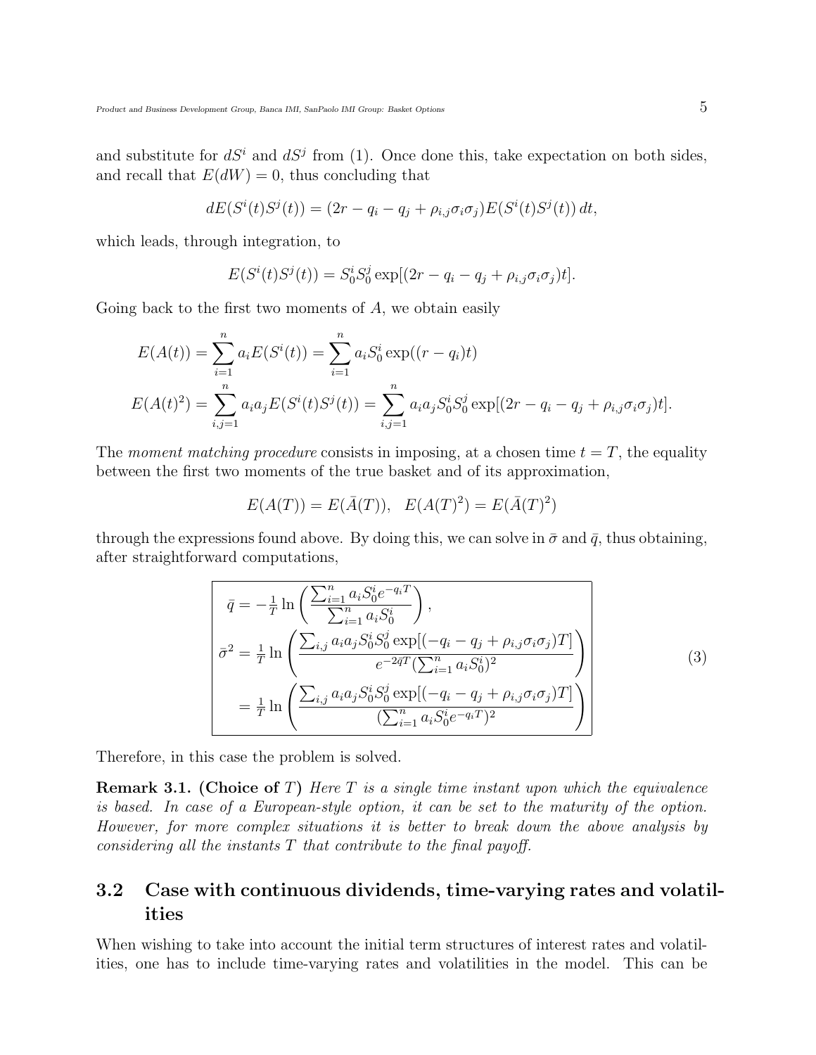and substitute for $dS^i$ and $dS^j$ from (1). Once done this, take expectation on both sides, and recall that $E(dW) = 0$, thus concluding that

$$dE(S^i(t)S^j(t)) = (2r - q_i - q_j + \rho_{i,j}\sigma_i\sigma_j)E(S^i(t)S^j(t))\,dt,$$

which leads, through integration, to

$$E(S^i(t)S^j(t)) = S_0^i S_0^j \exp[(2r - q_i - q_j + \rho_{i,j}\sigma_i\sigma_j)t].$$

Going back to the first two moments of $A$, we obtain easily

$$E(A(t)) = \sum_{i=1}^n a_i E(S^i(t)) = \sum_{i=1}^n a_i S_0^i \exp((r - q_i)t)$$

$$E(A(t)^2) = \sum_{i,j=1}^n a_i a_j E(S^i(t)S^j(t)) = \sum_{i,j=1}^n a_i a_j S_0^i S_0^j \exp[(2r - q_i - q_j + \rho_{i,j}\sigma_i\sigma_j)t].$$

The *moment matching procedure* consists in imposing, at a chosen time $t = T$, the equality between the first two moments of the true basket and of its approximation,

$$E(A(T)) = E(\bar{A}(T)), \quad E(A(T)^2) = E(\bar{A}(T)^2)$$

through the expressions found above. By doing this, we can solve in $\bar{\sigma}$ and $\bar{q}$, thus obtaining, after straightforward computations,

$$\boxed{\begin{aligned} \bar{q} &= -\tfrac{1}{T}\ln\left(\frac{\sum_{i=1}^n a_i S_0^i e^{-q_i T}}{\sum_{i=1}^n a_i S_0^i}\right), \\ \bar{\sigma}^2 &= \tfrac{1}{T}\ln\left(\frac{\sum_{i,j} a_i a_j S_0^i S_0^j \exp[(-q_i - q_j + \rho_{i,j}\sigma_i\sigma_j)T]}{e^{-2\bar{q}T}(\sum_{i=1}^n a_i S_0^i)^2}\right) \\ &= \tfrac{1}{T}\ln\left(\frac{\sum_{i,j} a_i a_j S_0^i S_0^j \exp[(-q_i - q_j + \rho_{i,j}\sigma_i\sigma_j)T]}{(\sum_{i=1}^n a_i S_0^i e^{-q_i T})^2}\right) \end{aligned}} \tag{3}$$

Therefore, in this case the problem is solved.

**Remark 3.1. (Choice of $T$)** *Here $T$ is a single time instant upon which the equivalence is based. In case of a European-style option, it can be set to the maturity of the option. However, for more complex situations it is better to break down the above analysis by considering all the instants $T$ that contribute to the final payoff.*

## 3.2 Case with continuous dividends, time-varying rates and volatilities

When wishing to take into account the initial term structures of interest rates and volatilities, one has to include time-varying rates and volatilities in the model. This can be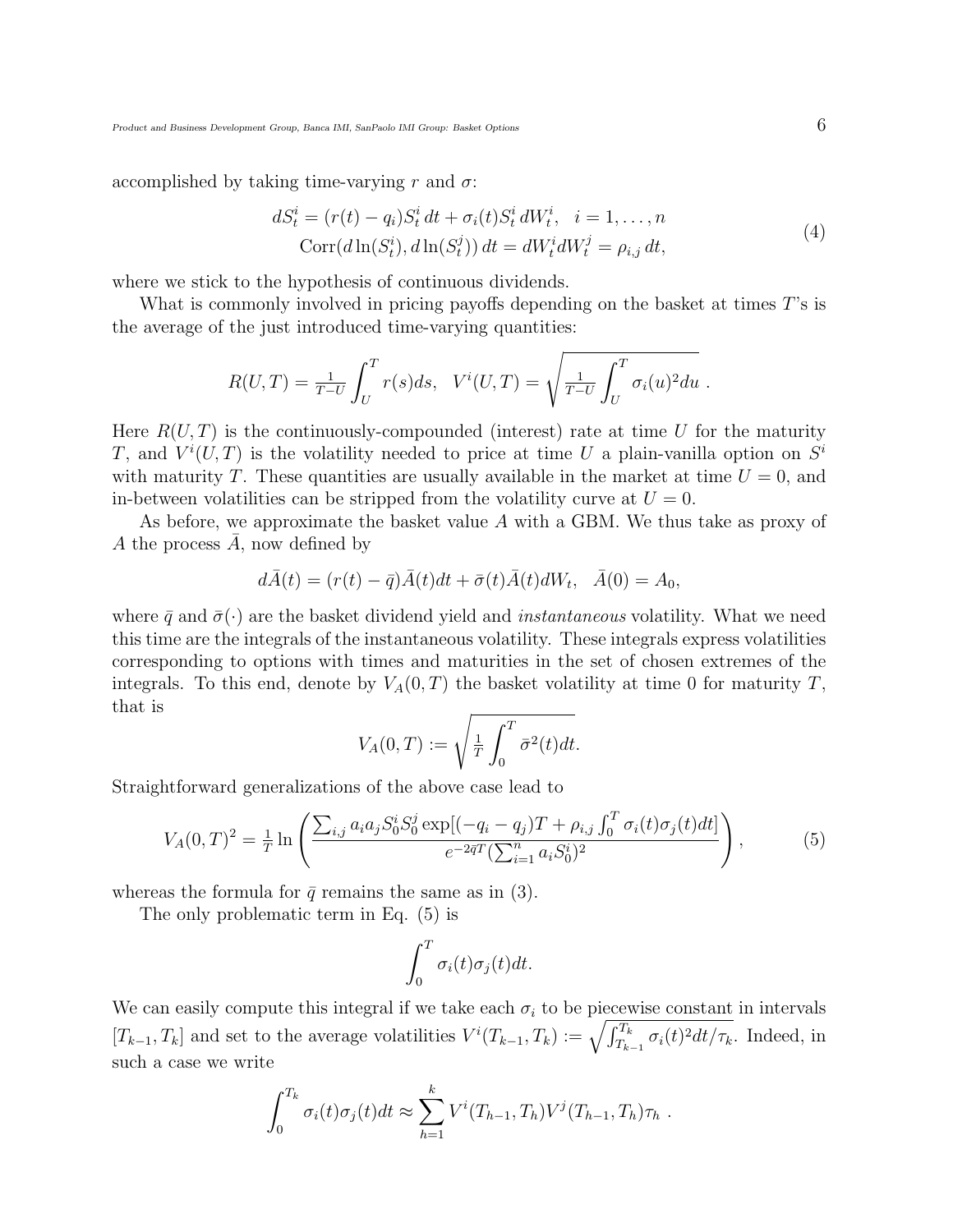accomplished by taking time-varying $r$ and $\sigma$:

$$
\begin{aligned}
dS_t^i &= (r(t) - q_i) S_t^i \, dt + \sigma_i(t) S_t^i \, dW_t^i, \quad i = 1, \ldots, n \\
\mathrm{Corr}(d\ln(S_t^i), d\ln(S_t^j)) \, dt &= dW_t^i dW_t^j = \rho_{i,j} \, dt,
\end{aligned}
\tag{4}
$$

where we stick to the hypothesis of continuous dividends.

What is commonly involved in pricing payoffs depending on the basket at times $T$'s is the average of the just introduced time-varying quantities:

$$
R(U,T) = \tfrac{1}{T-U} \int_U^T r(s) ds, \quad V^i(U,T) = \sqrt{\tfrac{1}{T-U} \int_U^T \sigma_i(u)^2 du} \; .
$$

Here $R(U,T)$ is the continuously-compounded (interest) rate at time $U$ for the maturity $T$, and $V^i(U,T)$ is the volatility needed to price at time $U$ a plain-vanilla option on $S^i$ with maturity $T$. These quantities are usually available in the market at time $U = 0$, and in-between volatilities can be stripped from the volatility curve at $U = 0$.

As before, we approximate the basket value $A$ with a GBM. We thus take as proxy of $A$ the process $\bar{A}$, now defined by

$$
d\bar{A}(t) = (r(t) - \bar{q}) \bar{A}(t) dt + \bar{\sigma}(t) \bar{A}(t) dW_t, \quad \bar{A}(0) = A_0,
$$

where $\bar{q}$ and $\bar{\sigma}(\cdot)$ are the basket dividend yield and *instantaneous* volatility. What we need this time are the integrals of the instantaneous volatility. These integrals express volatilities corresponding to options with times and maturities in the set of chosen extremes of the integrals. To this end, denote by $V_A(0,T)$ the basket volatility at time 0 for maturity $T$, that is

$$
V_A(0,T) := \sqrt{\tfrac{1}{T} \int_0^T \bar{\sigma}^2(t) dt}.
$$

Straightforward generalizations of the above case lead to

$$
V_A(0,T)^2 = \tfrac{1}{T} \ln \left( \frac{\sum_{i,j} a_i a_j S_0^i S_0^j \exp[(-q_i - q_j)T + \rho_{i,j} \int_0^T \sigma_i(t) \sigma_j(t) dt]}{e^{-2\bar{q}T} (\sum_{i=1}^n a_i S_0^i)^2} \right),
\tag{5}
$$

whereas the formula for $\bar{q}$ remains the same as in (3).

The only problematic term in Eq. (5) is

$$
\int_0^T \sigma_i(t) \sigma_j(t) dt.
$$

We can easily compute this integral if we take each $\sigma_i$ to be piecewise constant in intervals $[T_{k-1}, T_k]$ and set to the average volatilities $V^i(T_{k-1}, T_k) := \sqrt{\int_{T_{k-1}}^{T_k} \sigma_i(t)^2 dt / \tau_k}$. Indeed, in such a case we write

$$
\int_0^{T_k} \sigma_i(t) \sigma_j(t) dt \approx \sum_{h=1}^{k} V^i(T_{h-1}, T_h) V^j(T_{h-1}, T_h) \tau_h \; .
$$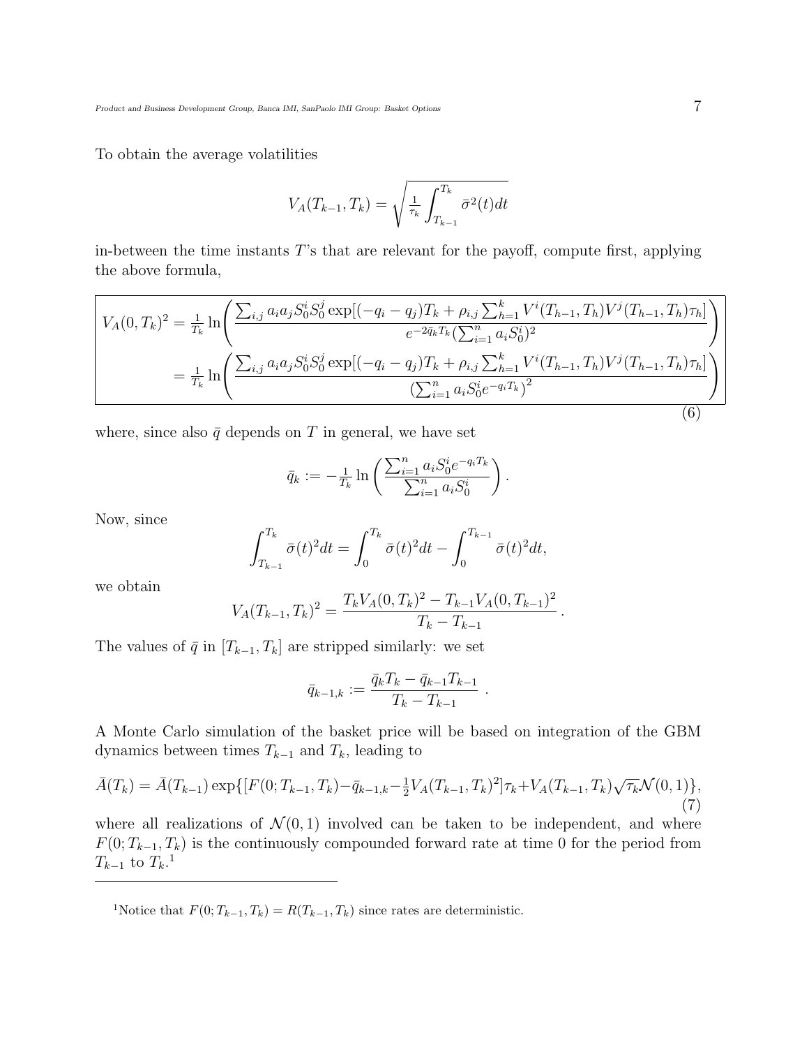To obtain the average volatilities

$$V_A(T_{k-1}, T_k) = \sqrt{\tfrac{1}{\tau_k} \int_{T_{k-1}}^{T_k} \bar{\sigma}^2(t) dt}$$

in-between the time instants $T$'s that are relevant for the payoff, compute first, applying the above formula,

$$\boxed{\begin{aligned} V_A(0,T_k)^2 &= \tfrac{1}{T_k} \ln\left( \frac{\sum_{i,j} a_i a_j S_0^i S_0^j \exp[(-q_i - q_j)T_k + \rho_{i,j} \sum_{h=1}^{k} V^i(T_{h-1},T_h) V^j(T_{h-1},T_h)\tau_h]}{e^{-2\bar{q}_k T_k}(\sum_{i=1}^n a_i S_0^i)^2} \right) \\ &= \tfrac{1}{T_k} \ln\left( \frac{\sum_{i,j} a_i a_j S_0^i S_0^j \exp[(-q_i - q_j)T_k + \rho_{i,j} \sum_{h=1}^{k} V^i(T_{h-1},T_h) V^j(T_{h-1},T_h)\tau_h]}{\left(\sum_{i=1}^n a_i S_0^i e^{-q_i T_k}\right)^2} \right) \end{aligned}} \tag{6}$$

where, since also $\bar{q}$ depends on $T$ in general, we have set

$$\bar{q}_k := -\tfrac{1}{T_k} \ln\left( \frac{\sum_{i=1}^n a_i S_0^i e^{-q_i T_k}}{\sum_{i=1}^n a_i S_0^i} \right).$$

Now, since

$$\int_{T_{k-1}}^{T_k} \bar{\sigma}(t)^2 dt = \int_0^{T_k} \bar{\sigma}(t)^2 dt - \int_0^{T_{k-1}} \bar{\sigma}(t)^2 dt,$$

we obtain

$$V_A(T_{k-1}, T_k)^2 = \frac{T_k V_A(0,T_k)^2 - T_{k-1} V_A(0,T_{k-1})^2}{T_k - T_{k-1}}.$$

The values of $\bar{q}$ in $[T_{k-1}, T_k]$ are stripped similarly: we set

$$\bar{q}_{k-1,k} := \frac{\bar{q}_k T_k - \bar{q}_{k-1} T_{k-1}}{T_k - T_{k-1}}.$$

A Monte Carlo simulation of the basket price will be based on integration of the GBM dynamics between times $T_{k-1}$ and $T_k$, leading to

$$\bar{A}(T_k) = \bar{A}(T_{k-1}) \exp\{[F(0;T_{k-1},T_k) - \bar{q}_{k-1,k} - \tfrac{1}{2} V_A(T_{k-1},T_k)^2]\tau_k + V_A(T_{k-1},T_k)\sqrt{\tau_k}\mathcal{N}(0,1)\}, \tag{7}$$

where all realizations of $\mathcal{N}(0,1)$ involved can be taken to be independent, and where $F(0; T_{k-1}, T_k)$ is the continuously compounded forward rate at time 0 for the period from $T_{k-1}$ to $T_k$.[1]

[1] Notice that $F(0; T_{k-1}, T_k) = R(T_{k-1}, T_k)$ since rates are deterministic.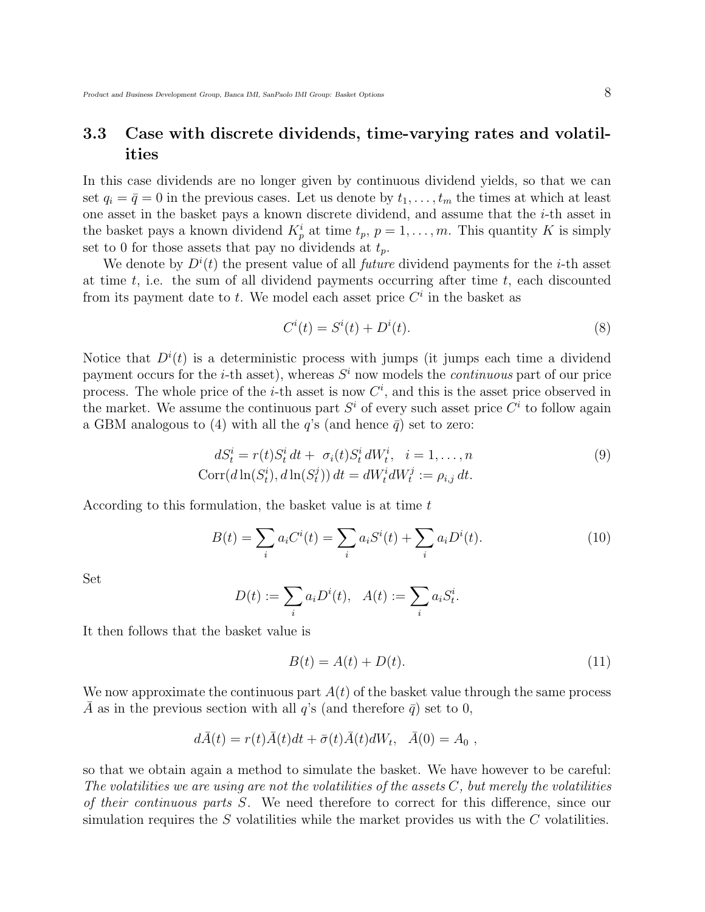### 3.3 Case with discrete dividends, time-varying rates and volatilities

In this case dividends are no longer given by continuous dividend yields, so that we can set $q_i = \bar{q} = 0$ in the previous cases. Let us denote by $t_1, \ldots, t_m$ the times at which at least one asset in the basket pays a known discrete dividend, and assume that the $i$-th asset in the basket pays a known dividend $K_p^i$ at time $t_p$, $p = 1, \ldots, m$. This quantity $K$ is simply set to 0 for those assets that pay no dividends at $t_p$.

We denote by $D^i(t)$ the present value of all *future* dividend payments for the $i$-th asset at time $t$, i.e. the sum of all dividend payments occurring after time $t$, each discounted from its payment date to $t$. We model each asset price $C^i$ in the basket as

$$C^i(t) = S^i(t) + D^i(t). \tag{8}$$

Notice that $D^i(t)$ is a deterministic process with jumps (it jumps each time a dividend payment occurs for the $i$-th asset), whereas $S^i$ now models the *continuous* part of our price process. The whole price of the $i$-th asset is now $C^i$, and this is the asset price observed in the market. We assume the continuous part $S^i$ of every such asset price $C^i$ to follow again a GBM analogous to (4) with all the $q$'s (and hence $\bar{q}$) set to zero:

$$\begin{aligned} dS_t^i &= r(t)S_t^i\,dt + \sigma_i(t)S_t^i\,dW_t^i, \quad i = 1, \ldots, n \\ \mathrm{Corr}(d\ln(S_t^i), d\ln(S_t^j))\,dt &= dW_t^i dW_t^j := \rho_{i,j}\,dt. \end{aligned} \tag{9}$$

According to this formulation, the basket value is at time $t$

$$B(t) = \sum_i a_i C^i(t) = \sum_i a_i S^i(t) + \sum_i a_i D^i(t). \tag{10}$$

Set

$$D(t) := \sum_i a_i D^i(t), \quad A(t) := \sum_i a_i S_t^i.$$

It then follows that the basket value is

$$B(t) = A(t) + D(t). \tag{11}$$

We now approximate the continuous part $A(t)$ of the basket value through the same process $\bar{A}$ as in the previous section with all $q$'s (and therefore $\bar{q}$) set to 0,

$$d\bar{A}(t) = r(t)\bar{A}(t)dt + \bar{\sigma}(t)\bar{A}(t)dW_t, \quad \bar{A}(0) = A_0\ ,$$

so that we obtain again a method to simulate the basket. We have however to be careful: *The volatilities we are using are not the volatilities of the assets $C$, but merely the volatilities of their continuous parts $S$.* We need therefore to correct for this difference, since our simulation requires the $S$ volatilities while the market provides us with the $C$ volatilities.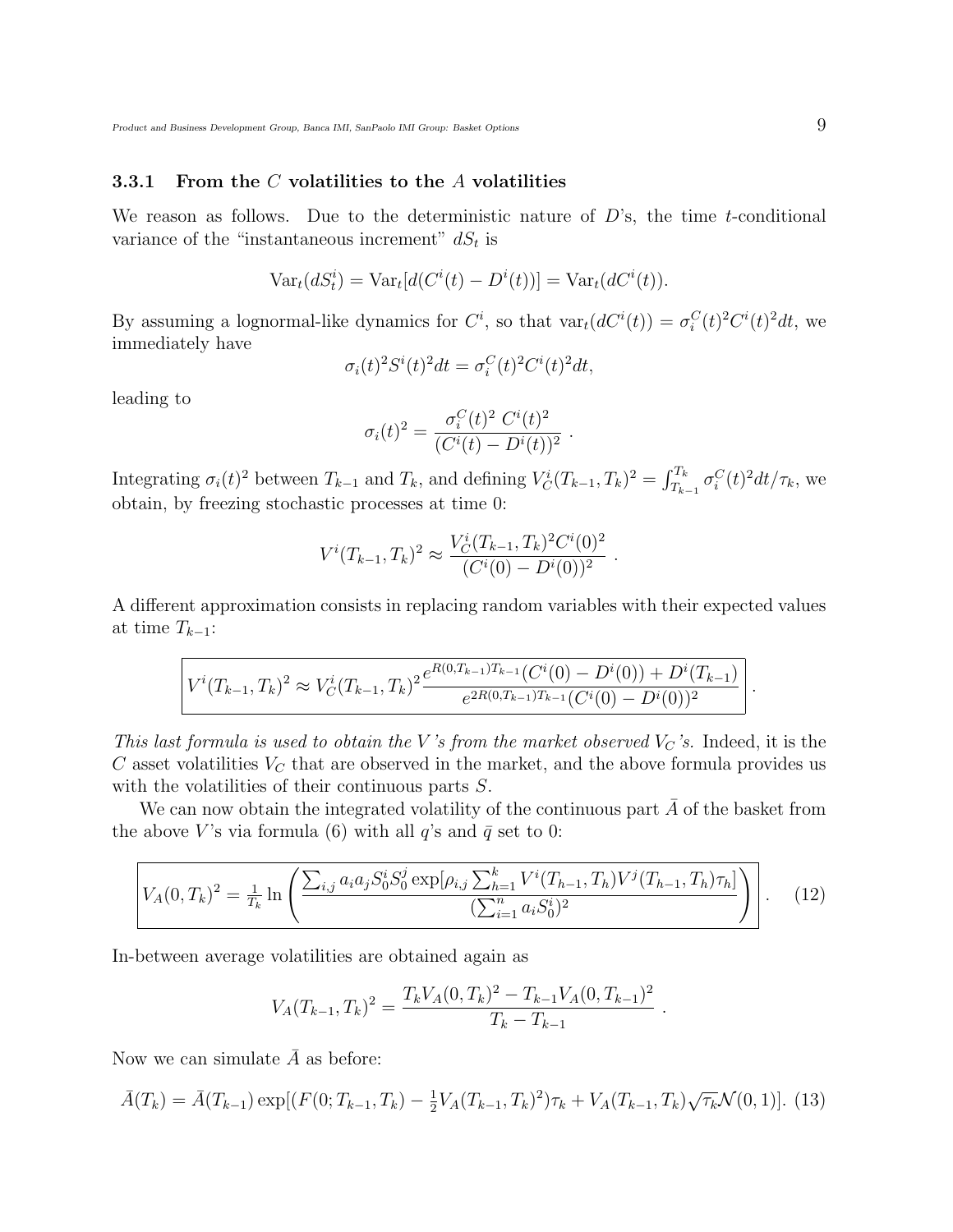### 3.3.1 From the $C$ volatilities to the $A$ volatilities

We reason as follows. Due to the deterministic nature of $D$'s, the time $t$-conditional variance of the "instantaneous increment" $dS_t$ is

$$\text{Var}_t(dS_t^i) = \text{Var}_t[d(C^i(t) - D^i(t))] = \text{Var}_t(dC^i(t)).$$

By assuming a lognormal-like dynamics for $C^i$, so that $\text{var}_t(dC^i(t)) = \sigma_i^C(t)^2 C^i(t)^2 dt$, we immediately have

$$\sigma_i(t)^2 S^i(t)^2 dt = \sigma_i^C(t)^2 C^i(t)^2 dt,$$

leading to

$$\sigma_i(t)^2 = \frac{\sigma_i^C(t)^2\ C^i(t)^2}{(C^i(t) - D^i(t))^2}\ .$$

Integrating $\sigma_i(t)^2$ between $T_{k-1}$ and $T_k$, and defining $V_C^i(T_{k-1}, T_k)^2 = \int_{T_{k-1}}^{T_k} \sigma_i^C(t)^2 dt/\tau_k$, we obtain, by freezing stochastic processes at time 0:

$$V^i(T_{k-1}, T_k)^2 \approx \frac{V_C^i(T_{k-1}, T_k)^2 C^i(0)^2}{(C^i(0) - D^i(0))^2}\ .$$

A different approximation consists in replacing random variables with their expected values at time $T_{k-1}$:

$$\boxed{V^i(T_{k-1}, T_k)^2 \approx V_C^i(T_{k-1}, T_k)^2 \frac{e^{R(0,T_{k-1})T_{k-1}}(C^i(0) - D^i(0)) + D^i(T_{k-1})}{e^{2R(0,T_{k-1})T_{k-1}}(C^i(0) - D^i(0))^2}}\ .$$

*This last formula is used to obtain the $V$'s from the market observed $V_C$'s.* Indeed, it is the $C$ asset volatilities $V_C$ that are observed in the market, and the above formula provides us with the volatilities of their continuous parts $S$.

We can now obtain the integrated volatility of the continuous part $\bar{A}$ of the basket from the above $V$'s via formula (6) with all $q$'s and $\bar{q}$ set to 0:

$$\boxed{V_A(0, T_k)^2 = \frac{1}{T_k} \ln\left(\frac{\sum_{i,j} a_i a_j S_0^i S_0^j \exp[\rho_{i,j} \sum_{h=1}^k V^i(T_{h-1}, T_h) V^j(T_{h-1}, T_h)\tau_h]}{(\sum_{i=1}^n a_i S_0^i)^2}\right)}\ . \tag{12}$$

In-between average volatilities are obtained again as

$$V_A(T_{k-1}, T_k)^2 = \frac{T_k V_A(0, T_k)^2 - T_{k-1} V_A(0, T_{k-1})^2}{T_k - T_{k-1}}\ .$$

Now we can simulate $\bar{A}$ as before:

$$\bar{A}(T_k) = \bar{A}(T_{k-1}) \exp[(F(0; T_{k-1}, T_k) - \tfrac{1}{2} V_A(T_{k-1}, T_k)^2)\tau_k + V_A(T_{k-1}, T_k)\sqrt{\tau_k}\mathcal{N}(0, 1)]. \tag{13}$$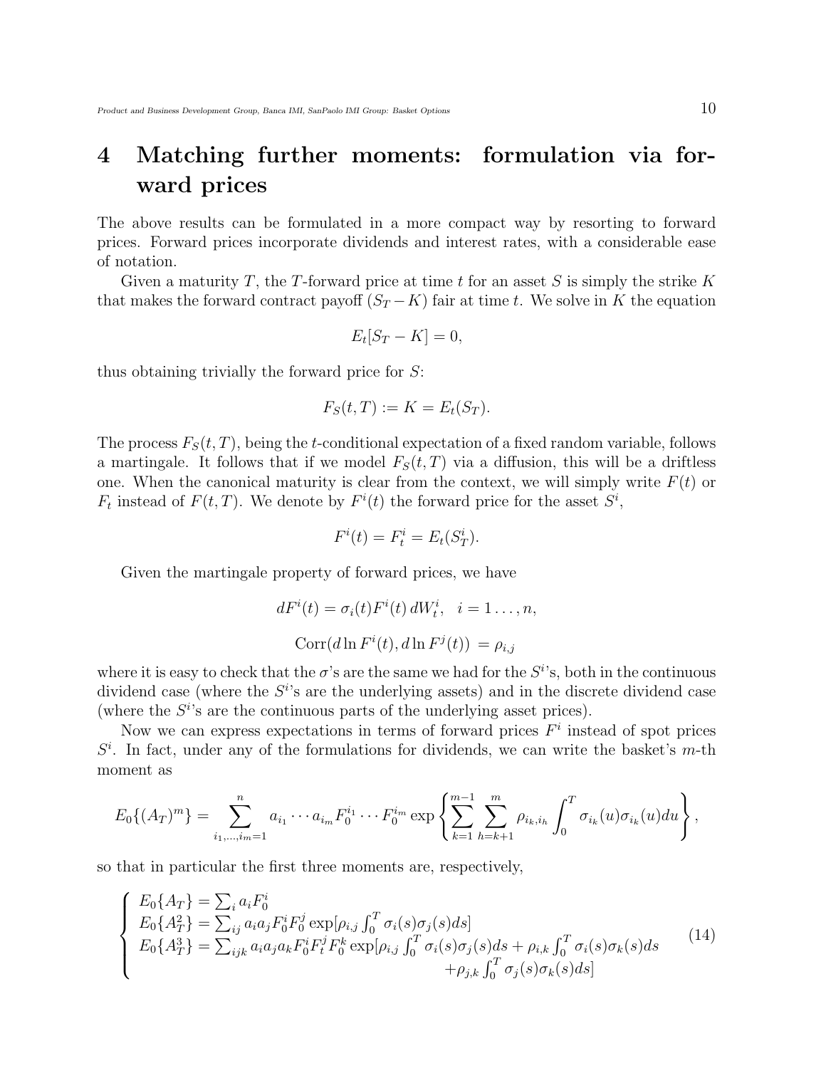# 4 Matching further moments: formulation via forward prices

The above results can be formulated in a more compact way by resorting to forward prices. Forward prices incorporate dividends and interest rates, with a considerable ease of notation.

Given a maturity $T$, the $T$-forward price at time $t$ for an asset $S$ is simply the strike $K$ that makes the forward contract payoff $(S_T - K)$ fair at time $t$. We solve in $K$ the equation

$$E_t[S_T - K] = 0,$$

thus obtaining trivially the forward price for $S$:

$$F_S(t,T) := K = E_t(S_T).$$

The process $F_S(t,T)$, being the $t$-conditional expectation of a fixed random variable, follows a martingale. It follows that if we model $F_S(t,T)$ via a diffusion, this will be a driftless one. When the canonical maturity is clear from the context, we will simply write $F(t)$ or $F_t$ instead of $F(t,T)$. We denote by $F^i(t)$ the forward price for the asset $S^i$,

$$F^i(t) = F^i_t = E_t(S^i_T).$$

Given the martingale property of forward prices, we have

$$dF^i(t) = \sigma_i(t) F^i(t)\, dW^i_t, \quad i = 1\ldots, n,$$

$$\mathrm{Corr}(d\ln F^i(t), d\ln F^j(t)) \;= \rho_{i,j}$$

where it is easy to check that the $\sigma$'s are the same we had for the $S^i$'s, both in the continuous dividend case (where the $S^i$'s are the underlying assets) and in the discrete dividend case (where the $S^i$'s are the continuous parts of the underlying asset prices).

Now we can express expectations in terms of forward prices $F^i$ instead of spot prices $S^i$. In fact, under any of the formulations for dividends, we can write the basket's $m$-th moment as

$$E_0\{(A_T)^m\} = \sum_{i_1,\ldots,i_m=1}^{n} a_{i_1}\cdots a_{i_m} F_0^{i_1}\cdots F_0^{i_m} \exp\left\{ \sum_{k=1}^{m-1} \sum_{h=k+1}^{m} \rho_{i_k,i_h} \int_0^T \sigma_{i_k}(u)\sigma_{i_k}(u)du \right\},$$

so that in particular the first three moments are, respectively,

$$\begin{cases} E_0\{A_T\} = \sum_i a_i F_0^i \\ E_0\{A_T^2\} = \sum_{ij} a_i a_j F_0^i F_0^j \exp[\rho_{i,j}\int_0^T \sigma_i(s)\sigma_j(s)ds] \\ E_0\{A_T^3\} = \sum_{ijk} a_i a_j a_k F_0^i F_t^j F_0^k \exp[\rho_{i,j}\int_0^T \sigma_i(s)\sigma_j(s)ds + \rho_{i,k}\int_0^T \sigma_i(s)\sigma_k(s)ds \\ \qquad\qquad\qquad\qquad\qquad\qquad + \rho_{j,k}\int_0^T \sigma_j(s)\sigma_k(s)ds] \end{cases} \tag{14}$$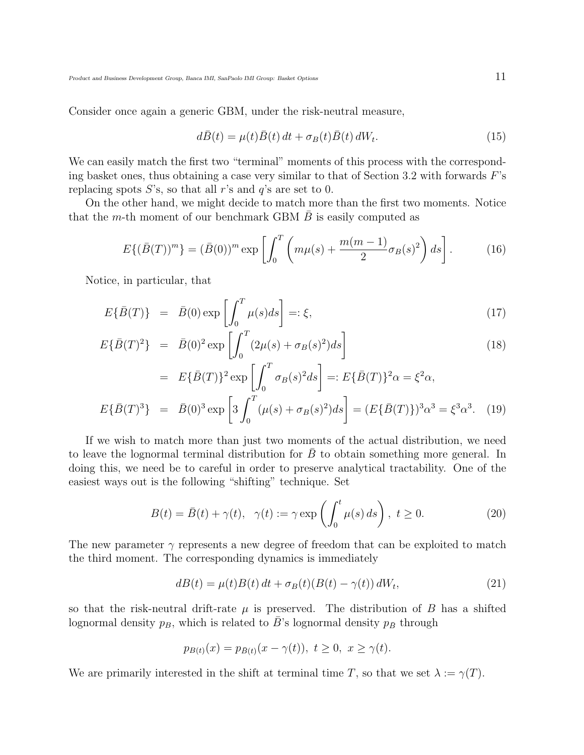Consider once again a generic GBM, under the risk-neutral measure,

$$d\bar{B}(t) = \mu(t)\bar{B}(t)\,dt + \sigma_B(t)\bar{B}(t)\,dW_t. \tag{15}$$

We can easily match the first two "terminal" moments of this process with the corresponding basket ones, thus obtaining a case very similar to that of Section 3.2 with forwards $F$'s replacing spots $S$'s, so that all $r$'s and $q$'s are set to 0.

On the other hand, we might decide to match more than the first two moments. Notice that the $m$-th moment of our benchmark GBM $\bar{B}$ is easily computed as

$$E\{(\bar{B}(T))^m\} = (\bar{B}(0))^m \exp\left[\int_0^T \left(m\mu(s) + \frac{m(m-1)}{2}\sigma_B(s)^2\right) ds\right]. \tag{16}$$

Notice, in particular, that

$$E\{\bar{B}(T)\} = \bar{B}(0)\exp\left[\int_0^T \mu(s)ds\right] =: \xi, \tag{17}$$

$$\begin{aligned} E\{\bar{B}(T)^2\} &= \bar{B}(0)^2 \exp\left[\int_0^T (2\mu(s) + \sigma_B(s)^2)ds\right] \\ &= E\{\bar{B}(T)\}^2 \exp\left[\int_0^T \sigma_B(s)^2 ds\right] =: E\{\bar{B}(T)\}^2\alpha = \xi^2\alpha, \end{aligned} \tag{18}$$

$$E\{\bar{B}(T)^3\} = \bar{B}(0)^3 \exp\left[3\int_0^T (\mu(s) + \sigma_B(s)^2)ds\right] = (E\{\bar{B}(T)\})^3\alpha^3 = \xi^3\alpha^3. \tag{19}$$

If we wish to match more than just two moments of the actual distribution, we need to leave the lognormal terminal distribution for $\bar{B}$ to obtain something more general. In doing this, we need be to careful in order to preserve analytical tractability. One of the easiest ways out is the following "shifting" technique. Set

$$B(t) = \bar{B}(t) + \gamma(t), \quad \gamma(t) := \gamma \exp\left(\int_0^t \mu(s)\,ds\right), \; t \geq 0. \tag{20}$$

The new parameter $\gamma$ represents a new degree of freedom that can be exploited to match the third moment. The corresponding dynamics is immediately

$$dB(t) = \mu(t)B(t)\,dt + \sigma_B(t)(B(t) - \gamma(t))\,dW_t, \tag{21}$$

so that the risk-neutral drift-rate $\mu$ is preserved. The distribution of $B$ has a shifted lognormal density $p_B$, which is related to $\bar{B}$'s lognormal density $p_{\bar{B}}$ through

$$p_{B(t)}(x) = p_{\bar{B}(t)}(x - \gamma(t)), \; t \geq 0, \; x \geq \gamma(t).$$

We are primarily interested in the shift at terminal time $T$, so that we set $\lambda := \gamma(T)$.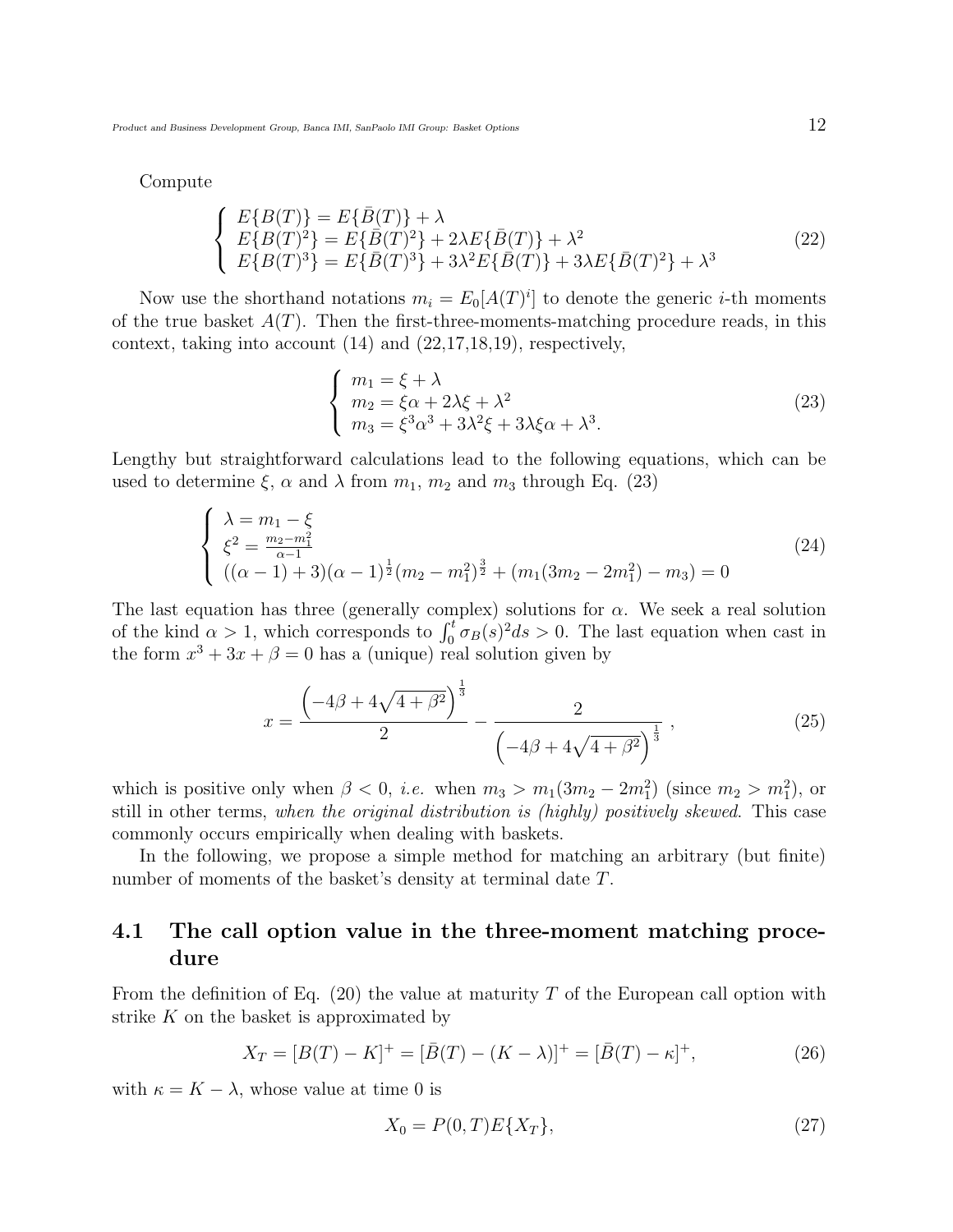Compute

$$
\left\{
\begin{array}{l}
E\{B(T)\} = E\{\bar{B}(T)\} + \lambda \\
E\{B(T)^2\} = E\{\bar{B}(T)^2\} + 2\lambda E\{\bar{B}(T)\} + \lambda^2 \\
E\{B(T)^3\} = E\{\bar{B}(T)^3\} + 3\lambda^2 E\{\bar{B}(T)\} + 3\lambda E\{\bar{B}(T)^2\} + \lambda^3
\end{array}
\right. \tag{22}
$$

Now use the shorthand notations $m_i = E_0[A(T)^i]$ to denote the generic $i$-th moments of the true basket $A(T)$. Then the first-three-moments-matching procedure reads, in this context, taking into account (14) and (22,17,18,19), respectively,

$$
\left\{
\begin{array}{l}
m_1 = \xi + \lambda \\
m_2 = \xi\alpha + 2\lambda\xi + \lambda^2 \\
m_3 = \xi^3\alpha^3 + 3\lambda^2\xi + 3\lambda\xi\alpha + \lambda^3.
\end{array}
\right. \tag{23}
$$

Lengthy but straightforward calculations lead to the following equations, which can be used to determine $\xi$, $\alpha$ and $\lambda$ from $m_1$, $m_2$ and $m_3$ through Eq. (23)

$$
\left\{
\begin{array}{l}
\lambda = m_1 - \xi \\
\xi^2 = \frac{m_2 - m_1^2}{\alpha - 1} \\
((\alpha - 1) + 3)(\alpha - 1)^{\frac{1}{2}}(m_2 - m_1^2)^{\frac{3}{2}} + (m_1(3m_2 - 2m_1^2) - m_3) = 0
\end{array}
\right. \tag{24}
$$

The last equation has three (generally complex) solutions for $\alpha$. We seek a real solution of the kind $\alpha > 1$, which corresponds to $\int_0^t \sigma_B(s)^2 ds > 0$. The last equation when cast in the form $x^3 + 3x + \beta = 0$ has a (unique) real solution given by

$$
x = \frac{\left(-4\beta + 4\sqrt{4 + \beta^2}\right)^{\frac{1}{3}}}{2} - \frac{2}{\left(-4\beta + 4\sqrt{4 + \beta^2}\right)^{\frac{1}{3}}}\ , \tag{25}
$$

which is positive only when $\beta < 0$, *i.e.* when $m_3 > m_1(3m_2 - 2m_1^2)$ (since $m_2 > m_1^2$), or still in other terms, *when the original distribution is (highly) positively skewed*. This case commonly occurs empirically when dealing with baskets.

In the following, we propose a simple method for matching an arbitrary (but finite) number of moments of the basket's density at terminal date $T$.

## 4.1 The call option value in the three-moment matching procedure

From the definition of Eq. (20) the value at maturity $T$ of the European call option with strike $K$ on the basket is approximated by

$$
X_T = [B(T) - K]^+ = [\bar{B}(T) - (K - \lambda)]^+ = [\bar{B}(T) - \kappa]^+, \tag{26}
$$

with $\kappa = K - \lambda$, whose value at time 0 is

$$
X_0 = P(0,T)E\{X_T\}, \tag{27}
$$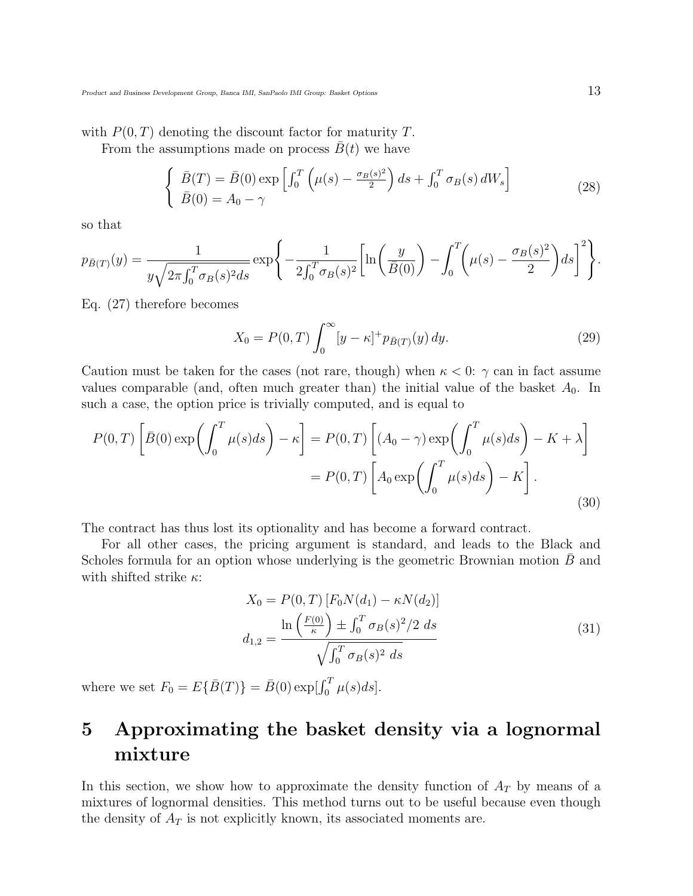with $P(0,T)$ denoting the discount factor for maturity $T$.

From the assumptions made on process $\bar{B}(t)$ we have

$$
\begin{cases} \bar{B}(T) = \bar{B}(0) \exp\left[\int_0^T \left(\mu(s) - \frac{\sigma_B(s)^2}{2}\right) ds + \int_0^T \sigma_B(s)\, dW_s\right] \\ \bar{B}(0) = A_0 - \gamma \end{cases} \tag{28}
$$

so that

$$
p_{\bar{B}(T)}(y) = \frac{1}{y\sqrt{2\pi\int_0^T \sigma_B(s)^2 ds}} \exp\left\{-\frac{1}{2\int_0^T \sigma_B(s)^2}\left[\ln\left(\frac{y}{\bar{B}(0)}\right) - \int_0^T\left(\mu(s) - \frac{\sigma_B(s)^2}{2}\right)ds\right]^2\right\}.
$$

Eq. (27) therefore becomes

$$
X_0 = P(0,T) \int_0^\infty [y-\kappa]^+ p_{\bar{B}(T)}(y)\, dy. \tag{29}
$$

Caution must be taken for the cases (not rare, though) when $\kappa < 0$: $\gamma$ can in fact assume values comparable (and, often much greater than) the initial value of the basket $A_0$. In such a case, the option price is trivially computed, and is equal to

$$
\begin{aligned}
P(0,T)\left[\bar{B}(0)\exp\left(\int_0^T \mu(s) ds\right) - \kappa\right] &= P(0,T)\left[(A_0-\gamma)\exp\left(\int_0^T \mu(s) ds\right) - K + \lambda\right] \\
&= P(0,T)\left[A_0 \exp\left(\int_0^T \mu(s) ds\right) - K\right].
\end{aligned} \tag{30}
$$

The contract has thus lost its optionality and has become a forward contract.

For all other cases, the pricing argument is standard, and leads to the Black and Scholes formula for an option whose underlying is the geometric Brownian motion $\bar{B}$ and with shifted strike $\kappa$:

$$
\begin{aligned}
X_0 &= P(0,T)\left[F_0 N(d_1) - \kappa N(d_2)\right] \\
d_{1,2} &= \frac{\ln\left(\frac{F(0)}{\kappa}\right) \pm \int_0^T \sigma_B(s)^2/2\ ds}{\sqrt{\int_0^T \sigma_B(s)^2\ ds}}
\end{aligned} \tag{31}
$$

where we set $F_0 = E\{\bar{B}(T)\} = \bar{B}(0)\exp[\int_0^T \mu(s) ds]$.

# 5 Approximating the basket density via a lognormal mixture

In this section, we show how to approximate the density function of $A_T$ by means of a mixtures of lognormal densities. This method turns out to be useful because even though the density of $A_T$ is not explicitly known, its associated moments are.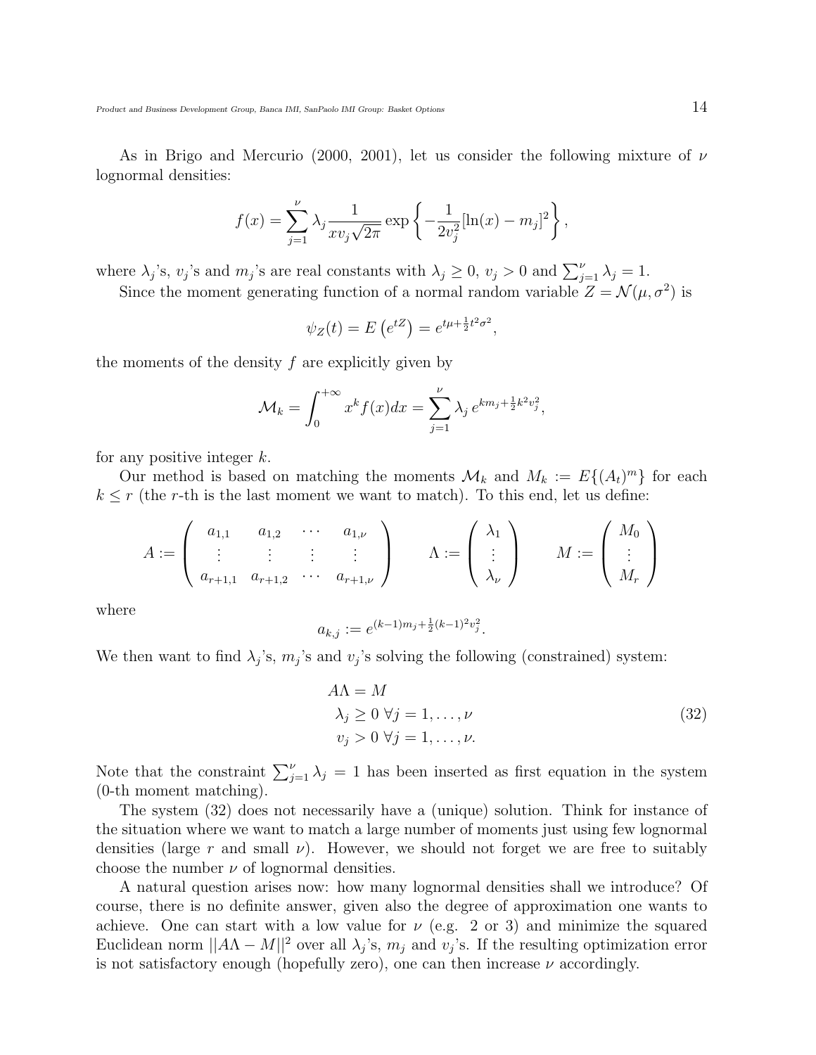As in Brigo and Mercurio (2000, 2001), let us consider the following mixture of $\nu$ lognormal densities:

$$f(x) = \sum_{j=1}^{\nu} \lambda_j \frac{1}{x v_j \sqrt{2\pi}} \exp\left\{ -\frac{1}{2v_j^2} [\ln(x) - m_j]^2 \right\},$$

where $\lambda_j$'s, $v_j$'s and $m_j$'s are real constants with $\lambda_j \geq 0$, $v_j > 0$ and $\sum_{j=1}^{\nu} \lambda_j = 1$.

Since the moment generating function of a normal random variable $Z = \mathcal{N}(\mu, \sigma^2)$ is

$$\psi_Z(t) = E\left(e^{tZ}\right) = e^{t\mu + \frac{1}{2}t^2\sigma^2},$$

the moments of the density $f$ are explicitly given by

$$\mathcal{M}_k = \int_0^{+\infty} x^k f(x) dx = \sum_{j=1}^{\nu} \lambda_j \, e^{km_j + \frac{1}{2}k^2 v_j^2},$$

for any positive integer $k$.

Our method is based on matching the moments $\mathcal{M}_k$ and $M_k := E\{(A_t)^m\}$ for each $k \leq r$ (the $r$-th is the last moment we want to match). To this end, let us define:

$$A := \begin{pmatrix} a_{1,1} & a_{1,2} & \cdots & a_{1,\nu} \\ \vdots & \vdots & \vdots & \vdots \\ a_{r+1,1} & a_{r+1,2} & \cdots & a_{r+1,\nu} \end{pmatrix} \qquad \Lambda := \begin{pmatrix} \lambda_1 \\ \vdots \\ \lambda_\nu \end{pmatrix} \qquad M := \begin{pmatrix} M_0 \\ \vdots \\ M_r \end{pmatrix}$$

where

$$a_{k,j} := e^{(k-1)m_j + \frac{1}{2}(k-1)^2 v_j^2}.$$

We then want to find $\lambda_j$'s, $m_j$'s and $v_j$'s solving the following (constrained) system:

$$\begin{aligned} & A\Lambda = M \\ & \lambda_j \geq 0 \ \forall j = 1, \ldots, \nu \\ & v_j > 0 \ \forall j = 1, \ldots, \nu. \end{aligned} \tag{32}$$

Note that the constraint $\sum_{j=1}^{\nu} \lambda_j = 1$ has been inserted as first equation in the system (0-th moment matching).

The system (32) does not necessarily have a (unique) solution. Think for instance of the situation where we want to match a large number of moments just using few lognormal densities (large $r$ and small $\nu$). However, we should not forget we are free to suitably choose the number $\nu$ of lognormal densities.

A natural question arises now: how many lognormal densities shall we introduce? Of course, there is no definite answer, given also the degree of approximation one wants to achieve. One can start with a low value for $\nu$ (e.g. 2 or 3) and minimize the squared Euclidean norm $||A\Lambda - M||^2$ over all $\lambda_j$'s, $m_j$ and $v_j$'s. If the resulting optimization error is not satisfactory enough (hopefully zero), one can then increase $\nu$ accordingly.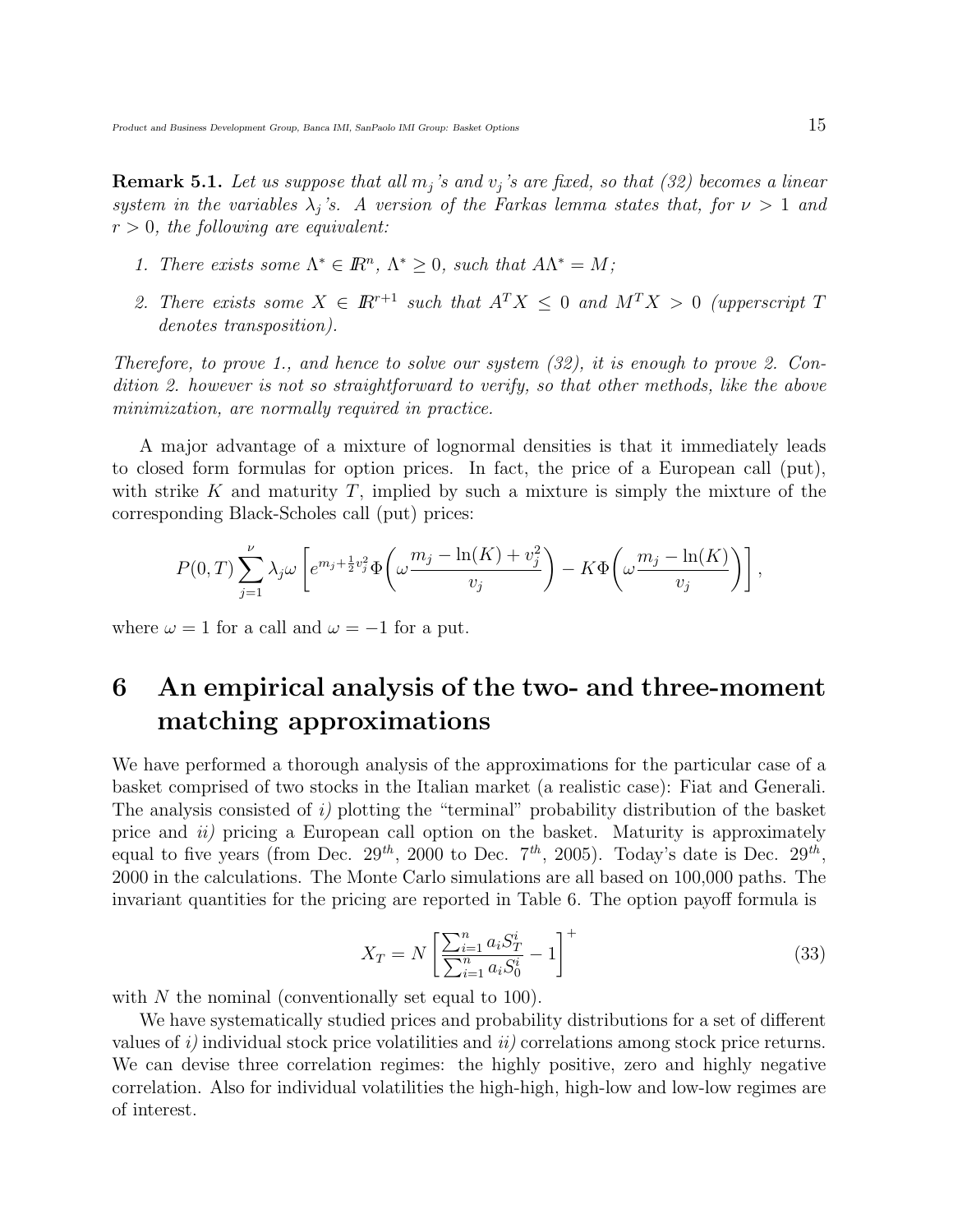**Remark 5.1.** *Let us suppose that all $m_j$'s and $v_j$'s are fixed, so that (32) becomes a linear system in the variables $\lambda_j$'s. A version of the Farkas lemma states that, for $\nu > 1$ and $r > 0$, the following are equivalent:*

1. *There exists some $\Lambda^* \in \mathbb{R}^n$, $\Lambda^* \geq 0$, such that $A\Lambda^* = M$;*
2. *There exists some $X \in \mathbb{R}^{r+1}$ such that $A^T X \leq 0$ and $M^T X > 0$ (upperscript $T$ denotes transposition).*

*Therefore, to prove 1., and hence to solve our system (32), it is enough to prove 2. Condition 2. however is not so straightforward to verify, so that other methods, like the above minimization, are normally required in practice.*

A major advantage of a mixture of lognormal densities is that it immediately leads to closed form formulas for option prices. In fact, the price of a European call (put), with strike $K$ and maturity $T$, implied by such a mixture is simply the mixture of the corresponding Black-Scholes call (put) prices:

$$P(0,T) \sum_{j=1}^{\nu} \lambda_j \omega \left[ e^{m_j + \frac{1}{2} v_j^2} \Phi\left( \omega \frac{m_j - \ln(K) + v_j^2}{v_j} \right) - K \Phi\left( \omega \frac{m_j - \ln(K)}{v_j} \right) \right],$$

where $\omega = 1$ for a call and $\omega = -1$ for a put.

# 6 An empirical analysis of the two- and three-moment matching approximations

We have performed a thorough analysis of the approximations for the particular case of a basket comprised of two stocks in the Italian market (a realistic case): Fiat and Generali. The analysis consisted of *i)* plotting the "terminal" probability distribution of the basket price and *ii)* pricing a European call option on the basket. Maturity is approximately equal to five years (from Dec. $29^{th}$, 2000 to Dec. $7^{th}$, 2005). Today's date is Dec. $29^{th}$, 2000 in the calculations. The Monte Carlo simulations are all based on 100,000 paths. The invariant quantities for the pricing are reported in Table 6. The option payoff formula is

$$X_T = N \left[ \frac{\sum_{i=1}^{n} a_i S_T^i}{\sum_{i=1}^{n} a_i S_0^i} - 1 \right]^+ \tag{33}$$

with $N$ the nominal (conventionally set equal to 100).

We have systematically studied prices and probability distributions for a set of different values of *i)* individual stock price volatilities and *ii)* correlations among stock price returns. We can devise three correlation regimes: the highly positive, zero and highly negative correlation. Also for individual volatilities the high-high, high-low and low-low regimes are of interest.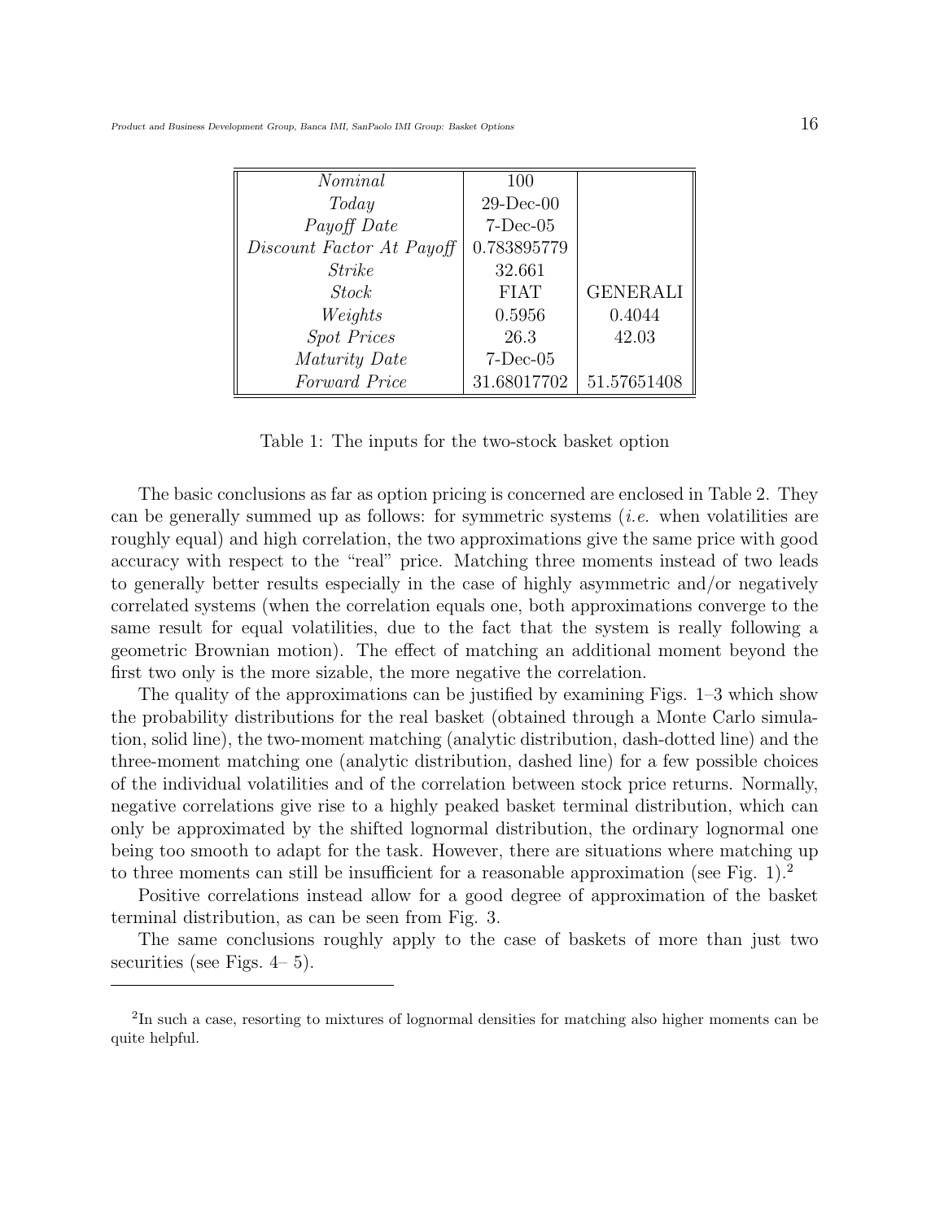| *Nominal* | 100 | |
|---|---|---|
| *Today* | 29-Dec-00 | |
| *Payoff Date* | 7-Dec-05 | |
| *Discount Factor At Payoff* | 0.783895779 | |
| *Strike* | 32.661 | |
| *Stock* | FIAT | GENERALI |
| *Weights* | 0.5956 | 0.4044 |
| *Spot Prices* | 26.3 | 42.03 |
| *Maturity Date* | 7-Dec-05 | |
| *Forward Price* | 31.68017702 | 51.57651408 |

Table 1: The inputs for the two-stock basket option

The basic conclusions as far as option pricing is concerned are enclosed in Table 2. They can be generally summed up as follows: for symmetric systems (*i.e.* when volatilities are roughly equal) and high correlation, the two approximations give the same price with good accuracy with respect to the "real" price. Matching three moments instead of two leads to generally better results especially in the case of highly asymmetric and/or negatively correlated systems (when the correlation equals one, both approximations converge to the same result for equal volatilities, due to the fact that the system is really following a geometric Brownian motion). The effect of matching an additional moment beyond the first two only is the more sizable, the more negative the correlation.

The quality of the approximations can be justified by examining Figs. 1–3 which show the probability distributions for the real basket (obtained through a Monte Carlo simulation, solid line), the two-moment matching (analytic distribution, dash-dotted line) and the three-moment matching one (analytic distribution, dashed line) for a few possible choices of the individual volatilities and of the correlation between stock price returns. Normally, negative correlations give rise to a highly peaked basket terminal distribution, which can only be approximated by the shifted lognormal distribution, the ordinary lognormal one being too smooth to adapt for the task. However, there are situations where matching up to three moments can still be insufficient for a reasonable approximation (see Fig. 1).[2]

Positive correlations instead allow for a good degree of approximation of the basket terminal distribution, as can be seen from Fig. 3.

The same conclusions roughly apply to the case of baskets of more than just two securities (see Figs. 4– 5).

[2]In such a case, resorting to mixtures of lognormal densities for matching also higher moments can be quite helpful.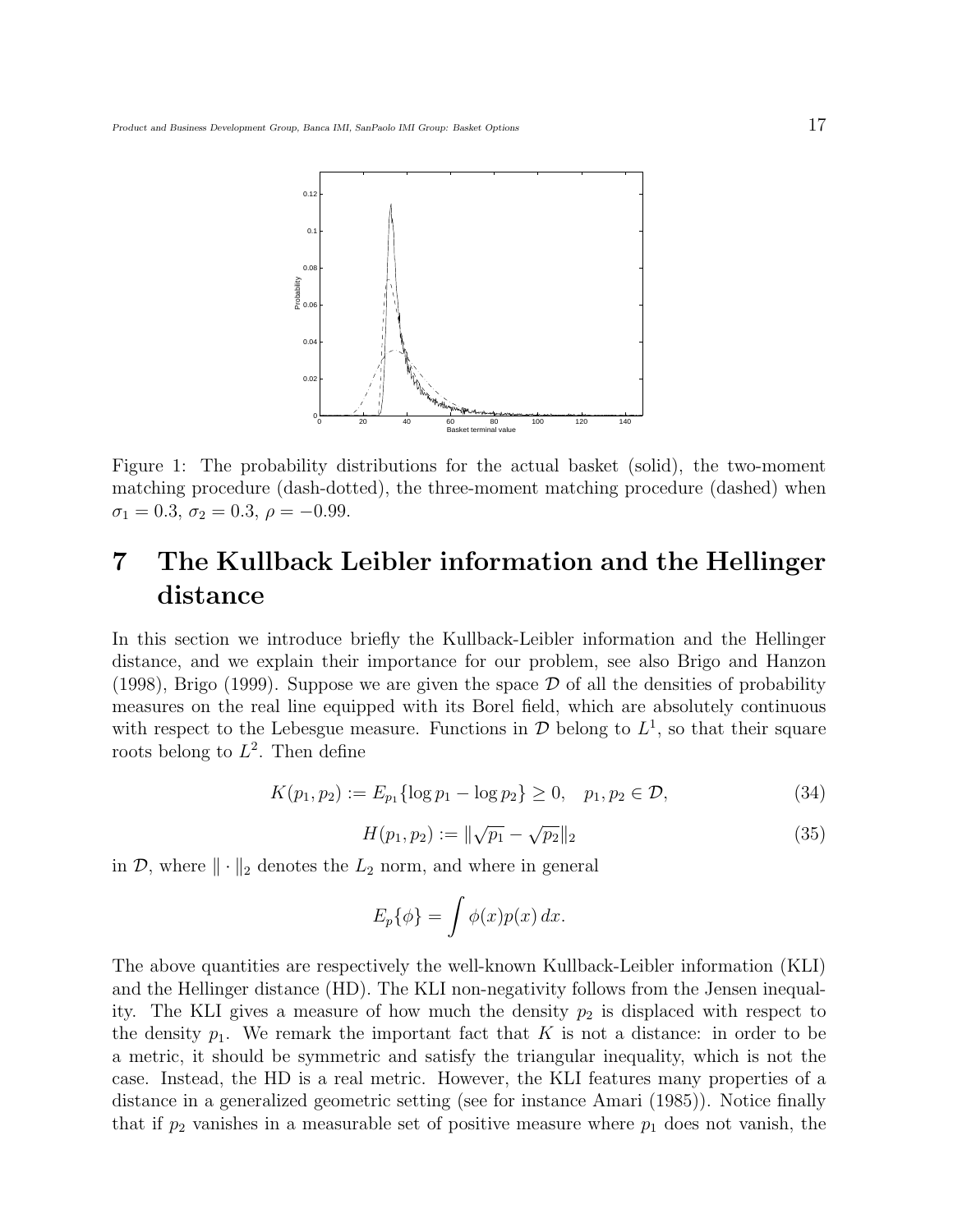Figure 1: The probability distributions for the actual basket (solid), the two-moment matching procedure (dash-dotted), the three-moment matching procedure (dashed) when $\sigma_1 = 0.3$, $\sigma_2 = 0.3$, $\rho = -0.99$.

# 7 The Kullback Leibler information and the Hellinger distance

In this section we introduce briefly the Kullback-Leibler information and the Hellinger distance, and we explain their importance for our problem, see also Brigo and Hanzon (1998), Brigo (1999). Suppose we are given the space $\mathcal{D}$ of all the densities of probability measures on the real line equipped with its Borel field, which are absolutely continuous with respect to the Lebesgue measure. Functions in $\mathcal{D}$ belong to $L^1$, so that their square roots belong to $L^2$. Then define

$$K(p_1, p_2) := E_{p_1}\{\log p_1 - \log p_2\} \geq 0, \quad p_1, p_2 \in \mathcal{D}, \tag{34}$$

$$H(p_1, p_2) := \|\sqrt{p_1} - \sqrt{p_2}\|_2 \tag{35}$$

in $\mathcal{D}$, where $\|\cdot\|_2$ denotes the $L_2$ norm, and where in general

$$E_p\{\phi\} = \int \phi(x)p(x)\,dx.$$

The above quantities are respectively the well-known Kullback-Leibler information (KLI) and the Hellinger distance (HD). The KLI non-negativity follows from the Jensen inequality. The KLI gives a measure of how much the density $p_2$ is displaced with respect to the density $p_1$. We remark the important fact that $K$ is not a distance: in order to be a metric, it should be symmetric and satisfy the triangular inequality, which is not the case. Instead, the HD is a real metric. However, the KLI features many properties of a distance in a generalized geometric setting (see for instance Amari (1985)). Notice finally that if $p_2$ vanishes in a measurable set of positive measure where $p_1$ does not vanish, the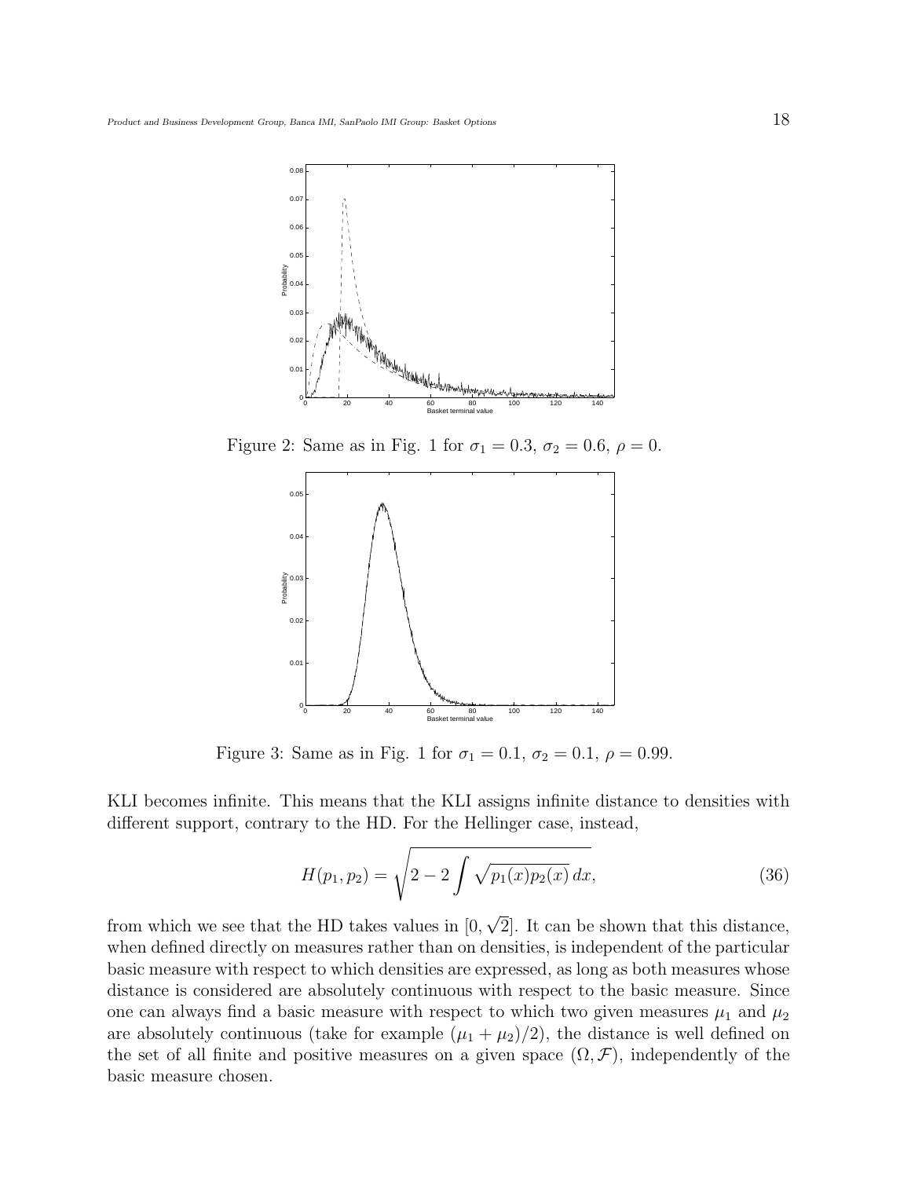Figure 2: Same as in Fig. 1 for $\sigma_1 = 0.3$, $\sigma_2 = 0.6$, $\rho = 0$.

Figure 3: Same as in Fig. 1 for $\sigma_1 = 0.1$, $\sigma_2 = 0.1$, $\rho = 0.99$.

KLI becomes infinite. This means that the KLI assigns infinite distance to densities with different support, contrary to the HD. For the Hellinger case, instead,

$$H(p_1, p_2) = \sqrt{2 - 2 \int \sqrt{p_1(x) p_2(x)}\, dx}, \tag{36}$$

from which we see that the HD takes values in $[0, \sqrt{2}]$. It can be shown that this distance, when defined directly on measures rather than on densities, is independent of the particular basic measure with respect to which densities are expressed, as long as both measures whose distance is considered are absolutely continuous with respect to the basic measure. Since one can always find a basic measure with respect to which two given measures $\mu_1$ and $\mu_2$ are absolutely continuous (take for example $(\mu_1 + \mu_2)/2$), the distance is well defined on the set of all finite and positive measures on a given space $(\Omega, \mathcal{F})$, independently of the basic measure chosen.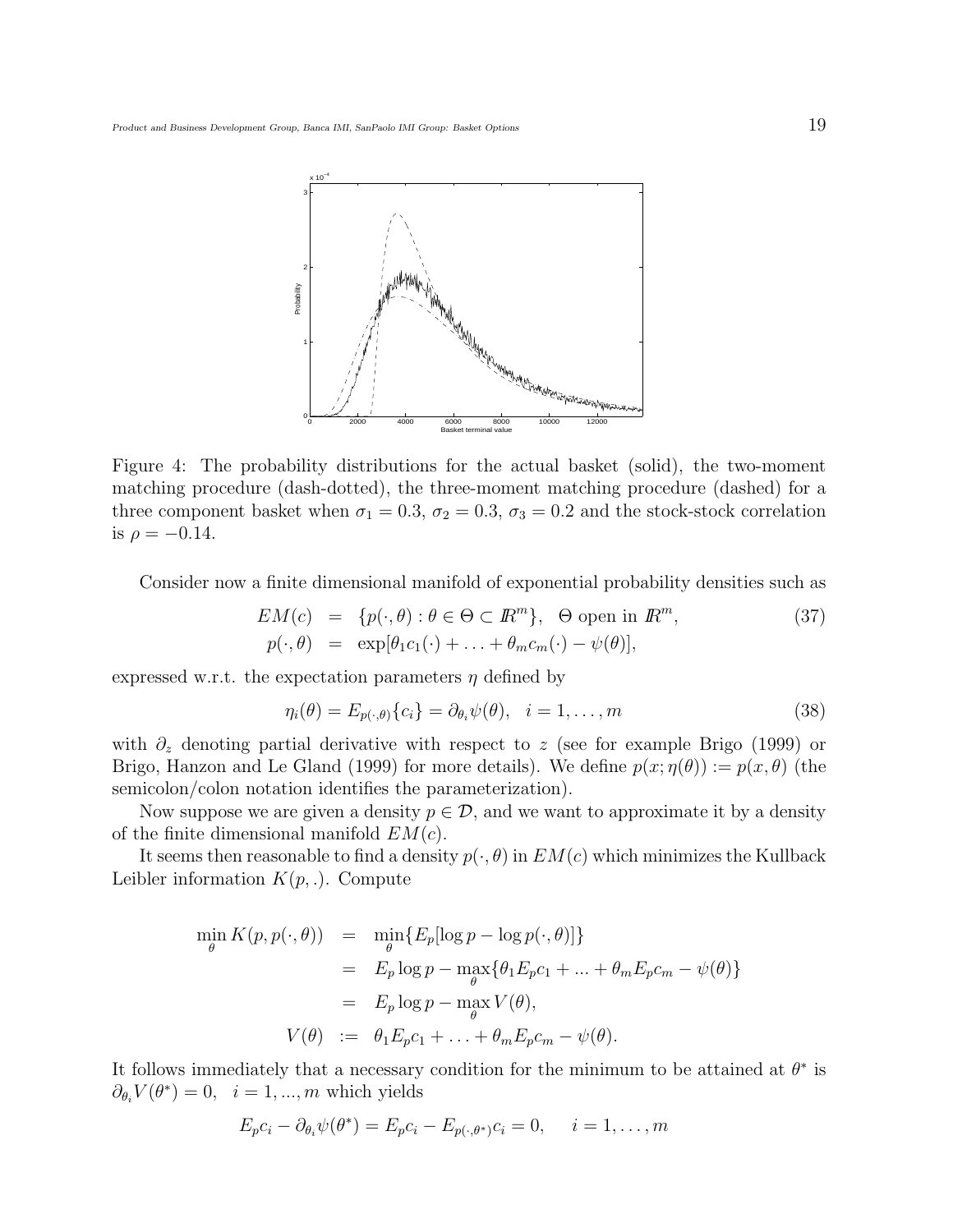Figure 4: The probability distributions for the actual basket (solid), the two-moment matching procedure (dash-dotted), the three-moment matching procedure (dashed) for a three component basket when $\sigma_1 = 0.3$, $\sigma_2 = 0.3$, $\sigma_3 = 0.2$ and the stock-stock correlation is $\rho = -0.14$.

Consider now a finite dimensional manifold of exponential probability densities such as

$$
\begin{aligned}
EM(c) &= \{p(\cdot,\theta) : \theta \in \Theta \subset \mathbb{R}^m\}, \quad \Theta \text{ open in } \mathbb{R}^m, \\
p(\cdot,\theta) &= \exp[\theta_1 c_1(\cdot) + \ldots + \theta_m c_m(\cdot) - \psi(\theta)],
\end{aligned}
\tag{37}
$$

expressed w.r.t. the expectation parameters $\eta$ defined by

$$
\eta_i(\theta) = E_{p(\cdot,\theta)}\{c_i\} = \partial_{\theta_i}\psi(\theta), \quad i = 1, \ldots, m \tag{38}
$$

with $\partial_z$ denoting partial derivative with respect to $z$ (see for example Brigo (1999) or Brigo, Hanzon and Le Gland (1999) for more details). We define $p(x;\eta(\theta)) := p(x,\theta)$ (the semicolon/colon notation identifies the parameterization).

Now suppose we are given a density $p \in \mathcal{D}$, and we want to approximate it by a density of the finite dimensional manifold $EM(c)$.

It seems then reasonable to find a density $p(\cdot,\theta)$ in $EM(c)$ which minimizes the Kullback Leibler information $K(p,.)$. Compute

$$
\begin{aligned}
\min_\theta K(p, p(\cdot,\theta)) &= \min_\theta \{E_p[\log p - \log p(\cdot,\theta)]\} \\
&= E_p \log p - \max_\theta\{\theta_1 E_p c_1 + \ldots + \theta_m E_p c_m - \psi(\theta)\} \\
&= E_p \log p - \max_\theta V(\theta), \\
V(\theta) &:= \theta_1 E_p c_1 + \ldots + \theta_m E_p c_m - \psi(\theta).
\end{aligned}
$$

It follows immediately that a necessary condition for the minimum to be attained at $\theta^*$ is $\partial_{\theta_i} V(\theta^*) = 0, \quad i = 1, \ldots, m$ which yields

$$
E_p c_i - \partial_{\theta_i}\psi(\theta^*) = E_p c_i - E_{p(\cdot,\theta^*)} c_i = 0, \qquad i = 1, \ldots, m
$$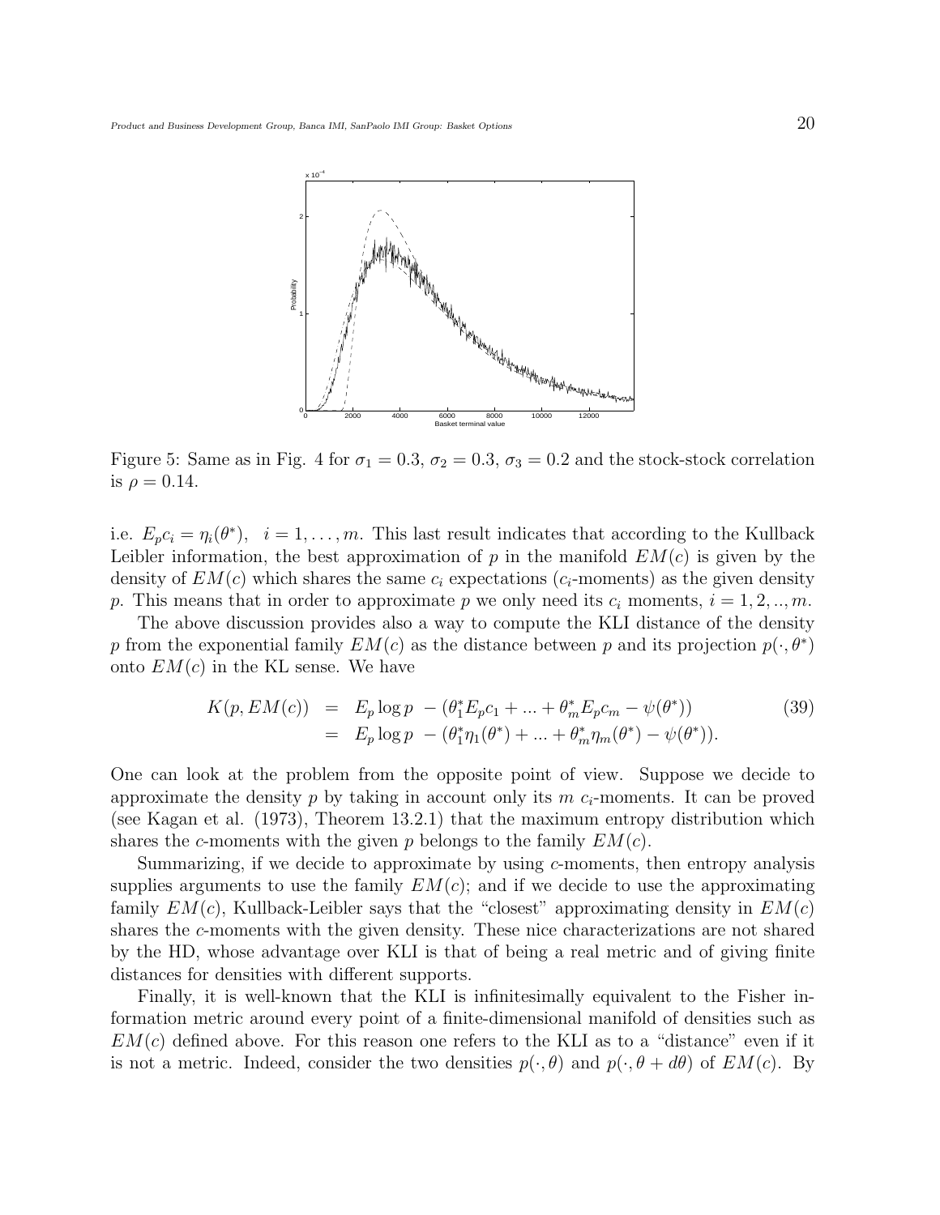Figure 5: Same as in Fig. 4 for $\sigma_1 = 0.3$, $\sigma_2 = 0.3$, $\sigma_3 = 0.2$ and the stock-stock correlation is $\rho = 0.14$.

i.e. $E_p c_i = \eta_i(\theta^*)$, $i = 1, \ldots, m$. This last result indicates that according to the Kullback Leibler information, the best approximation of $p$ in the manifold $EM(c)$ is given by the density of $EM(c)$ which shares the same $c_i$ expectations ($c_i$-moments) as the given density $p$. This means that in order to approximate $p$ we only need its $c_i$ moments, $i = 1, 2, .., m$.

The above discussion provides also a way to compute the KLI distance of the density $p$ from the exponential family $EM(c)$ as the distance between $p$ and its projection $p(\cdot, \theta^*)$ onto $EM(c)$ in the KL sense. We have

$$
\begin{aligned}
K(p, EM(c)) &= E_p \log p \ - (\theta_1^* E_p c_1 + ... + \theta_m^* E_p c_m - \psi(\theta^*)) \\
&= E_p \log p \ - (\theta_1^* \eta_1(\theta^*) + ... + \theta_m^* \eta_m(\theta^*) - \psi(\theta^*)).
\end{aligned}
\tag{39}
$$

One can look at the problem from the opposite point of view. Suppose we decide to approximate the density $p$ by taking in account only its $m$ $c_i$-moments. It can be proved (see Kagan et al. (1973), Theorem 13.2.1) that the maximum entropy distribution which shares the $c$-moments with the given $p$ belongs to the family $EM(c)$.

Summarizing, if we decide to approximate by using $c$-moments, then entropy analysis supplies arguments to use the family $EM(c)$; and if we decide to use the approximating family $EM(c)$, Kullback-Leibler says that the "closest" approximating density in $EM(c)$ shares the $c$-moments with the given density. These nice characterizations are not shared by the HD, whose advantage over KLI is that of being a real metric and of giving finite distances for densities with different supports.

Finally, it is well-known that the KLI is infinitesimally equivalent to the Fisher information metric around every point of a finite-dimensional manifold of densities such as $EM(c)$ defined above. For this reason one refers to the KLI as to a "distance" even if it is not a metric. Indeed, consider the two densities $p(\cdot, \theta)$ and $p(\cdot, \theta + d\theta)$ of $EM(c)$. By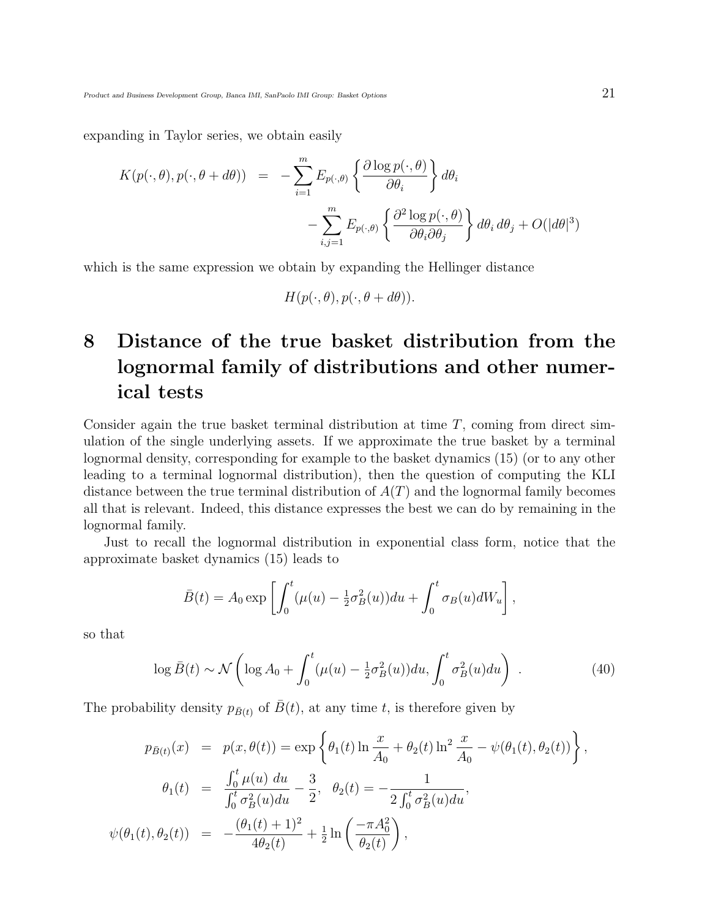expanding in Taylor series, we obtain easily

$$
\begin{aligned}
K(p(\cdot,\theta), p(\cdot,\theta+d\theta)) &= -\sum_{i=1}^{m} E_{p(\cdot,\theta)}\left\{\frac{\partial \log p(\cdot,\theta)}{\partial\theta_i}\right\} d\theta_i \\
&\qquad - \sum_{i,j=1}^{m} E_{p(\cdot,\theta)}\left\{\frac{\partial^2 \log p(\cdot,\theta)}{\partial\theta_i\partial\theta_j}\right\} d\theta_i\, d\theta_j + O(|d\theta|^3)
\end{aligned}
$$

which is the same expression we obtain by expanding the Hellinger distance

$$
H(p(\cdot,\theta), p(\cdot,\theta+d\theta)).
$$

# 8 Distance of the true basket distribution from the lognormal family of distributions and other numerical tests

Consider again the true basket terminal distribution at time $T$, coming from direct simulation of the single underlying assets. If we approximate the true basket by a terminal lognormal density, corresponding for example to the basket dynamics (15) (or to any other leading to a terminal lognormal distribution), then the question of computing the KLI distance between the true terminal distribution of $A(T)$ and the lognormal family becomes all that is relevant. Indeed, this distance expresses the best we can do by remaining in the lognormal family.

Just to recall the lognormal distribution in exponential class form, notice that the approximate basket dynamics (15) leads to

$$
\bar{B}(t) = A_0 \exp\left[\int_0^t (\mu(u) - \tfrac{1}{2}\sigma_B^2(u))du + \int_0^t \sigma_B(u) dW_u\right],
$$

so that

$$
\log \bar{B}(t) \sim \mathcal{N}\left(\log A_0 + \int_0^t (\mu(u) - \tfrac{1}{2}\sigma_B^2(u))du, \int_0^t \sigma_B^2(u)du\right) \ . \tag{40}
$$

The probability density $p_{\bar{B}(t)}$ of $\bar{B}(t)$, at any time $t$, is therefore given by

$$
\begin{aligned}
p_{\bar{B}(t)}(x) &= p(x,\theta(t)) = \exp\left\{\theta_1(t)\ln\frac{x}{A_0} + \theta_2(t)\ln^2\frac{x}{A_0} - \psi(\theta_1(t),\theta_2(t))\right\}, \\
\theta_1(t) &= \frac{\int_0^t \mu(u)\, du}{\int_0^t \sigma_B^2(u)du} - \frac{3}{2}, \quad \theta_2(t) = -\frac{1}{2\int_0^t \sigma_B^2(u)du}, \\
\psi(\theta_1(t),\theta_2(t)) &= -\frac{(\theta_1(t)+1)^2}{4\theta_2(t)} + \tfrac{1}{2}\ln\left(\frac{-\pi A_0^2}{\theta_2(t)}\right),
\end{aligned}
$$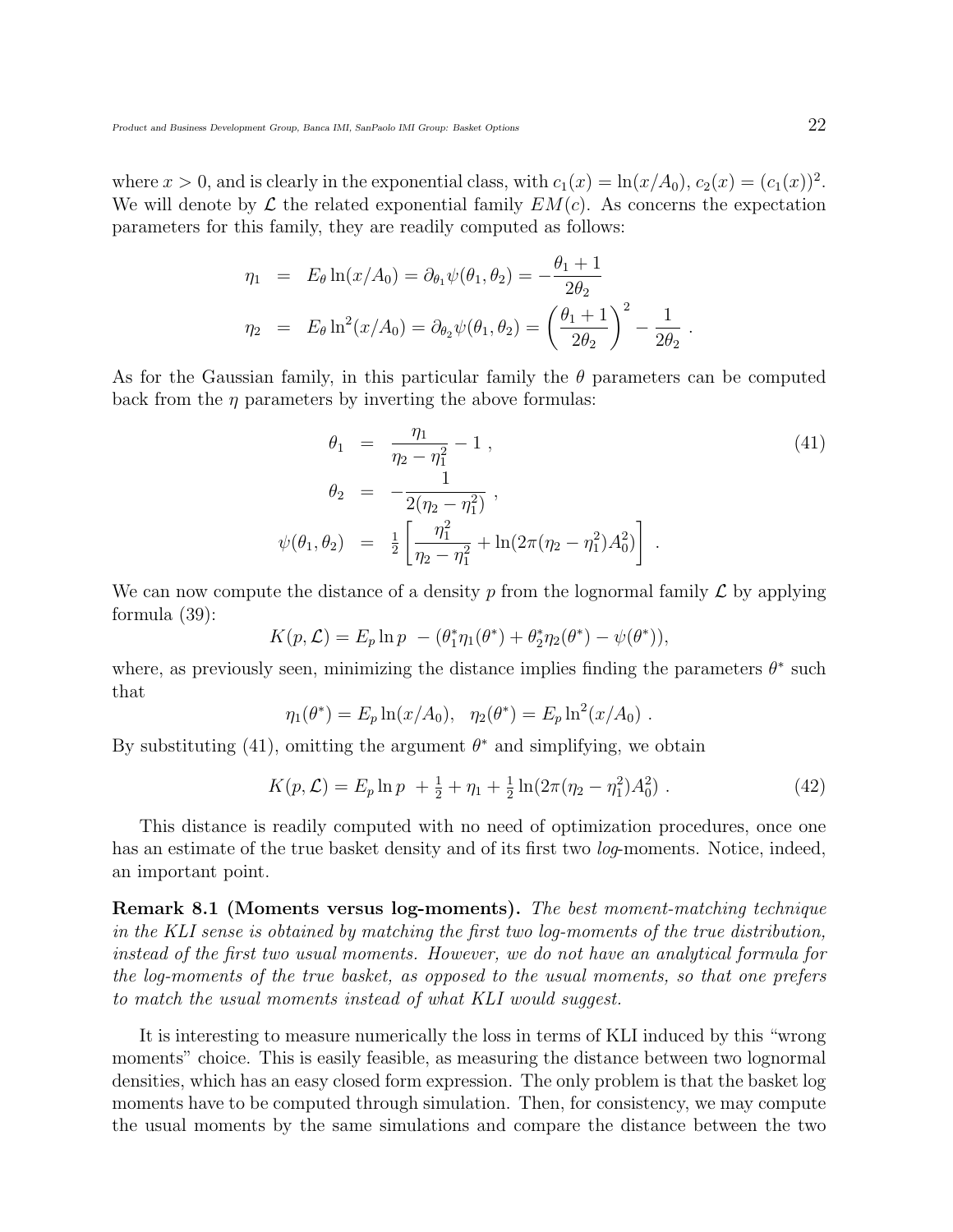where $x > 0$, and is clearly in the exponential class, with $c_1(x) = \ln(x/A_0)$, $c_2(x) = (c_1(x))^2$. We will denote by $\mathcal{L}$ the related exponential family $EM(c)$. As concerns the expectation parameters for this family, they are readily computed as follows:

$$
\begin{aligned}
\eta_1 &= E_\theta \ln(x/A_0) = \partial_{\theta_1}\psi(\theta_1,\theta_2) = -\frac{\theta_1+1}{2\theta_2} \\
\eta_2 &= E_\theta \ln^2(x/A_0) = \partial_{\theta_2}\psi(\theta_1,\theta_2) = \left(\frac{\theta_1+1}{2\theta_2}\right)^2 - \frac{1}{2\theta_2}\ .
\end{aligned}
$$

As for the Gaussian family, in this particular family the $\theta$ parameters can be computed back from the $\eta$ parameters by inverting the above formulas:

$$
\begin{aligned}
\theta_1 &= \frac{\eta_1}{\eta_2 - \eta_1^2} - 1\ , \qquad (41)\\
\theta_2 &= -\frac{1}{2(\eta_2 - \eta_1^2)}\ , \\
\psi(\theta_1,\theta_2) &= \tfrac{1}{2}\left[\frac{\eta_1^2}{\eta_2-\eta_1^2} + \ln(2\pi(\eta_2-\eta_1^2)A_0^2)\right]\ .
\end{aligned}
$$

We can now compute the distance of a density $p$ from the lognormal family $\mathcal{L}$ by applying formula (39):

$$
K(p,\mathcal{L}) = E_p \ln p\ - (\theta_1^*\eta_1(\theta^*) + \theta_2^*\eta_2(\theta^*) - \psi(\theta^*)),
$$

where, as previously seen, minimizing the distance implies finding the parameters $\theta^*$ such that

$$
\eta_1(\theta^*) = E_p \ln(x/A_0), \quad \eta_2(\theta^*) = E_p \ln^2(x/A_0)\ .
$$

By substituting (41), omitting the argument $\theta^*$ and simplifying, we obtain

$$
K(p,\mathcal{L}) = E_p \ln p\ + \tfrac{1}{2} + \eta_1 + \tfrac{1}{2}\ln(2\pi(\eta_2-\eta_1^2)A_0^2)\ . \qquad (42)
$$

This distance is readily computed with no need of optimization procedures, once one has an estimate of the true basket density and of its first two *log*-moments. Notice, indeed, an important point.

**Remark 8.1 (Moments versus log-moments).** *The best moment-matching technique in the KLI sense is obtained by matching the first two log-moments of the true distribution, instead of the first two usual moments. However, we do not have an analytical formula for the log-moments of the true basket, as opposed to the usual moments, so that one prefers to match the usual moments instead of what KLI would suggest.*

It is interesting to measure numerically the loss in terms of KLI induced by this "wrong moments" choice. This is easily feasible, as measuring the distance between two lognormal densities, which has an easy closed form expression. The only problem is that the basket log moments have to be computed through simulation. Then, for consistency, we may compute the usual moments by the same simulations and compare the distance between the two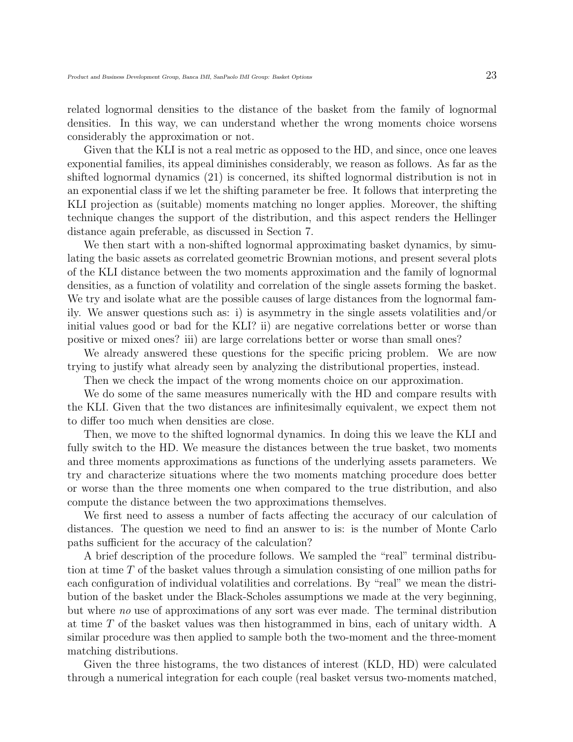related lognormal densities to the distance of the basket from the family of lognormal densities. In this way, we can understand whether the wrong moments choice worsens considerably the approximation or not.

Given that the KLI is not a real metric as opposed to the HD, and since, once one leaves exponential families, its appeal diminishes considerably, we reason as follows. As far as the shifted lognormal dynamics (21) is concerned, its shifted lognormal distribution is not in an exponential class if we let the shifting parameter be free. It follows that interpreting the KLI projection as (suitable) moments matching no longer applies. Moreover, the shifting technique changes the support of the distribution, and this aspect renders the Hellinger distance again preferable, as discussed in Section 7.

We then start with a non-shifted lognormal approximating basket dynamics, by simulating the basic assets as correlated geometric Brownian motions, and present several plots of the KLI distance between the two moments approximation and the family of lognormal densities, as a function of volatility and correlation of the single assets forming the basket. We try and isolate what are the possible causes of large distances from the lognormal family. We answer questions such as: i) is asymmetry in the single assets volatilities and/or initial values good or bad for the KLI? ii) are negative correlations better or worse than positive or mixed ones? iii) are large correlations better or worse than small ones?

We already answered these questions for the specific pricing problem. We are now trying to justify what already seen by analyzing the distributional properties, instead.

Then we check the impact of the wrong moments choice on our approximation.

We do some of the same measures numerically with the HD and compare results with the KLI. Given that the two distances are infinitesimally equivalent, we expect them not to differ too much when densities are close.

Then, we move to the shifted lognormal dynamics. In doing this we leave the KLI and fully switch to the HD. We measure the distances between the true basket, two moments and three moments approximations as functions of the underlying assets parameters. We try and characterize situations where the two moments matching procedure does better or worse than the three moments one when compared to the true distribution, and also compute the distance between the two approximations themselves.

We first need to assess a number of facts affecting the accuracy of our calculation of distances. The question we need to find an answer to is: is the number of Monte Carlo paths sufficient for the accuracy of the calculation?

A brief description of the procedure follows. We sampled the "real" terminal distribution at time $T$ of the basket values through a simulation consisting of one million paths for each configuration of individual volatilities and correlations. By "real" we mean the distribution of the basket under the Black-Scholes assumptions we made at the very beginning, but where *no* use of approximations of any sort was ever made. The terminal distribution at time $T$ of the basket values was then histogrammed in bins, each of unitary width. A similar procedure was then applied to sample both the two-moment and the three-moment matching distributions.

Given the three histograms, the two distances of interest (KLD, HD) were calculated through a numerical integration for each couple (real basket versus two-moments matched,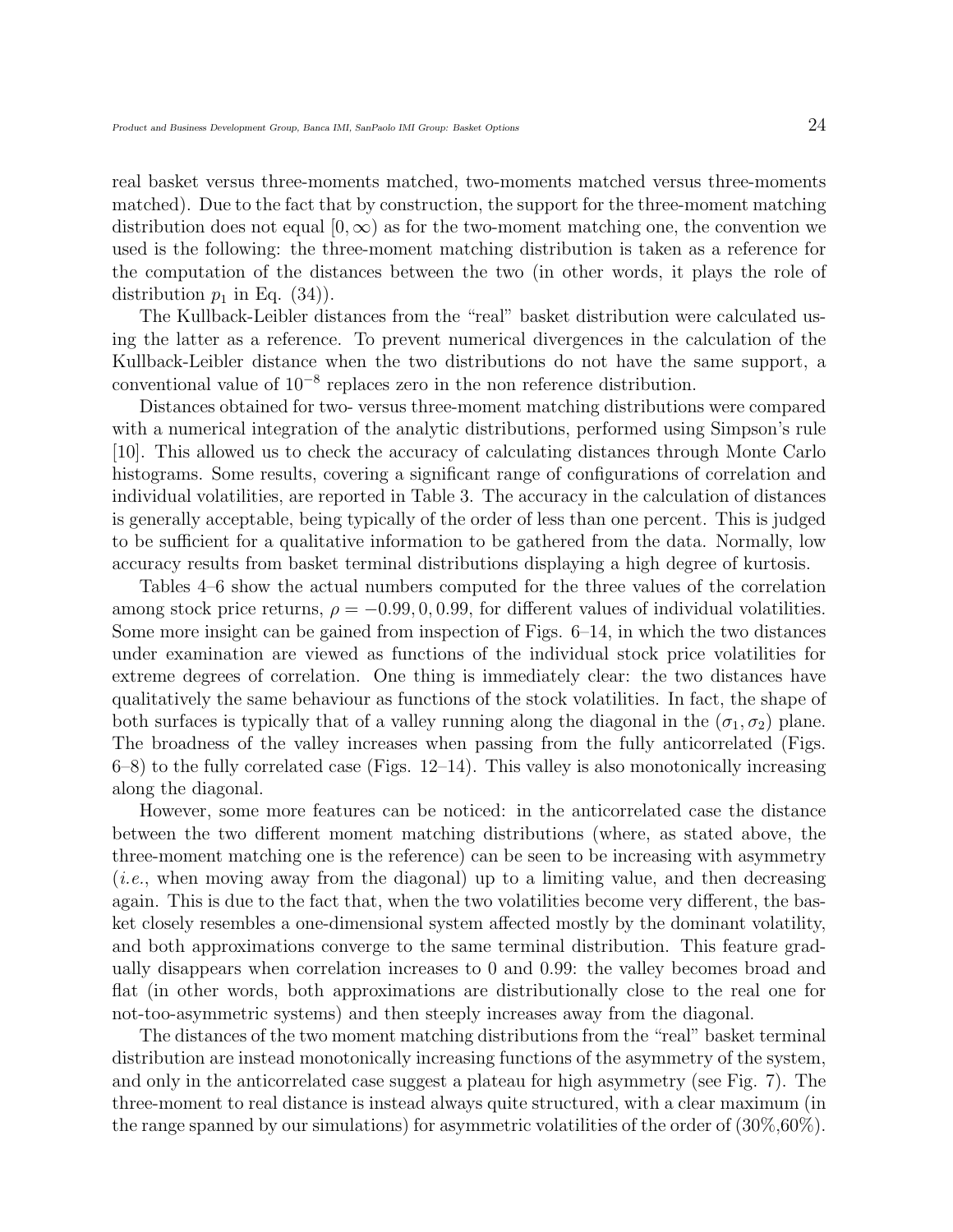real basket versus three-moments matched, two-moments matched versus three-moments matched). Due to the fact that by construction, the support for the three-moment matching distribution does not equal $[0, \infty)$ as for the two-moment matching one, the convention we used is the following: the three-moment matching distribution is taken as a reference for the computation of the distances between the two (in other words, it plays the role of distribution $p_1$ in Eq. (34)).

The Kullback-Leibler distances from the "real" basket distribution were calculated using the latter as a reference. To prevent numerical divergences in the calculation of the Kullback-Leibler distance when the two distributions do not have the same support, a conventional value of $10^{-8}$ replaces zero in the non reference distribution.

Distances obtained for two- versus three-moment matching distributions were compared with a numerical integration of the analytic distributions, performed using Simpson's rule [10]. This allowed us to check the accuracy of calculating distances through Monte Carlo histograms. Some results, covering a significant range of configurations of correlation and individual volatilities, are reported in Table 3. The accuracy in the calculation of distances is generally acceptable, being typically of the order of less than one percent. This is judged to be sufficient for a qualitative information to be gathered from the data. Normally, low accuracy results from basket terminal distributions displaying a high degree of kurtosis.

Tables 4–6 show the actual numbers computed for the three values of the correlation among stock price returns, $\rho = -0.99, 0, 0.99$, for different values of individual volatilities. Some more insight can be gained from inspection of Figs. 6–14, in which the two distances under examination are viewed as functions of the individual stock price volatilities for extreme degrees of correlation. One thing is immediately clear: the two distances have qualitatively the same behaviour as functions of the stock volatilities. In fact, the shape of both surfaces is typically that of a valley running along the diagonal in the $(\sigma_1, \sigma_2)$ plane. The broadness of the valley increases when passing from the fully anticorrelated (Figs. 6–8) to the fully correlated case (Figs. 12–14). This valley is also monotonically increasing along the diagonal.

However, some more features can be noticed: in the anticorrelated case the distance between the two different moment matching distributions (where, as stated above, the three-moment matching one is the reference) can be seen to be increasing with asymmetry (*i.e.*, when moving away from the diagonal) up to a limiting value, and then decreasing again. This is due to the fact that, when the two volatilities become very different, the basket closely resembles a one-dimensional system affected mostly by the dominant volatility, and both approximations converge to the same terminal distribution. This feature gradually disappears when correlation increases to 0 and 0.99: the valley becomes broad and flat (in other words, both approximations are distributionally close to the real one for not-too-asymmetric systems) and then steeply increases away from the diagonal.

The distances of the two moment matching distributions from the "real" basket terminal distribution are instead monotonically increasing functions of the asymmetry of the system, and only in the anticorrelated case suggest a plateau for high asymmetry (see Fig. 7). The three-moment to real distance is instead always quite structured, with a clear maximum (in the range spanned by our simulations) for asymmetric volatilities of the order of (30%,60%).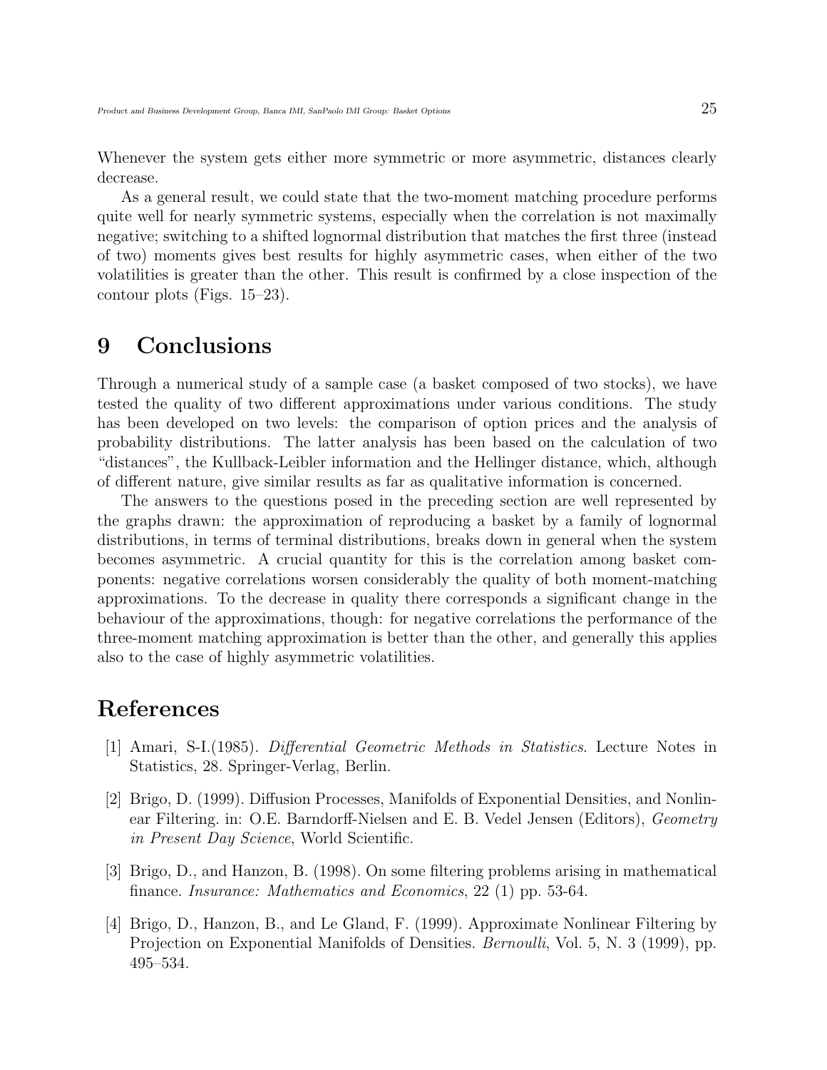Whenever the system gets either more symmetric or more asymmetric, distances clearly decrease.

As a general result, we could state that the two-moment matching procedure performs quite well for nearly symmetric systems, especially when the correlation is not maximally negative; switching to a shifted lognormal distribution that matches the first three (instead of two) moments gives best results for highly asymmetric cases, when either of the two volatilities is greater than the other. This result is confirmed by a close inspection of the contour plots (Figs. 15–23).

# 9 Conclusions

Through a numerical study of a sample case (a basket composed of two stocks), we have tested the quality of two different approximations under various conditions. The study has been developed on two levels: the comparison of option prices and the analysis of probability distributions. The latter analysis has been based on the calculation of two "distances", the Kullback-Leibler information and the Hellinger distance, which, although of different nature, give similar results as far as qualitative information is concerned.

The answers to the questions posed in the preceding section are well represented by the graphs drawn: the approximation of reproducing a basket by a family of lognormal distributions, in terms of terminal distributions, breaks down in general when the system becomes asymmetric. A crucial quantity for this is the correlation among basket components: negative correlations worsen considerably the quality of both moment-matching approximations. To the decrease in quality there corresponds a significant change in the behaviour of the approximations, though: for negative correlations the performance of the three-moment matching approximation is better than the other, and generally this applies also to the case of highly asymmetric volatilities.

# References

[1] Amari, S-I.(1985). *Differential Geometric Methods in Statistics*. Lecture Notes in Statistics, 28. Springer-Verlag, Berlin.

[2] Brigo, D. (1999). Diffusion Processes, Manifolds of Exponential Densities, and Nonlinear Filtering. in: O.E. Barndorff-Nielsen and E. B. Vedel Jensen (Editors), *Geometry in Present Day Science*, World Scientific.

[3] Brigo, D., and Hanzon, B. (1998). On some filtering problems arising in mathematical finance. *Insurance: Mathematics and Economics*, 22 (1) pp. 53-64.

[4] Brigo, D., Hanzon, B., and Le Gland, F. (1999). Approximate Nonlinear Filtering by Projection on Exponential Manifolds of Densities. *Bernoulli*, Vol. 5, N. 3 (1999), pp. 495–534.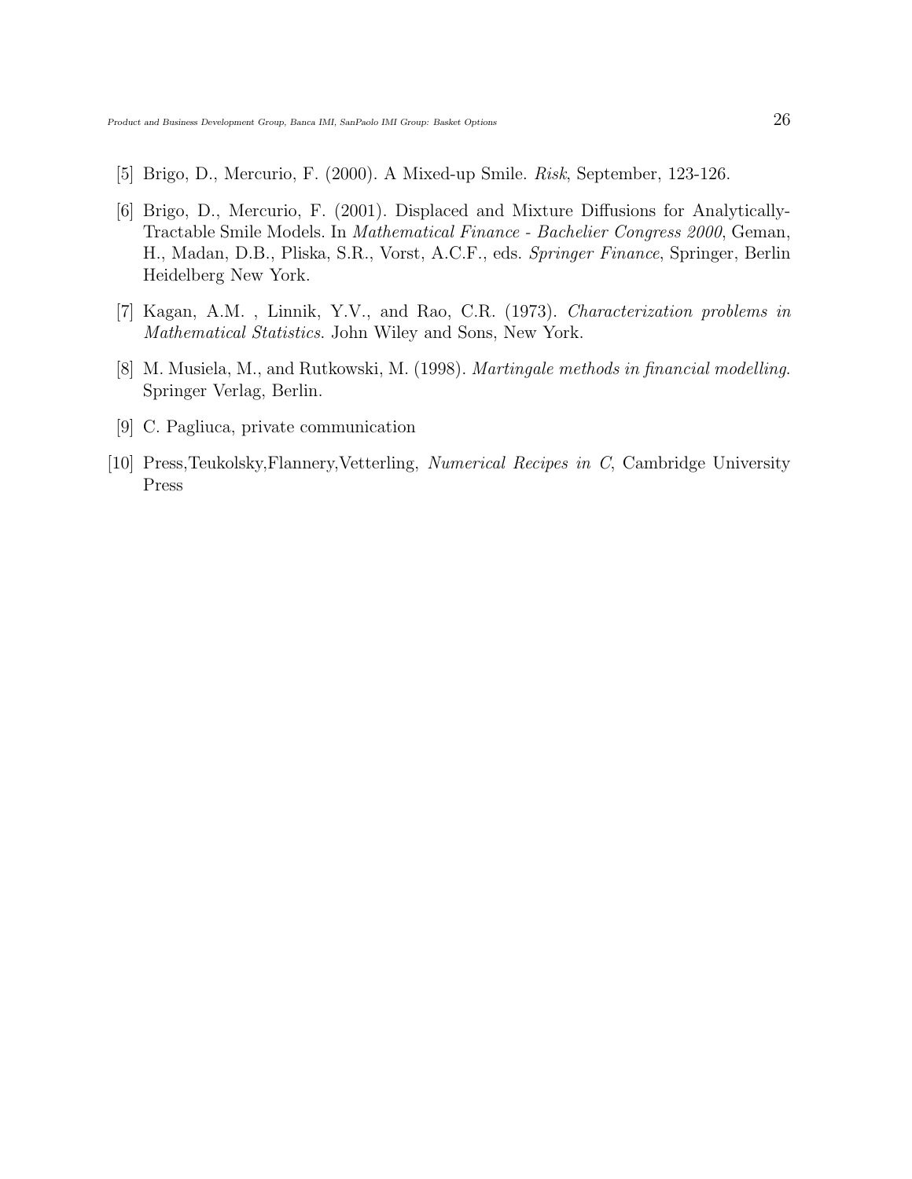[5] Brigo, D., Mercurio, F. (2000). A Mixed-up Smile. *Risk*, September, 123-126.

[6] Brigo, D., Mercurio, F. (2001). Displaced and Mixture Diffusions for Analytically-Tractable Smile Models. In *Mathematical Finance - Bachelier Congress 2000*, Geman, H., Madan, D.B., Pliska, S.R., Vorst, A.C.F., eds. *Springer Finance*, Springer, Berlin Heidelberg New York.

[7] Kagan, A.M. , Linnik, Y.V., and Rao, C.R. (1973). *Characterization problems in Mathematical Statistics*. John Wiley and Sons, New York.

[8] M. Musiela, M., and Rutkowski, M. (1998). *Martingale methods in financial modelling.* Springer Verlag, Berlin.

[9] C. Pagliuca, private communication

[10] Press,Teukolsky,Flannery,Vetterling, *Numerical Recipes in C*, Cambridge University Press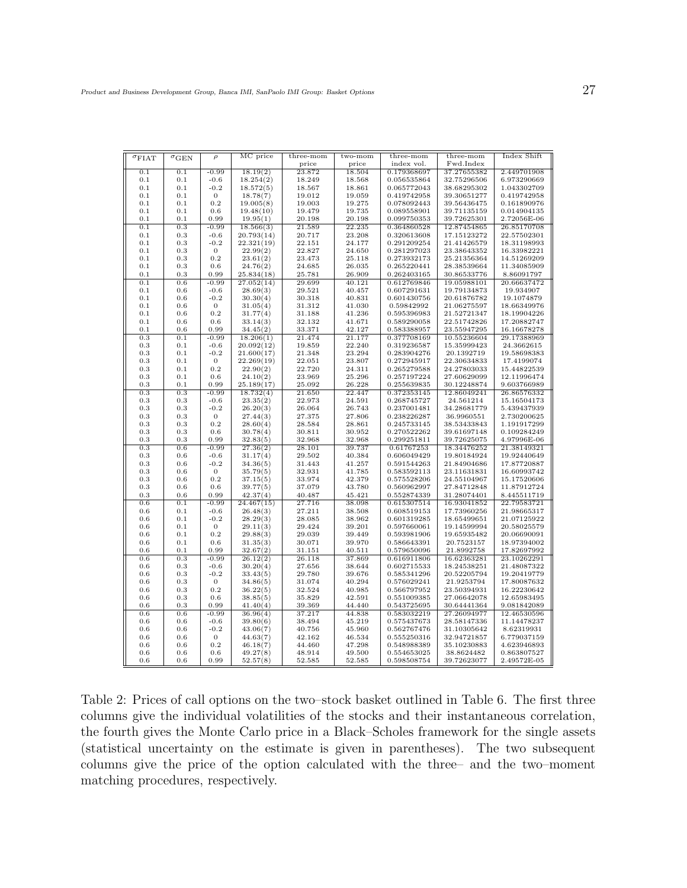| $\sigma_{\text{FIAT}}$ | $\sigma_{\text{GEN}}$ | $\rho$ | MC price | three-mom price | two-mom price | three-mom index vol. | three-mom Fwd.Index | Index Shift |
|---|---|---|---|---|---|---|---|---|
| 0.1 | 0.1 | -0.99 | 18.19(2) | 23.872 | 18.504 | 0.179368697 | 37.27655382 | 2.449701908 |
| 0.1 | 0.1 | -0.6 | 18.254(2) | 18.249 | 18.568 | 0.056535864 | 32.75296506 | 6.973290669 |
| 0.1 | 0.1 | -0.2 | 18.572(5) | 18.567 | 18.861 | 0.065772043 | 38.68295302 | 1.043302709 |
| 0.1 | 0.1 | 0 | 18.78(7) | 19.012 | 19.059 | 0.419742958 | 39.30651277 | 0.419742958 |
| 0.1 | 0.1 | 0.2 | 19.005(8) | 19.003 | 19.275 | 0.078092443 | 39.56436475 | 0.161890976 |
| 0.1 | 0.1 | 0.6 | 19.48(10) | 19.479 | 19.735 | 0.089558901 | 39.71135159 | 0.014904135 |
| 0.1 | 0.1 | 0.99 | 19.95(1) | 20.198 | 20.198 | 0.099750353 | 39.72625301 | 2.72056E-06 |
| 0.1 | 0.3 | -0.99 | 18.566(3) | 21.589 | 22.235 | 0.364860528 | 12.87454865 | 26.85170708 |
| 0.1 | 0.3 | -0.6 | 20.793(14) | 20.717 | 23.208 | 0.320613608 | 17.15123272 | 22.57502301 |
| 0.1 | 0.3 | -0.2 | 22.321(19) | 22.151 | 24.177 | 0.291209254 | 21.41426579 | 18.31198993 |
| 0.1 | 0.3 | 0 | 22.99(2) | 22.827 | 24.650 | 0.281297023 | 23.38643352 | 16.33982221 |
| 0.1 | 0.3 | 0.2 | 23.61(2) | 23.473 | 25.118 | 0.273932173 | 25.21356364 | 14.51269209 |
| 0.1 | 0.3 | 0.6 | 24.76(2) | 24.685 | 26.035 | 0.265220441 | 28.38539664 | 11.34085909 |
| 0.1 | 0.3 | 0.99 | 25.834(18) | 25.781 | 26.909 | 0.262403165 | 30.86533776 | 8.86091797 |
| 0.1 | 0.6 | -0.99 | 27.052(14) | 29.699 | 40.121 | 0.612769846 | 19.05988101 | 20.66637472 |
| 0.1 | 0.6 | -0.6 | 28.69(3) | 29.521 | 40.457 | 0.607291631 | 19.79134873 | 19.934907 |
| 0.1 | 0.6 | -0.2 | 30.30(4) | 30.318 | 40.831 | 0.601430756 | 20.61876782 | 19.1074879 |
| 0.1 | 0.6 | 0 | 31.05(4) | 31.312 | 41.030 | 0.59842992 | 21.06275597 | 18.66349976 |
| 0.1 | 0.6 | 0.2 | 31.77(4) | 31.188 | 41.236 | 0.595396983 | 21.52721347 | 18.19904226 |
| 0.1 | 0.6 | 0.6 | 33.14(3) | 32.132 | 41.671 | 0.589290058 | 22.51742826 | 17.20882747 |
| 0.1 | 0.6 | 0.99 | 34.45(2) | 33.371 | 42.127 | 0.583388957 | 23.55947295 | 16.16678278 |
| 0.3 | 0.1 | -0.99 | 18.206(1) | 21.474 | 21.177 | 0.377708169 | 10.55236604 | 29.17388969 |
| 0.3 | 0.1 | -0.6 | 20.092(12) | 19.859 | 22.240 | 0.319236587 | 15.35999423 | 24.3662615 |
| 0.3 | 0.1 | -0.2 | 21.600(17) | 21.348 | 23.294 | 0.283904276 | 20.1392719 | 19.58698383 |
| 0.3 | 0.1 | 0 | 22.269(19) | 22.051 | 23.807 | 0.272945917 | 22.30634833 | 17.4199074 |
| 0.3 | 0.1 | 0.2 | 22.90(2) | 22.720 | 24.311 | 0.265279588 | 24.27803033 | 15.44822539 |
| 0.3 | 0.1 | 0.6 | 24.10(2) | 23.969 | 25.296 | 0.257197224 | 27.60629099 | 12.11996474 |
| 0.3 | 0.1 | 0.99 | 25.189(17) | 25.092 | 26.228 | 0.255639835 | 30.12248874 | 9.603766989 |
| 0.3 | 0.3 | -0.99 | 18.732(4) | 21.650 | 22.447 | 0.372353145 | 12.86049241 | 26.86576332 |
| 0.3 | 0.3 | -0.6 | 23.35(2) | 22.973 | 24.591 | 0.268745727 | 24.561214 | 15.16504173 |
| 0.3 | 0.3 | -0.2 | 26.20(3) | 26.064 | 26.743 | 0.237001481 | 34.28681779 | 5.439437939 |
| 0.3 | 0.3 | 0 | 27.44(3) | 27.375 | 27.806 | 0.238226287 | 36.9960551 | 2.730200625 |
| 0.3 | 0.3 | 0.2 | 28.60(4) | 28.584 | 28.861 | 0.245733145 | 38.53433843 | 1.191917299 |
| 0.3 | 0.3 | 0.6 | 30.78(4) | 30.811 | 30.952 | 0.270522262 | 39.61697148 | 0.109284249 |
| 0.3 | 0.3 | 0.99 | 32.83(5) | 32.968 | 32.968 | 0.299251811 | 39.72625075 | 4.97996E-06 |
| 0.3 | 0.6 | -0.99 | 27.36(2) | 28.101 | 39.737 | 0.61767253 | 18.34476252 | 21.38149321 |
| 0.3 | 0.6 | -0.6 | 31.17(4) | 29.502 | 40.384 | 0.606049429 | 19.80184924 | 19.92440649 |
| 0.3 | 0.6 | -0.2 | 34.30(5) | 31.443 | 41.257 | 0.591544263 | 21.84904686 | 17.87720887 |
| 0.3 | 0.6 | 0 | 35.79(5) | 32.931 | 41.785 | 0.583592113 | 23.11631831 | 16.60993742 |
| 0.3 | 0.6 | 0.2 | 37.15(5) | 33.974 | 42.379 | 0.575528206 | 24.55104967 | 15.17520606 |
| 0.3 | 0.6 | 0.6 | 39.77(5) | 37.079 | 43.780 | 0.560962997 | 27.84712848 | 11.87912724 |
| 0.3 | 0.6 | 0.99 | 42.37(4) | 40.487 | 45.421 | 0.552874339 | 31.28074401 | 8.445511719 |
| 0.6 | 0.1 | -0.99 | 24.467(15) | 27.716 | 38.098 | 0.615307514 | 16.93041852 | 22.79583721 |
| 0.6 | 0.1 | -0.6 | 26.48(3) | 27.211 | 38.508 | 0.608519153 | 17.73960256 | 21.98665317 |
| 0.6 | 0.1 | -0.2 | 28.29(3) | 28.085 | 38.962 | 0.601319285 | 18.65499651 | 21.07125922 |
| 0.6 | 0.1 | 0 | 29.11(3) | 29.424 | 39.201 | 0.597660061 | 19.14599994 | 20.58025579 |
| 0.6 | 0.1 | 0.2 | 29.88(3) | 29.039 | 39.449 | 0.593981906 | 19.65935482 | 20.06690091 |
| 0.6 | 0.1 | 0.6 | 31.35(3) | 30.071 | 39.970 | 0.586643391 | 20.7523157 | 18.97394002 |
| 0.6 | 0.1 | 0.99 | 32.67(2) | 31.151 | 40.511 | 0.579650096 | 21.8992758 | 17.82697992 |
| 0.6 | 0.3 | -0.99 | 26.12(2) | 26.118 | 37.869 | 0.616911806 | 16.62363281 | 23.10262291 |
| 0.6 | 0.3 | -0.6 | 30.20(4) | 27.656 | 38.644 | 0.602715533 | 18.24538251 | 21.48087322 |
| 0.6 | 0.3 | -0.2 | 33.43(5) | 29.780 | 39.676 | 0.585341296 | 20.52205794 | 19.20419779 |
| 0.6 | 0.3 | 0 | 34.86(5) | 31.074 | 40.294 | 0.576029241 | 21.9253794 | 17.80087632 |
| 0.6 | 0.3 | 0.2 | 36.22(5) | 32.524 | 40.985 | 0.566797952 | 23.50394931 | 16.22230642 |
| 0.6 | 0.3 | 0.6 | 38.85(5) | 35.829 | 42.591 | 0.551009385 | 27.06642078 | 12.65983495 |
| 0.6 | 0.3 | 0.99 | 41.40(4) | 39.369 | 44.440 | 0.543725695 | 30.64441364 | 9.081842089 |
| 0.6 | 0.6 | -0.99 | 36.96(4) | 37.217 | 44.838 | 0.583032219 | 27.26094977 | 12.46530596 |
| 0.6 | 0.6 | -0.6 | 39.80(6) | 38.494 | 45.219 | 0.575437673 | 28.58147336 | 11.14478237 |
| 0.6 | 0.6 | -0.2 | 43.06(7) | 40.756 | 45.960 | 0.562767476 | 31.10305642 | 8.62319931 |
| 0.6 | 0.6 | 0 | 44.63(7) | 42.162 | 46.534 | 0.555250316 | 32.94721857 | 6.779037159 |
| 0.6 | 0.6 | 0.2 | 46.18(7) | 44.460 | 47.298 | 0.548988389 | 35.10230883 | 4.623946893 |
| 0.6 | 0.6 | 0.6 | 49.27(8) | 48.914 | 49.500 | 0.554653025 | 38.8624482 | 0.863807527 |
| 0.6 | 0.6 | 0.99 | 52.57(8) | 52.585 | 52.585 | 0.598508754 | 39.72623077 | 2.49572E-05 |

Table 2: Prices of call options on the two–stock basket outlined in Table 6. The first three columns give the individual volatilities of the stocks and their instantaneous correlation, the fourth gives the Monte Carlo price in a Black–Scholes framework for the single assets (statistical uncertainty on the estimate is given in parentheses). The two subsequent columns give the price of the option calculated with the three– and the two–moment matching procedures, respectively.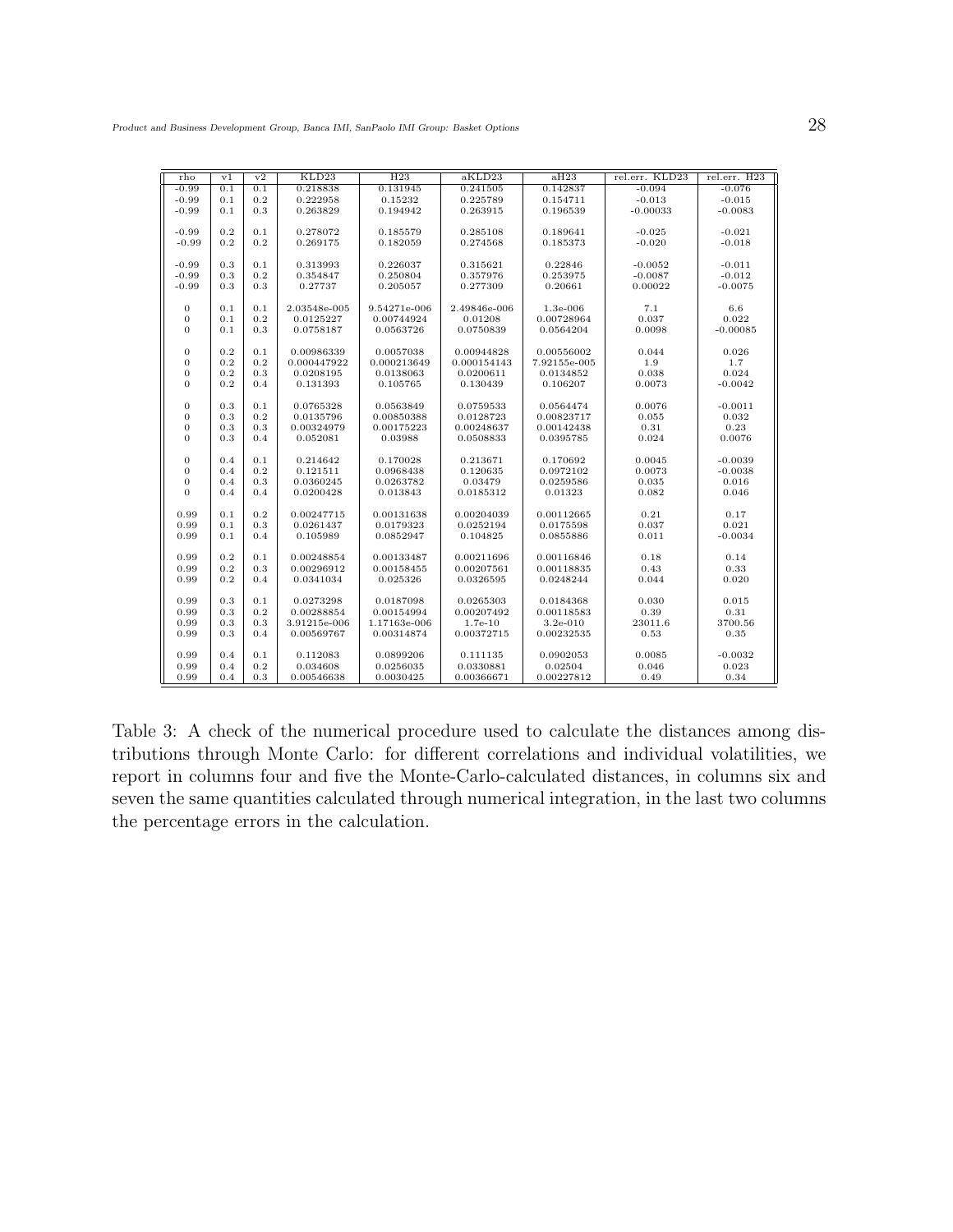| rho | v1 | v2 | KLD23 | H23 | aKLD23 | aH23 | rel.err. KLD23 | rel.err. H23 |
|---|---|---|---|---|---|---|---|---|
| -0.99 | 0.1 | 0.1 | 0.218838 | 0.131945 | 0.241505 | 0.142837 | -0.094 | -0.076 |
| -0.99 | 0.1 | 0.2 | 0.222958 | 0.15232 | 0.225789 | 0.154711 | -0.013 | -0.015 |
| -0.99 | 0.1 | 0.3 | 0.263829 | 0.194942 | 0.263915 | 0.196539 | -0.00033 | -0.0083 |
| -0.99 | 0.2 | 0.1 | 0.278072 | 0.185579 | 0.285108 | 0.189641 | -0.025 | -0.021 |
| -0.99 | 0.2 | 0.2 | 0.269175 | 0.182059 | 0.274568 | 0.185373 | -0.020 | -0.018 |
| -0.99 | 0.3 | 0.1 | 0.313993 | 0.226037 | 0.315621 | 0.22846 | -0.0052 | -0.011 |
| -0.99 | 0.3 | 0.2 | 0.354847 | 0.250804 | 0.357976 | 0.253975 | -0.0087 | -0.012 |
| -0.99 | 0.3 | 0.3 | 0.27737 | 0.205057 | 0.277309 | 0.20661 | 0.00022 | -0.0075 |
| 0 | 0.1 | 0.1 | 2.03548e-005 | 9.54271e-006 | 2.49846e-006 | 1.3e-006 | 7.1 | 6.6 |
| 0 | 0.1 | 0.2 | 0.0125227 | 0.00744924 | 0.01208 | 0.00728964 | 0.037 | 0.022 |
| 0 | 0.1 | 0.3 | 0.0758187 | 0.0563726 | 0.0750839 | 0.0564204 | 0.0098 | -0.00085 |
| 0 | 0.2 | 0.1 | 0.00986339 | 0.0057038 | 0.00944828 | 0.00556002 | 0.044 | 0.026 |
| 0 | 0.2 | 0.2 | 0.000447922 | 0.000213649 | 0.000154143 | 7.92155e-005 | 1.9 | 1.7 |
| 0 | 0.2 | 0.3 | 0.0208195 | 0.0138063 | 0.0200611 | 0.0134852 | 0.038 | 0.024 |
| 0 | 0.2 | 0.4 | 0.131393 | 0.105765 | 0.130439 | 0.106207 | 0.0073 | -0.0042 |
| 0 | 0.3 | 0.1 | 0.0765328 | 0.0563849 | 0.0759533 | 0.0564474 | 0.0076 | -0.0011 |
| 0 | 0.3 | 0.2 | 0.0135796 | 0.00850388 | 0.0128723 | 0.00823717 | 0.055 | 0.032 |
| 0 | 0.3 | 0.3 | 0.00324979 | 0.00175223 | 0.00248637 | 0.00142438 | 0.31 | 0.23 |
| 0 | 0.3 | 0.4 | 0.052081 | 0.03988 | 0.0508833 | 0.0395785 | 0.024 | 0.0076 |
| 0 | 0.4 | 0.1 | 0.214642 | 0.170028 | 0.213671 | 0.170692 | 0.0045 | -0.0039 |
| 0 | 0.4 | 0.2 | 0.121511 | 0.0968438 | 0.120635 | 0.0972102 | 0.0073 | -0.0038 |
| 0 | 0.4 | 0.3 | 0.0360245 | 0.0263782 | 0.03479 | 0.0259586 | 0.035 | 0.016 |
| 0 | 0.4 | 0.4 | 0.0200428 | 0.013843 | 0.0185312 | 0.01323 | 0.082 | 0.046 |
| 0.99 | 0.1 | 0.2 | 0.00247715 | 0.00131638 | 0.00204039 | 0.00112665 | 0.21 | 0.17 |
| 0.99 | 0.1 | 0.3 | 0.0261437 | 0.0179323 | 0.0252194 | 0.0175598 | 0.037 | 0.021 |
| 0.99 | 0.1 | 0.4 | 0.105989 | 0.0852947 | 0.104825 | 0.0855886 | 0.011 | -0.0034 |
| 0.99 | 0.2 | 0.1 | 0.00248854 | 0.00133487 | 0.00211696 | 0.00116846 | 0.18 | 0.14 |
| 0.99 | 0.2 | 0.3 | 0.00296912 | 0.00158455 | 0.00207561 | 0.00118835 | 0.43 | 0.33 |
| 0.99 | 0.2 | 0.4 | 0.0341034 | 0.025326 | 0.0326595 | 0.0248244 | 0.044 | 0.020 |
| 0.99 | 0.3 | 0.1 | 0.0273298 | 0.0187098 | 0.0265303 | 0.0184368 | 0.030 | 0.015 |
| 0.99 | 0.3 | 0.2 | 0.00288854 | 0.00154994 | 0.00207492 | 0.00118583 | 0.39 | 0.31 |
| 0.99 | 0.3 | 0.3 | 3.91215e-006 | 1.17163e-006 | 1.7e-10 | 3.2e-010 | 23011.6 | 3700.56 |
| 0.99 | 0.3 | 0.4 | 0.00569767 | 0.00314874 | 0.00372715 | 0.00232535 | 0.53 | 0.35 |
| 0.99 | 0.4 | 0.1 | 0.112083 | 0.0899206 | 0.111135 | 0.0902053 | 0.0085 | -0.0032 |
| 0.99 | 0.4 | 0.2 | 0.034608 | 0.0256035 | 0.0330881 | 0.02504 | 0.046 | 0.023 |
| 0.99 | 0.4 | 0.3 | 0.00546638 | 0.0030425 | 0.00366671 | 0.00227812 | 0.49 | 0.34 |

Table 3: A check of the numerical procedure used to calculate the distances among distributions through Monte Carlo: for different correlations and individual volatilities, we report in columns four and five the Monte-Carlo-calculated distances, in columns six and seven the same quantities calculated through numerical integration, in the last two columns the percentage errors in the calculation.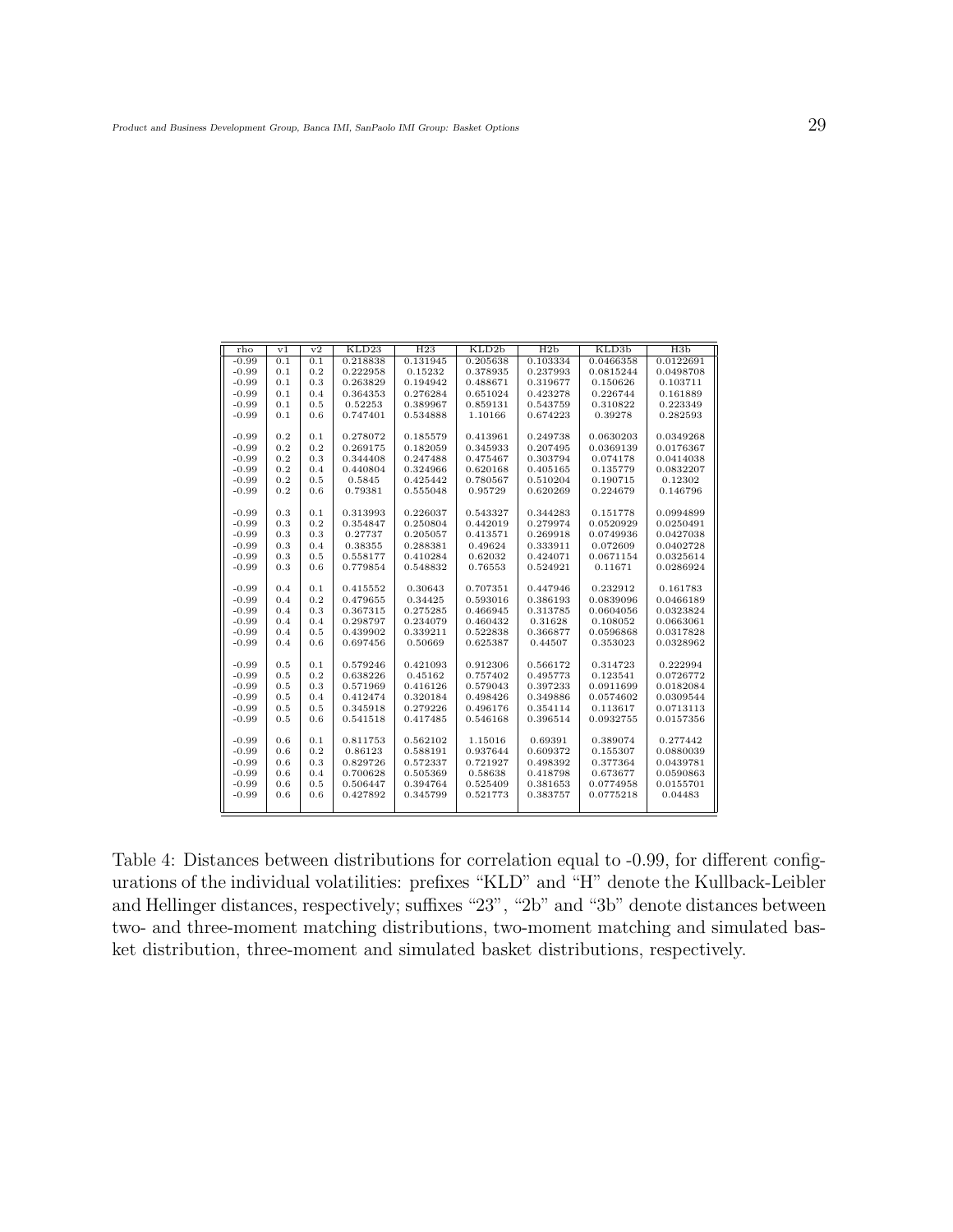| rho | v1 | v2 | KLD23 | H23 | KLD2b | H2b | KLD3b | H3b |
|---|---|---|---|---|---|---|---|---|
| -0.99 | 0.1 | 0.1 | 0.218838 | 0.131945 | 0.205638 | 0.103334 | 0.0466358 | 0.0122691 |
| -0.99 | 0.1 | 0.2 | 0.222958 | 0.15232 | 0.378935 | 0.237993 | 0.0815244 | 0.0498708 |
| -0.99 | 0.1 | 0.3 | 0.263829 | 0.194942 | 0.488671 | 0.319677 | 0.150626 | 0.103711 |
| -0.99 | 0.1 | 0.4 | 0.364353 | 0.276284 | 0.651024 | 0.423278 | 0.226744 | 0.161889 |
| -0.99 | 0.1 | 0.5 | 0.52253 | 0.389967 | 0.859131 | 0.543759 | 0.310822 | 0.223349 |
| -0.99 | 0.1 | 0.6 | 0.747401 | 0.534888 | 1.10166 | 0.674223 | 0.39278 | 0.282593 |
| -0.99 | 0.2 | 0.1 | 0.278072 | 0.185579 | 0.413961 | 0.249738 | 0.0630203 | 0.0349268 |
| -0.99 | 0.2 | 0.2 | 0.269175 | 0.182059 | 0.345933 | 0.207495 | 0.0369139 | 0.0176367 |
| -0.99 | 0.2 | 0.3 | 0.344408 | 0.247488 | 0.475467 | 0.303794 | 0.074178 | 0.0414038 |
| -0.99 | 0.2 | 0.4 | 0.440804 | 0.324966 | 0.620168 | 0.405165 | 0.135779 | 0.0832207 |
| -0.99 | 0.2 | 0.5 | 0.5845 | 0.425442 | 0.780567 | 0.510204 | 0.190715 | 0.12302 |
| -0.99 | 0.2 | 0.6 | 0.79381 | 0.555048 | 0.95729 | 0.620269 | 0.224679 | 0.146796 |
| -0.99 | 0.3 | 0.1 | 0.313993 | 0.226037 | 0.543327 | 0.344283 | 0.151778 | 0.0994899 |
| -0.99 | 0.3 | 0.2 | 0.354847 | 0.250804 | 0.442019 | 0.279974 | 0.0520929 | 0.0250491 |
| -0.99 | 0.3 | 0.3 | 0.27737 | 0.205057 | 0.413571 | 0.269918 | 0.0749936 | 0.0427038 |
| -0.99 | 0.3 | 0.4 | 0.38355 | 0.288381 | 0.49624 | 0.333911 | 0.072609 | 0.0402728 |
| -0.99 | 0.3 | 0.5 | 0.558177 | 0.410284 | 0.62032 | 0.424071 | 0.0671154 | 0.0325614 |
| -0.99 | 0.3 | 0.6 | 0.779854 | 0.548832 | 0.76553 | 0.524921 | 0.11671 | 0.0286924 |
| -0.99 | 0.4 | 0.1 | 0.415552 | 0.30643 | 0.707351 | 0.447946 | 0.232912 | 0.161783 |
| -0.99 | 0.4 | 0.2 | 0.479655 | 0.34425 | 0.593016 | 0.386193 | 0.0839096 | 0.0466189 |
| -0.99 | 0.4 | 0.3 | 0.367315 | 0.275285 | 0.466945 | 0.313785 | 0.0604056 | 0.0323824 |
| -0.99 | 0.4 | 0.4 | 0.298797 | 0.234079 | 0.460432 | 0.31628 | 0.108052 | 0.0663061 |
| -0.99 | 0.4 | 0.5 | 0.439902 | 0.339211 | 0.522838 | 0.366877 | 0.0596868 | 0.0317828 |
| -0.99 | 0.4 | 0.6 | 0.697456 | 0.50669 | 0.625387 | 0.44507 | 0.353023 | 0.0328962 |
| -0.99 | 0.5 | 0.1 | 0.579246 | 0.421093 | 0.912306 | 0.566172 | 0.314723 | 0.222994 |
| -0.99 | 0.5 | 0.2 | 0.638226 | 0.45162 | 0.757402 | 0.495773 | 0.123541 | 0.0726772 |
| -0.99 | 0.5 | 0.3 | 0.571969 | 0.416126 | 0.579043 | 0.397233 | 0.0911699 | 0.0182084 |
| -0.99 | 0.5 | 0.4 | 0.412474 | 0.320184 | 0.498426 | 0.349886 | 0.0574602 | 0.0309544 |
| -0.99 | 0.5 | 0.5 | 0.345918 | 0.279226 | 0.496176 | 0.354114 | 0.113617 | 0.0713113 |
| -0.99 | 0.5 | 0.6 | 0.541518 | 0.417485 | 0.546168 | 0.396514 | 0.0932755 | 0.0157356 |
| -0.99 | 0.6 | 0.1 | 0.811753 | 0.562102 | 1.15016 | 0.69391 | 0.389074 | 0.277442 |
| -0.99 | 0.6 | 0.2 | 0.86123 | 0.588191 | 0.937644 | 0.609372 | 0.155307 | 0.0880039 |
| -0.99 | 0.6 | 0.3 | 0.829726 | 0.572337 | 0.721927 | 0.498392 | 0.377364 | 0.0439781 |
| -0.99 | 0.6 | 0.4 | 0.700628 | 0.505369 | 0.58638 | 0.418798 | 0.673677 | 0.0590863 |
| -0.99 | 0.6 | 0.5 | 0.506447 | 0.394764 | 0.525409 | 0.381653 | 0.0774958 | 0.0155701 |
| -0.99 | 0.6 | 0.6 | 0.427892 | 0.345799 | 0.521773 | 0.383757 | 0.0775218 | 0.04483 |

Table 4: Distances between distributions for correlation equal to -0.99, for different configurations of the individual volatilities: prefixes "KLD" and "H" denote the Kullback-Leibler and Hellinger distances, respectively; suffixes "23", "2b" and "3b" denote distances between two- and three-moment matching distributions, two-moment matching and simulated basket distribution, three-moment and simulated basket distributions, respectively.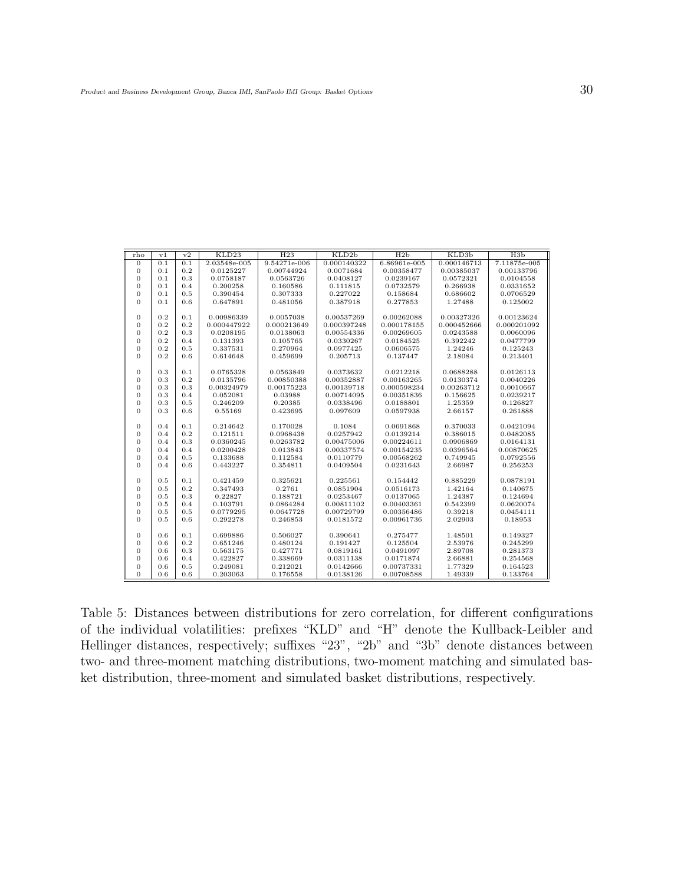| rho | v1 | v2 | KLD23 | H23 | KLD2b | H2b | KLD3b | H3b |
|---|---|---|---|---|---|---|---|---|
| 0 | 0.1 | 0.1 | 2.03548e-005 | 9.54271e-006 | 0.000140322 | 6.86961e-005 | 0.000146713 | 7.11875e-005 |
| 0 | 0.1 | 0.2 | 0.0125227 | 0.00744924 | 0.0071684 | 0.00358477 | 0.00385037 | 0.00133796 |
| 0 | 0.1 | 0.3 | 0.0758187 | 0.0563726 | 0.0408127 | 0.0239167 | 0.0572321 | 0.0104558 |
| 0 | 0.1 | 0.4 | 0.200258 | 0.160586 | 0.111815 | 0.0732579 | 0.266938 | 0.0331652 |
| 0 | 0.1 | 0.5 | 0.390454 | 0.307333 | 0.227022 | 0.158684 | 0.686602 | 0.0706529 |
| 0 | 0.1 | 0.6 | 0.647891 | 0.481056 | 0.387918 | 0.277853 | 1.27488 | 0.125002 |
| 0 | 0.2 | 0.1 | 0.00986339 | 0.0057038 | 0.00537269 | 0.00262088 | 0.00327326 | 0.00123624 |
| 0 | 0.2 | 0.2 | 0.000447922 | 0.000213649 | 0.000397248 | 0.000178155 | 0.000452666 | 0.000201092 |
| 0 | 0.2 | 0.3 | 0.0208195 | 0.0138063 | 0.00554336 | 0.00269605 | 0.0243588 | 0.0060096 |
| 0 | 0.2 | 0.4 | 0.131393 | 0.105765 | 0.0330267 | 0.0184525 | 0.392242 | 0.0477799 |
| 0 | 0.2 | 0.5 | 0.337531 | 0.270964 | 0.0977425 | 0.0606575 | 1.24246 | 0.125243 |
| 0 | 0.2 | 0.6 | 0.614648 | 0.459699 | 0.205713 | 0.137447 | 2.18084 | 0.213401 |
| 0 | 0.3 | 0.1 | 0.0765328 | 0.0563849 | 0.0373632 | 0.0212218 | 0.0688288 | 0.0126113 |
| 0 | 0.3 | 0.2 | 0.0135796 | 0.00850388 | 0.00352887 | 0.00163265 | 0.0130374 | 0.0040226 |
| 0 | 0.3 | 0.3 | 0.00324979 | 0.00175223 | 0.00139718 | 0.000598234 | 0.00263712 | 0.0010667 |
| 0 | 0.3 | 0.4 | 0.052081 | 0.03988 | 0.00714095 | 0.00351836 | 0.156625 | 0.0239217 |
| 0 | 0.3 | 0.5 | 0.246209 | 0.20385 | 0.0338496 | 0.0188801 | 1.25359 | 0.126827 |
| 0 | 0.3 | 0.6 | 0.55169 | 0.423695 | 0.097609 | 0.0597938 | 2.66157 | 0.261888 |
| 0 | 0.4 | 0.1 | 0.214642 | 0.170028 | 0.1084 | 0.0691868 | 0.370033 | 0.0421094 |
| 0 | 0.4 | 0.2 | 0.121511 | 0.0968438 | 0.0257942 | 0.0139214 | 0.386015 | 0.0482085 |
| 0 | 0.4 | 0.3 | 0.0360245 | 0.0263782 | 0.00475006 | 0.00224611 | 0.0906869 | 0.0164131 |
| 0 | 0.4 | 0.4 | 0.0200428 | 0.013843 | 0.00337574 | 0.00154235 | 0.0396564 | 0.00870625 |
| 0 | 0.4 | 0.5 | 0.133688 | 0.112584 | 0.0110779 | 0.00568262 | 0.749945 | 0.0792556 |
| 0 | 0.4 | 0.6 | 0.443227 | 0.354811 | 0.0409504 | 0.0231643 | 2.66987 | 0.256253 |
| 0 | 0.5 | 0.1 | 0.421459 | 0.325621 | 0.225561 | 0.154442 | 0.885229 | 0.0878191 |
| 0 | 0.5 | 0.2 | 0.347493 | 0.2761 | 0.0851904 | 0.0516173 | 1.42164 | 0.140675 |
| 0 | 0.5 | 0.3 | 0.22827 | 0.188721 | 0.0253467 | 0.0137065 | 1.24387 | 0.124694 |
| 0 | 0.5 | 0.4 | 0.103791 | 0.0864284 | 0.00811102 | 0.00403361 | 0.542399 | 0.0620074 |
| 0 | 0.5 | 0.5 | 0.0779295 | 0.0647728 | 0.00729799 | 0.00356486 | 0.39218 | 0.0454111 |
| 0 | 0.5 | 0.6 | 0.292278 | 0.246853 | 0.0181572 | 0.00961736 | 2.02903 | 0.18953 |
| 0 | 0.6 | 0.1 | 0.699886 | 0.506027 | 0.390641 | 0.275477 | 1.48501 | 0.149327 |
| 0 | 0.6 | 0.2 | 0.651246 | 0.480124 | 0.191427 | 0.125504 | 2.53976 | 0.245299 |
| 0 | 0.6 | 0.3 | 0.563175 | 0.427771 | 0.0819161 | 0.0491097 | 2.89708 | 0.281373 |
| 0 | 0.6 | 0.4 | 0.422827 | 0.338669 | 0.0311138 | 0.0171874 | 2.66881 | 0.254568 |
| 0 | 0.6 | 0.5 | 0.249081 | 0.212021 | 0.0142666 | 0.00737331 | 1.77329 | 0.164523 |
| 0 | 0.6 | 0.6 | 0.203063 | 0.176558 | 0.0138126 | 0.00708588 | 1.49339 | 0.133764 |

Table 5: Distances between distributions for zero correlation, for different configurations of the individual volatilities: prefixes "KLD" and "H" denote the Kullback-Leibler and Hellinger distances, respectively; suffixes "23", "2b" and "3b" denote distances between two- and three-moment matching distributions, two-moment matching and simulated basket distribution, three-moment and simulated basket distributions, respectively.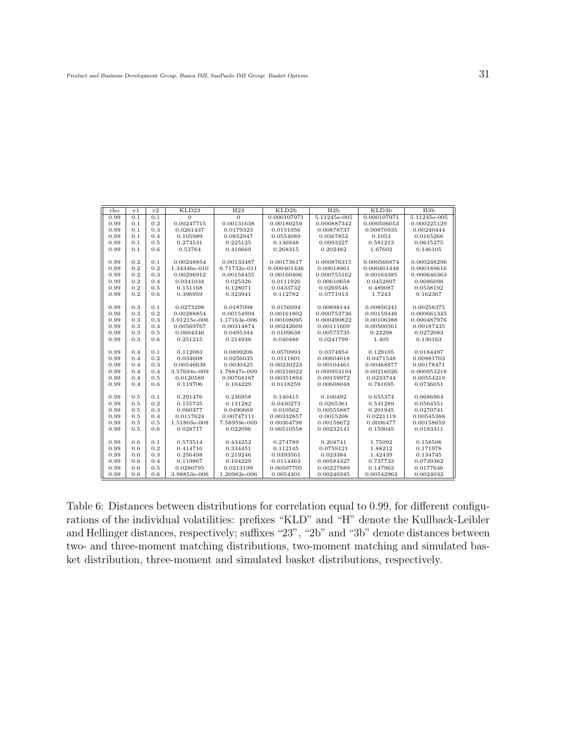| rho | v1 | v2 | KLD23 | H23 | KLD2b | H2b | KLD3b | H3b |
|---|---|---|---|---|---|---|---|---|
| 0.99 | 0.1 | 0.1 | 0 | 0 | 0.000107971 | 5.11245e-005 | 0.000107971 | 5.11245e-005 |
| 0.99 | 0.1 | 0.2 | 0.00247715 | 0.00131638 | 0.00180259 | 0.000887342 | 0.000506053 | 0.000225129 |
| 0.99 | 0.1 | 0.3 | 0.0261437 | 0.0179323 | 0.0151956 | 0.00878737 | 0.00870935 | 0.00240444 |
| 0.99 | 0.1 | 0.4 | 0.105989 | 0.0852947 | 0.0554089 | 0.0367852 | 0.1053 | 0.0165266 |
| 0.99 | 0.1 | 0.5 | 0.273531 | 0.225125 | 0.136948 | 0.0993227 | 0.581213 | 0.0615275 |
| 0.99 | 0.1 | 0.6 | 0.53764 | 0.416669 | 0.268315 | 0.202482 | 1.67602 | 0.146105 |
| | | | | | | | | |
| 0.99 | 0.2 | 0.1 | 0.00248854 | 0.00133487 | 0.00173617 | 0.000876315 | 0.000566874 | 0.000248296 |
| 0.99 | 0.2 | 0.2 | 1.34346e-010 | 6.71732e-011 | 0.000401436 | 0.00018961 | 0.000401448 | 0.000189616 |
| 0.99 | 0.2 | 0.3 | 0.00296912 | 0.00158455 | 0.00160406 | 0.000755162 | 0.00164385 | 0.000646363 |
| 0.99 | 0.2 | 0.4 | 0.0341034 | 0.025326 | 0.0111926 | 0.00610658 | 0.0452897 | 0.0086098 |
| 0.99 | 0.2 | 0.5 | 0.151168 | 0.128071 | 0.0433732 | 0.0269546 | 0.489087 | 0.0538192 |
| 0.99 | 0.2 | 0.6 | 0.396959 | 0.323941 | 0.112782 | 0.0771913 | 1.7243 | 0.162367 |
| | | | | | | | | |
| 0.99 | 0.3 | 0.1 | 0.0273298 | 0.0187098 | 0.0156094 | 0.00898144 | 0.00856241 | 0.00258375 |
| 0.99 | 0.3 | 0.2 | 0.00288854 | 0.00154994 | 0.00161802 | 0.000753736 | 0.00159446 | 0.000661345 |
| 0.99 | 0.3 | 0.3 | 3.91215e-006 | 1.17163e-006 | 0.00108095 | 0.000490822 | 0.00106388 | 0.000487976 |
| 0.99 | 0.3 | 0.4 | 0.00569767 | 0.00314874 | 0.00242609 | 0.00111609 | 0.00500561 | 0.00187435 |
| 0.99 | 0.3 | 0.5 | 0.0604346 | 0.0495344 | 0.0109638 | 0.00575735 | 0.22298 | 0.0272083 |
| 0.99 | 0.3 | 0.6 | 0.251215 | 0.214938 | 0.040486 | 0.0241799 | 1.405 | 0.130163 |
| | | | | | | | | |
| 0.99 | 0.4 | 0.1 | 0.112083 | 0.0899206 | 0.0570993 | 0.0374854 | 0.129105 | 0.0184497 |
| 0.99 | 0.4 | 0.2 | 0.034608 | 0.0256035 | 0.0111801 | 0.00604018 | 0.0471548 | 0.00881703 |
| 0.99 | 0.4 | 0.3 | 0.00546638 | 0.0030425 | 0.00230223 | 0.00104461 | 0.00468877 | 0.00178471 |
| 0.99 | 0.4 | 0.4 | 3.57694e-009 | 1.78847e-009 | 0.00216022 | 0.000953194 | 0.00216026 | 0.000953218 |
| 0.99 | 0.4 | 0.5 | 0.0120589 | 0.00768187 | 0.00351894 | 0.00159972 | 0.0233744 | 0.00554219 |
| 0.99 | 0.4 | 0.6 | 0.119706 | 0.104229 | 0.0118259 | 0.00608048 | 0.781695 | 0.0736051 |
| | | | | | | | | |
| 0.99 | 0.5 | 0.1 | 0.291476 | 0.236958 | 0.140415 | 0.100492 | 0.655374 | 0.0686964 |
| 0.99 | 0.5 | 0.2 | 0.155735 | 0.131282 | 0.0430273 | 0.0265361 | 0.531289 | 0.0564551 |
| 0.99 | 0.5 | 0.3 | 0.060377 | 0.0490669 | 0.010562 | 0.00555887 | 0.201945 | 0.0270741 |
| 0.99 | 0.5 | 0.4 | 0.0117624 | 0.00747111 | 0.00332857 | 0.0015208 | 0.0221119 | 0.00545388 |
| 0.99 | 0.5 | 0.5 | 1.51803e-008 | 7.58959e-009 | 0.00364798 | 0.00158672 | 0.0036477 | 0.00158659 |
| 0.99 | 0.5 | 0.6 | 0.028717 | 0.022096 | 0.00510558 | 0.00232141 | 0.159045 | 0.0183311 |
| | | | | | | | | |
| 0.99 | 0.6 | 0.1 | 0.573514 | 0.434252 | 0.274789 | 0.204741 | 1.75092 | 0.158506 |
| 0.99 | 0.6 | 0.2 | 0.414716 | 0.334451 | 0.112145 | 0.0759121 | 1.88212 | 0.171978 |
| 0.99 | 0.6 | 0.3 | 0.256498 | 0.219246 | 0.0393561 | 0.023384 | 1.42439 | 0.134745 |
| 0.99 | 0.6 | 0.4 | 0.119867 | 0.104229 | 0.0114463 | 0.00584327 | 0.737733 | 0.0739362 |
| 0.99 | 0.6 | 0.5 | 0.0280795 | 0.0213199 | 0.00507705 | 0.00227889 | 0.147963 | 0.0177646 |
| 0.99 | 0.6 | 0.6 | 3.98853e-006 | 1.20982e-006 | 0.0054301 | 0.00240345 | 0.00542962 | 0.0024032 |

Table 6: Distances between distributions for correlation equal to 0.99, for different configurations of the individual volatilities: prefixes "KLD" and "H" denote the Kullback-Leibler and Hellinger distances, respectively; suffixes "23", "2b" and "3b" denote distances between two- and three-moment matching distributions, two-moment matching and simulated basket distribution, three-moment and simulated basket distributions, respectively.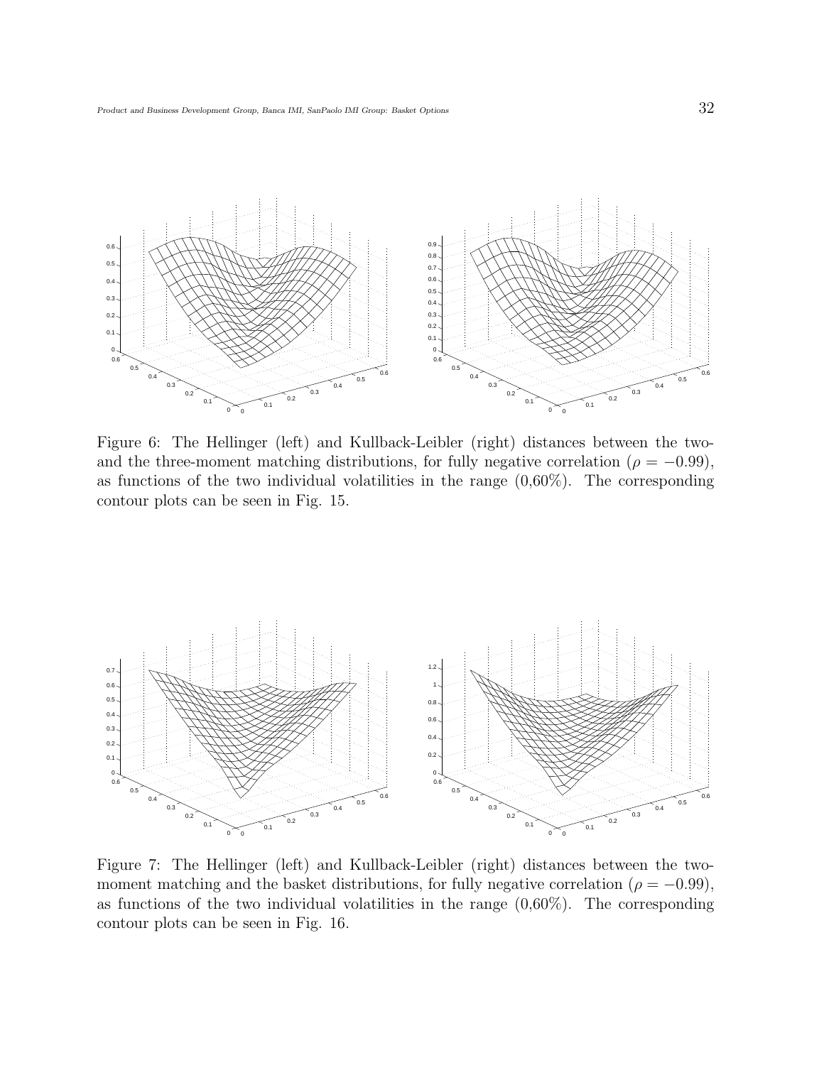Figure 6: The Hellinger (left) and Kullback-Leibler (right) distances between the two- and the three-moment matching distributions, for fully negative correlation ($\rho = -0.99$), as functions of the two individual volatilities in the range (0,60%). The corresponding contour plots can be seen in Fig. 15.

Figure 7: The Hellinger (left) and Kullback-Leibler (right) distances between the two-moment matching and the basket distributions, for fully negative correlation ($\rho = -0.99$), as functions of the two individual volatilities in the range (0,60%). The corresponding contour plots can be seen in Fig. 16.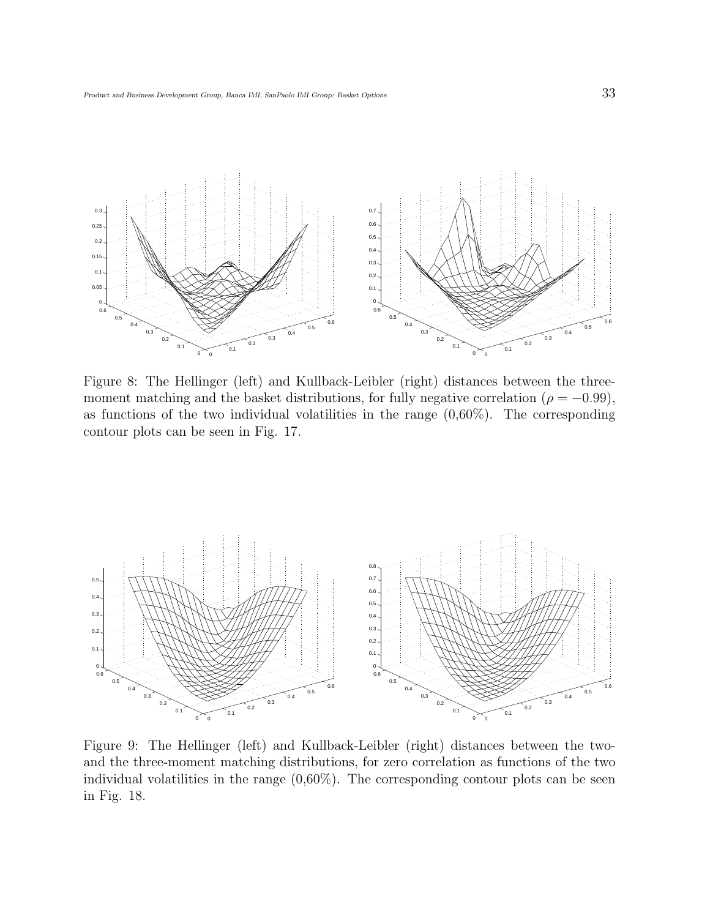Figure 8: The Hellinger (left) and Kullback-Leibler (right) distances between the three-moment matching and the basket distributions, for fully negative correlation ($\rho = -0.99$), as functions of the two individual volatilities in the range (0,60%). The corresponding contour plots can be seen in Fig. 17.

Figure 9: The Hellinger (left) and Kullback-Leibler (right) distances between the two- and the three-moment matching distributions, for zero correlation as functions of the two individual volatilities in the range (0,60%). The corresponding contour plots can be seen in Fig. 18.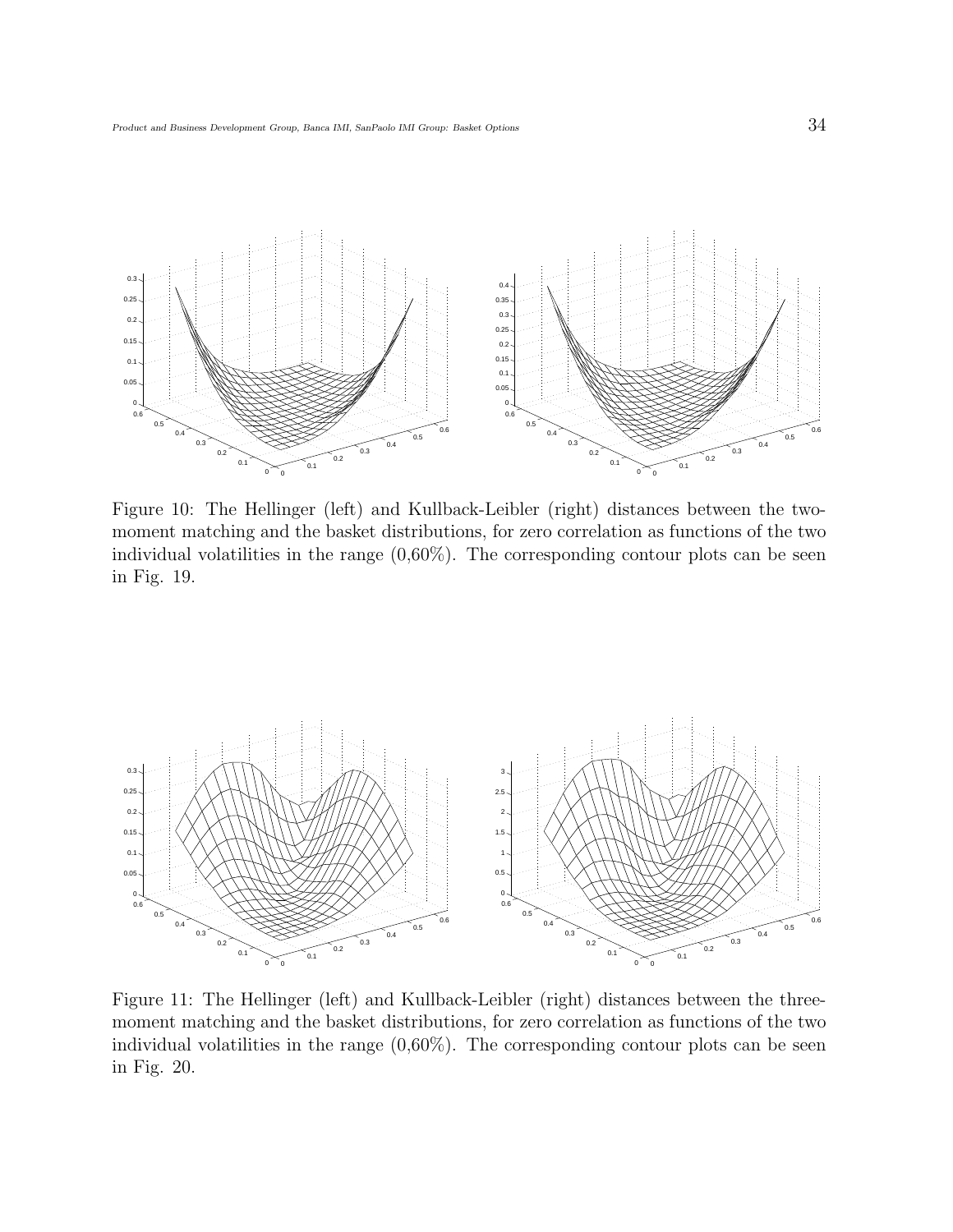Figure 10: The Hellinger (left) and Kullback-Leibler (right) distances between the two-moment matching and the basket distributions, for zero correlation as functions of the two individual volatilities in the range (0,60%). The corresponding contour plots can be seen in Fig. 19.

Figure 11: The Hellinger (left) and Kullback-Leibler (right) distances between the three-moment matching and the basket distributions, for zero correlation as functions of the two individual volatilities in the range (0,60%). The corresponding contour plots can be seen in Fig. 20.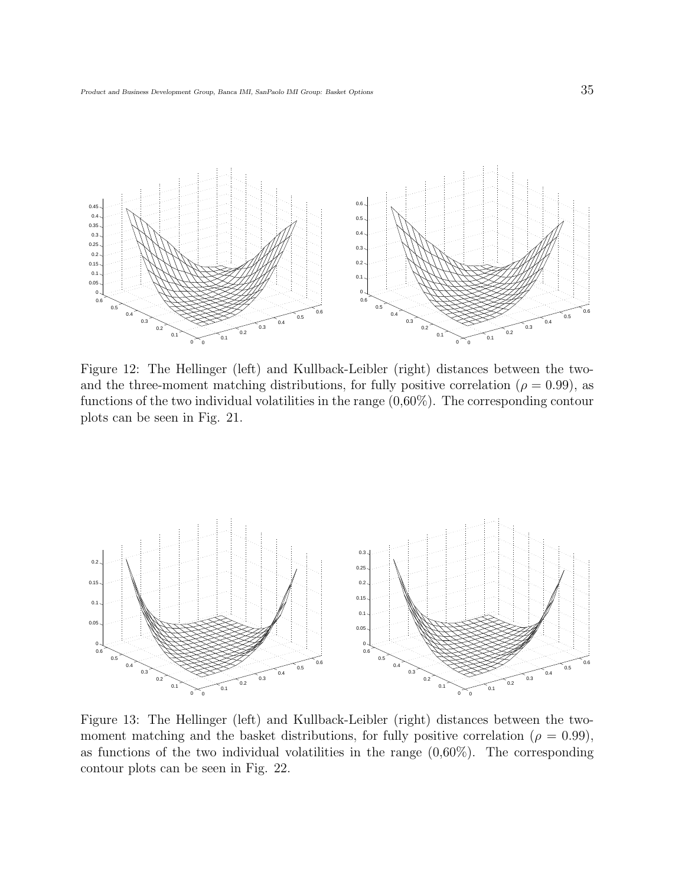Figure 12: The Hellinger (left) and Kullback-Leibler (right) distances between the two- and the three-moment matching distributions, for fully positive correlation ($\rho = 0.99$), as functions of the two individual volatilities in the range (0,60%). The corresponding contour plots can be seen in Fig. 21.

Figure 13: The Hellinger (left) and Kullback-Leibler (right) distances between the two-moment matching and the basket distributions, for fully positive correlation ($\rho = 0.99$), as functions of the two individual volatilities in the range (0,60%). The corresponding contour plots can be seen in Fig. 22.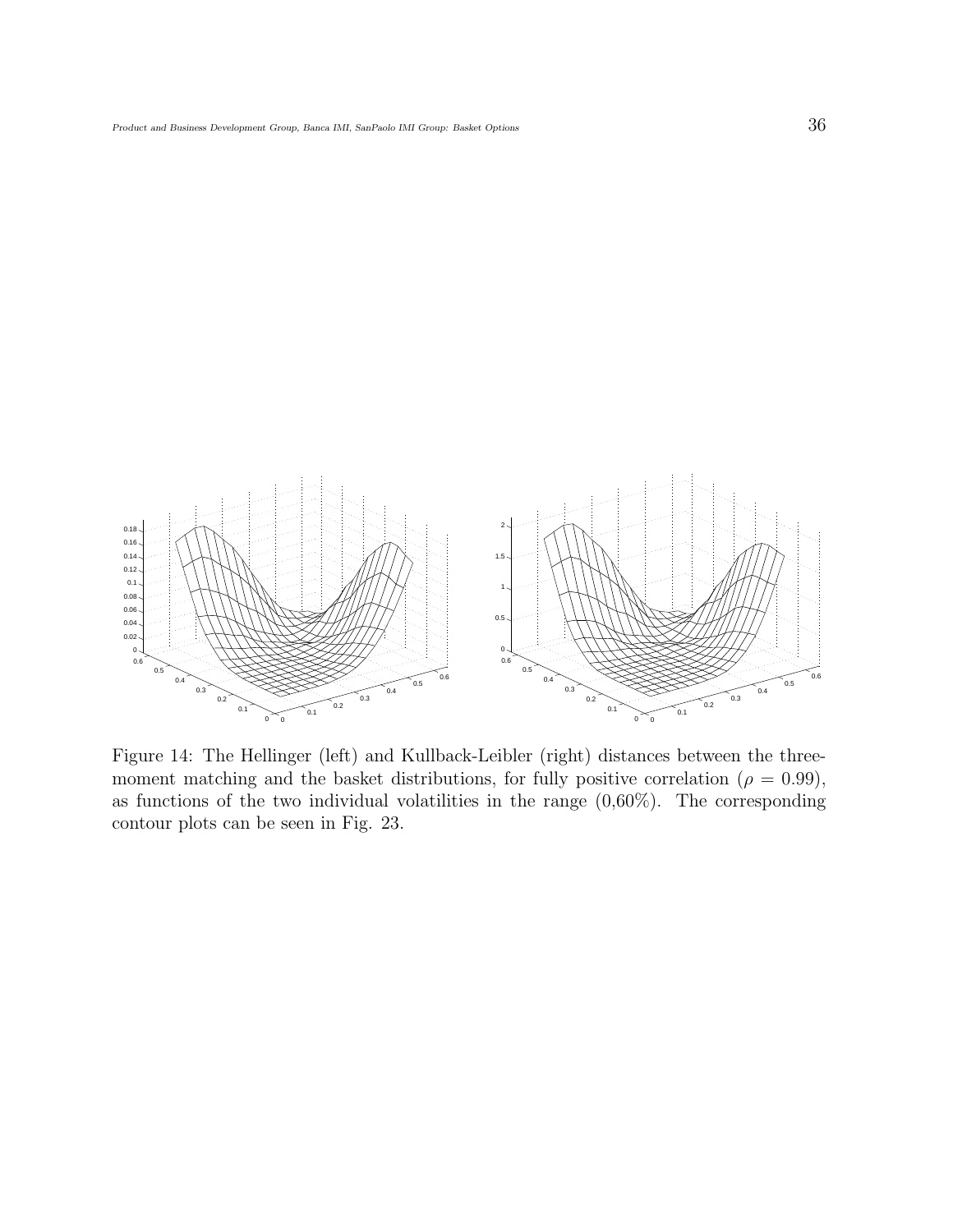Figure 14: The Hellinger (left) and Kullback-Leibler (right) distances between the three-moment matching and the basket distributions, for fully positive correlation ($\rho = 0.99$), as functions of the two individual volatilities in the range (0,60%). The corresponding contour plots can be seen in Fig. 23.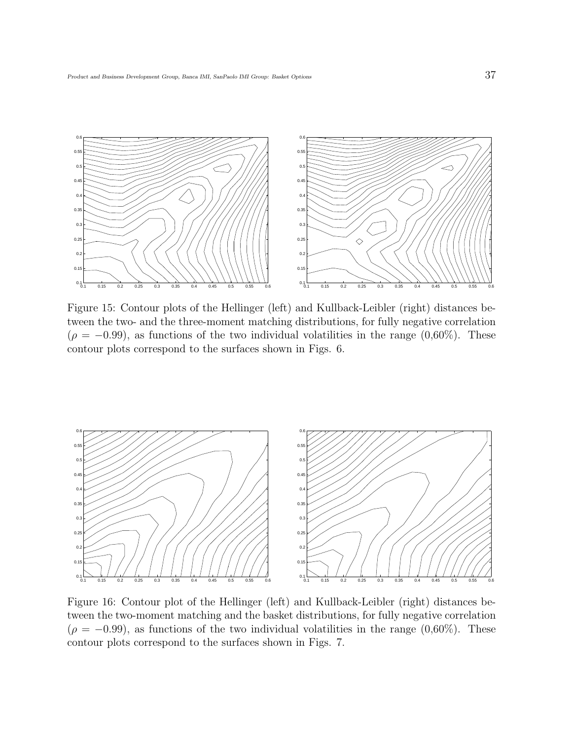Figure 15: Contour plots of the Hellinger (left) and Kullback-Leibler (right) distances between the two- and the three-moment matching distributions, for fully negative correlation ($\rho = -0.99$), as functions of the two individual volatilities in the range (0,60%). These contour plots correspond to the surfaces shown in Figs. 6.

Figure 16: Contour plot of the Hellinger (left) and Kullback-Leibler (right) distances between the two-moment matching and the basket distributions, for fully negative correlation ($\rho = -0.99$), as functions of the two individual volatilities in the range (0,60%). These contour plots correspond to the surfaces shown in Figs. 7.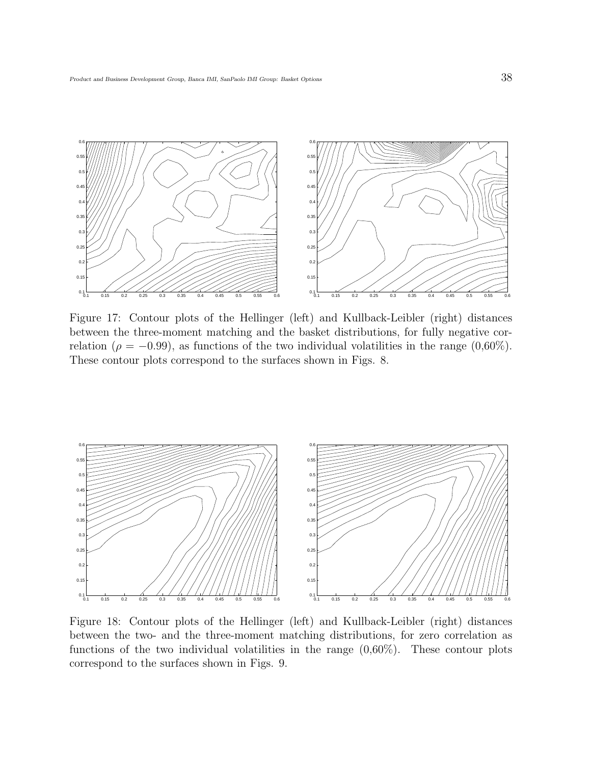Figure 17: Contour plots of the Hellinger (left) and Kullback-Leibler (right) distances between the three-moment matching and the basket distributions, for fully negative correlation ($\rho = -0.99$), as functions of the two individual volatilities in the range (0,60%). These contour plots correspond to the surfaces shown in Figs. 8.

Figure 18: Contour plots of the Hellinger (left) and Kullback-Leibler (right) distances between the two- and the three-moment matching distributions, for zero correlation as functions of the two individual volatilities in the range (0,60%). These contour plots correspond to the surfaces shown in Figs. 9.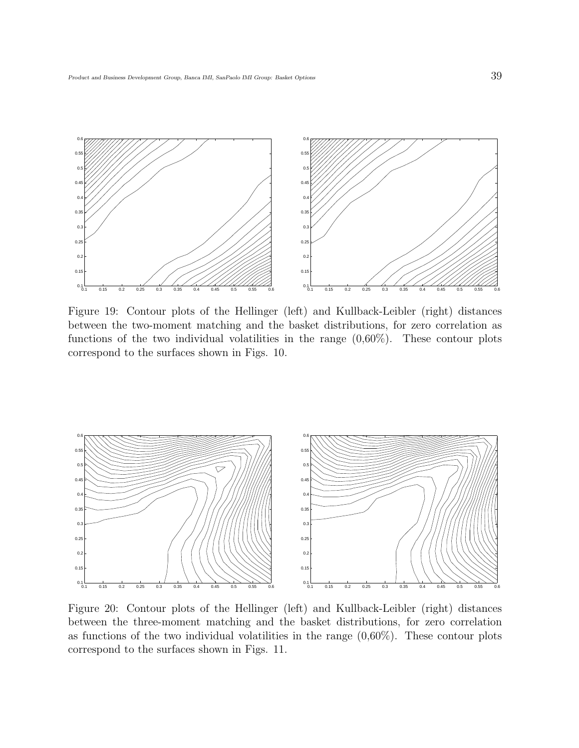Figure 19: Contour plots of the Hellinger (left) and Kullback-Leibler (right) distances between the two-moment matching and the basket distributions, for zero correlation as functions of the two individual volatilities in the range (0,60%). These contour plots correspond to the surfaces shown in Figs. 10.

Figure 20: Contour plots of the Hellinger (left) and Kullback-Leibler (right) distances between the three-moment matching and the basket distributions, for zero correlation as functions of the two individual volatilities in the range (0,60%). These contour plots correspond to the surfaces shown in Figs. 11.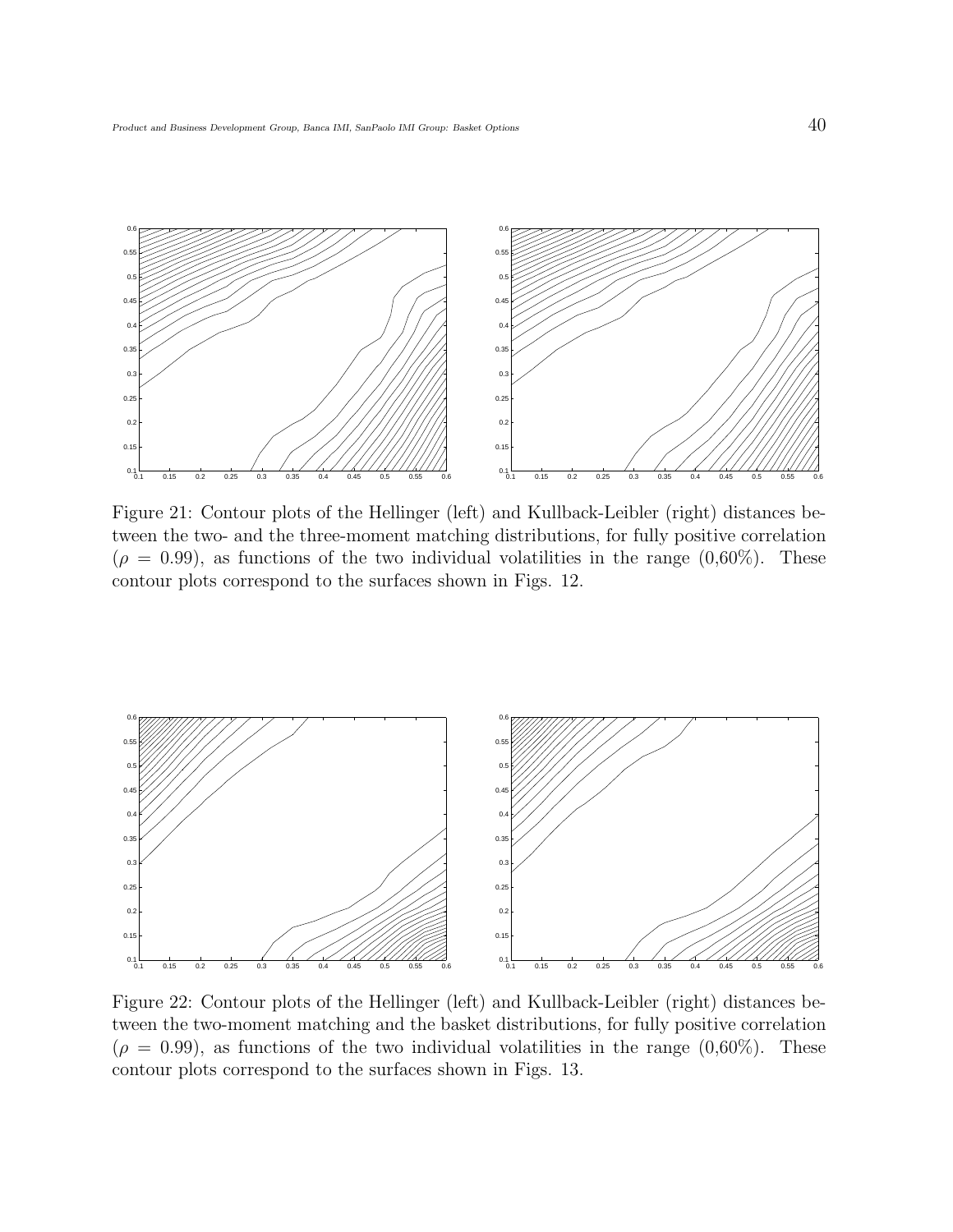Figure 21: Contour plots of the Hellinger (left) and Kullback-Leibler (right) distances between the two- and the three-moment matching distributions, for fully positive correlation ($\rho = 0.99$), as functions of the two individual volatilities in the range (0,60%). These contour plots correspond to the surfaces shown in Figs. 12.

Figure 22: Contour plots of the Hellinger (left) and Kullback-Leibler (right) distances between the two-moment matching and the basket distributions, for fully positive correlation ($\rho = 0.99$), as functions of the two individual volatilities in the range (0,60%). These contour plots correspond to the surfaces shown in Figs. 13.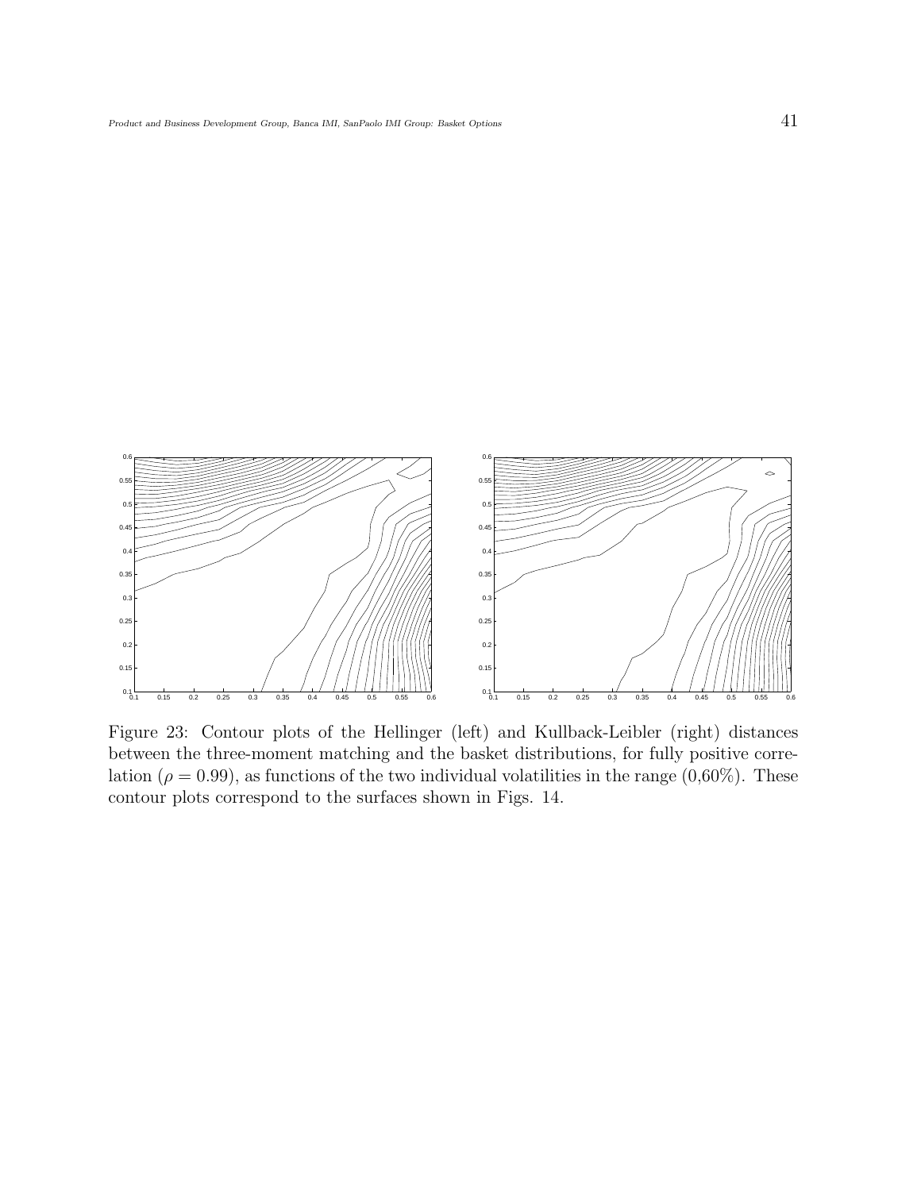0.6
0.55
0.5
0.45
0.4
0.35
0.3
0.25
0.2
0.15
0.1
0.1 0.15 0.2 0.25 0.3 0.35 0.4 0.45 0.5 0.55 0.6

0.6
0.55
0.5
0.45
0.4
0.35
0.3
0.25
0.2
0.15
0.1
0.1 0.15 0.2 0.25 0.3 0.35 0.4 0.45 0.5 0.55 0.6

Figure 23: Contour plots of the Hellinger (left) and Kullback-Leibler (right) distances between the three-moment matching and the basket distributions, for fully positive correlation ($\rho = 0.99$), as functions of the two individual volatilities in the range (0,60%). These contour plots correspond to the surfaces shown in Figs. 14.